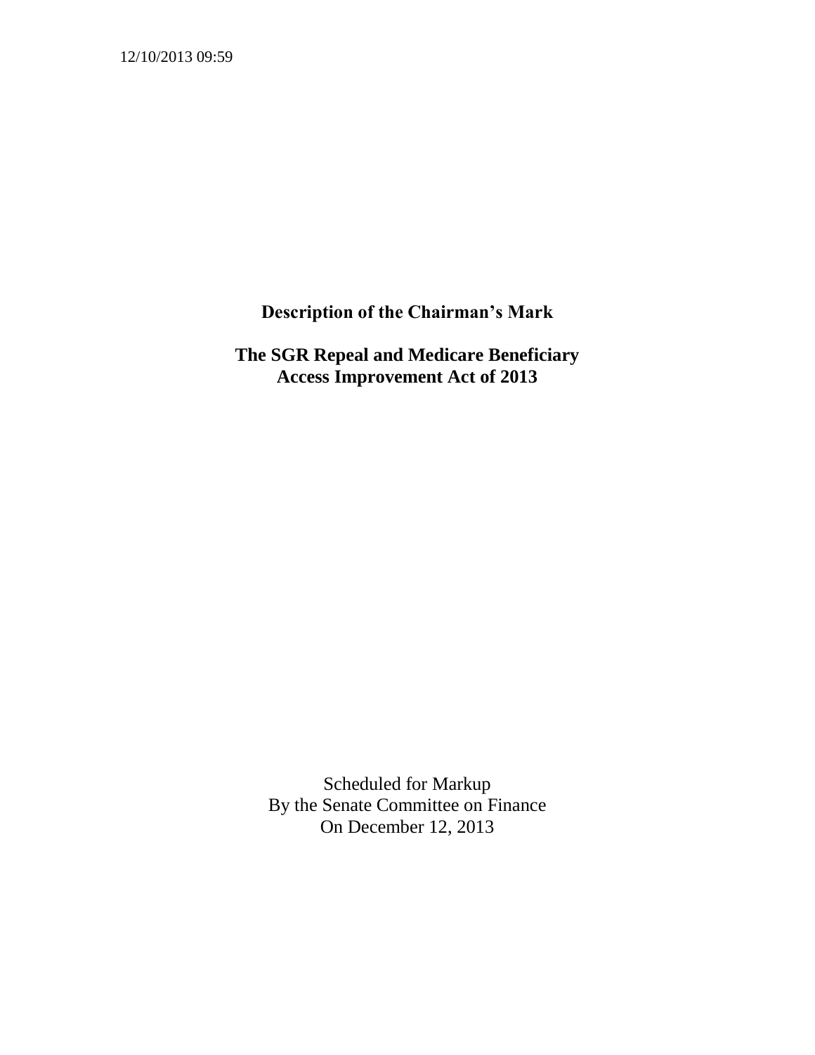12/10/2013 09:59

# Description of the Chairman's Mark

# The SGR Repeal and Medicare Beneficiary Access Improvement Act of 2013

Scheduled for Markup
By the Senate Committee on Finance
On December 12, 2013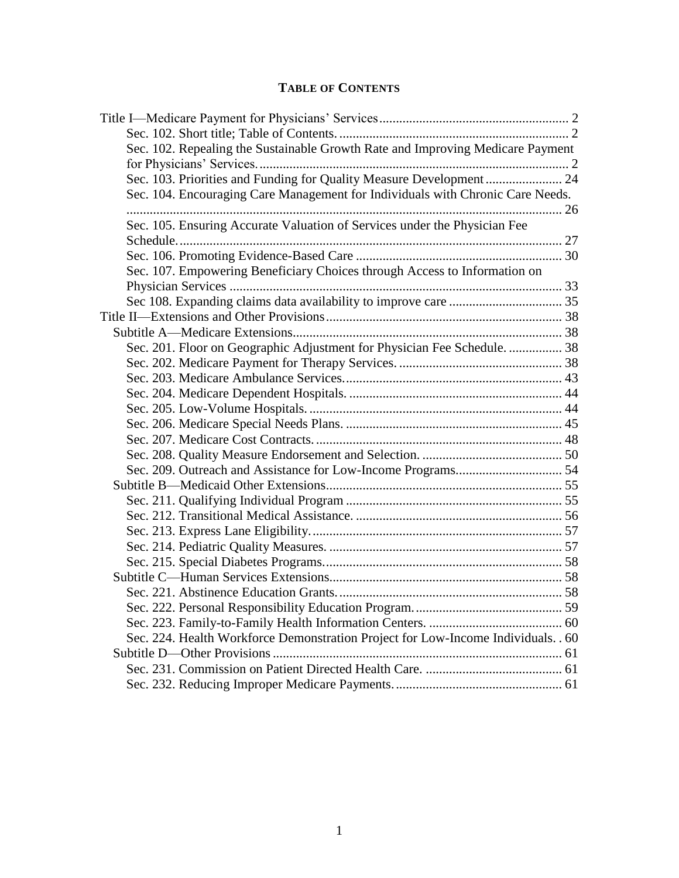**TABLE OF CONTENTS**

- Title I—Medicare Payment for Physicians' Services ........ 2
  - Sec. 102. Short title; Table of Contents. ........ 2
  - Sec. 102. Repealing the Sustainable Growth Rate and Improving Medicare Payment for Physicians' Services. ........ 2
  - Sec. 103. Priorities and Funding for Quality Measure Development ........ 24
  - Sec. 104. Encouraging Care Management for Individuals with Chronic Care Needs. ........ 26
  - Sec. 105. Ensuring Accurate Valuation of Services under the Physician Fee Schedule. ........ 27
  - Sec. 106. Promoting Evidence-Based Care ........ 30
  - Sec. 107. Empowering Beneficiary Choices through Access to Information on Physician Services ........ 33
  - Sec 108. Expanding claims data availability to improve care ........ 35
- Title II—Extensions and Other Provisions ........ 38
  - Subtitle A—Medicare Extensions ........ 38
    - Sec. 201. Floor on Geographic Adjustment for Physician Fee Schedule. ........ 38
    - Sec. 202. Medicare Payment for Therapy Services. ........ 38
    - Sec. 203. Medicare Ambulance Services. ........ 43
    - Sec. 204. Medicare Dependent Hospitals. ........ 44
    - Sec. 205. Low-Volume Hospitals. ........ 44
    - Sec. 206. Medicare Special Needs Plans. ........ 45
    - Sec. 207. Medicare Cost Contracts. ........ 48
    - Sec. 208. Quality Measure Endorsement and Selection. ........ 50
    - Sec. 209. Outreach and Assistance for Low-Income Programs ........ 54
  - Subtitle B—Medicaid Other Extensions ........ 55
    - Sec. 211. Qualifying Individual Program ........ 55
    - Sec. 212. Transitional Medical Assistance. ........ 56
    - Sec. 213. Express Lane Eligibility. ........ 57
    - Sec. 214. Pediatric Quality Measures. ........ 57
    - Sec. 215. Special Diabetes Programs. ........ 58
  - Subtitle C—Human Services Extensions ........ 58
    - Sec. 221. Abstinence Education Grants. ........ 58
    - Sec. 222. Personal Responsibility Education Program. ........ 59
    - Sec. 223. Family-to-Family Health Information Centers. ........ 60
    - Sec. 224. Health Workforce Demonstration Project for Low-Income Individuals. ........ 60
  - Subtitle D—Other Provisions ........ 61
    - Sec. 231. Commission on Patient Directed Health Care. ........ 61
    - Sec. 232. Reducing Improper Medicare Payments. ........ 61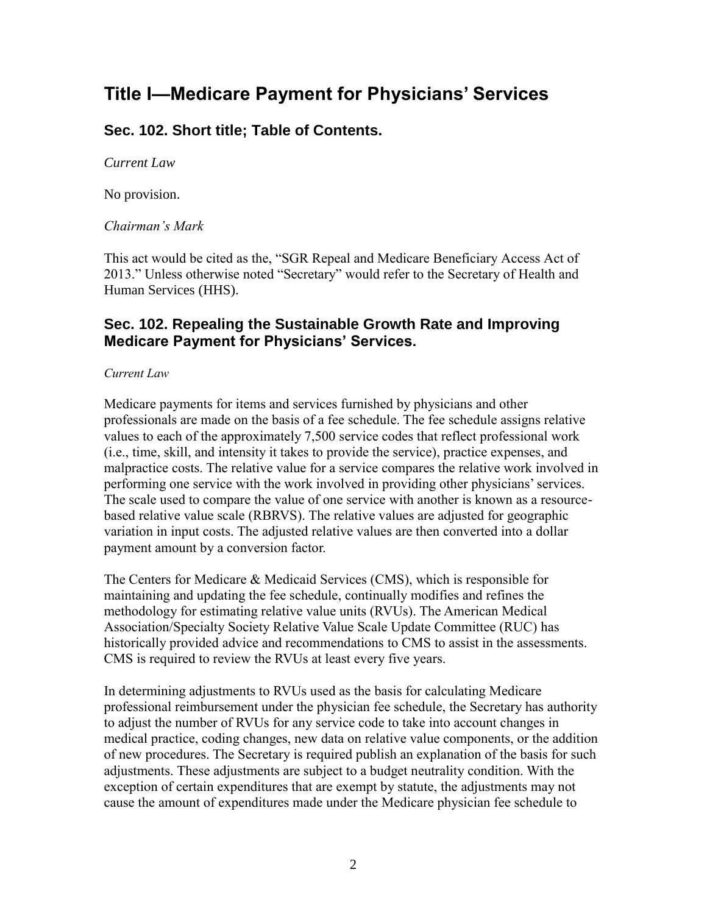# Title I—Medicare Payment for Physicians' Services

## Sec. 102. Short title; Table of Contents.

*Current Law*

No provision.

*Chairman's Mark*

This act would be cited as the, "SGR Repeal and Medicare Beneficiary Access Act of 2013." Unless otherwise noted "Secretary" would refer to the Secretary of Health and Human Services (HHS).

## Sec. 102. Repealing the Sustainable Growth Rate and Improving Medicare Payment for Physicians' Services.

*Current Law*

Medicare payments for items and services furnished by physicians and other professionals are made on the basis of a fee schedule. The fee schedule assigns relative values to each of the approximately 7,500 service codes that reflect professional work (i.e., time, skill, and intensity it takes to provide the service), practice expenses, and malpractice costs. The relative value for a service compares the relative work involved in performing one service with the work involved in providing other physicians' services. The scale used to compare the value of one service with another is known as a resource-based relative value scale (RBRVS). The relative values are adjusted for geographic variation in input costs. The adjusted relative values are then converted into a dollar payment amount by a conversion factor.

The Centers for Medicare & Medicaid Services (CMS), which is responsible for maintaining and updating the fee schedule, continually modifies and refines the methodology for estimating relative value units (RVUs). The American Medical Association/Specialty Society Relative Value Scale Update Committee (RUC) has historically provided advice and recommendations to CMS to assist in the assessments. CMS is required to review the RVUs at least every five years.

In determining adjustments to RVUs used as the basis for calculating Medicare professional reimbursement under the physician fee schedule, the Secretary has authority to adjust the number of RVUs for any service code to take into account changes in medical practice, coding changes, new data on relative value components, or the addition of new procedures. The Secretary is required publish an explanation of the basis for such adjustments. These adjustments are subject to a budget neutrality condition. With the exception of certain expenditures that are exempt by statute, the adjustments may not cause the amount of expenditures made under the Medicare physician fee schedule to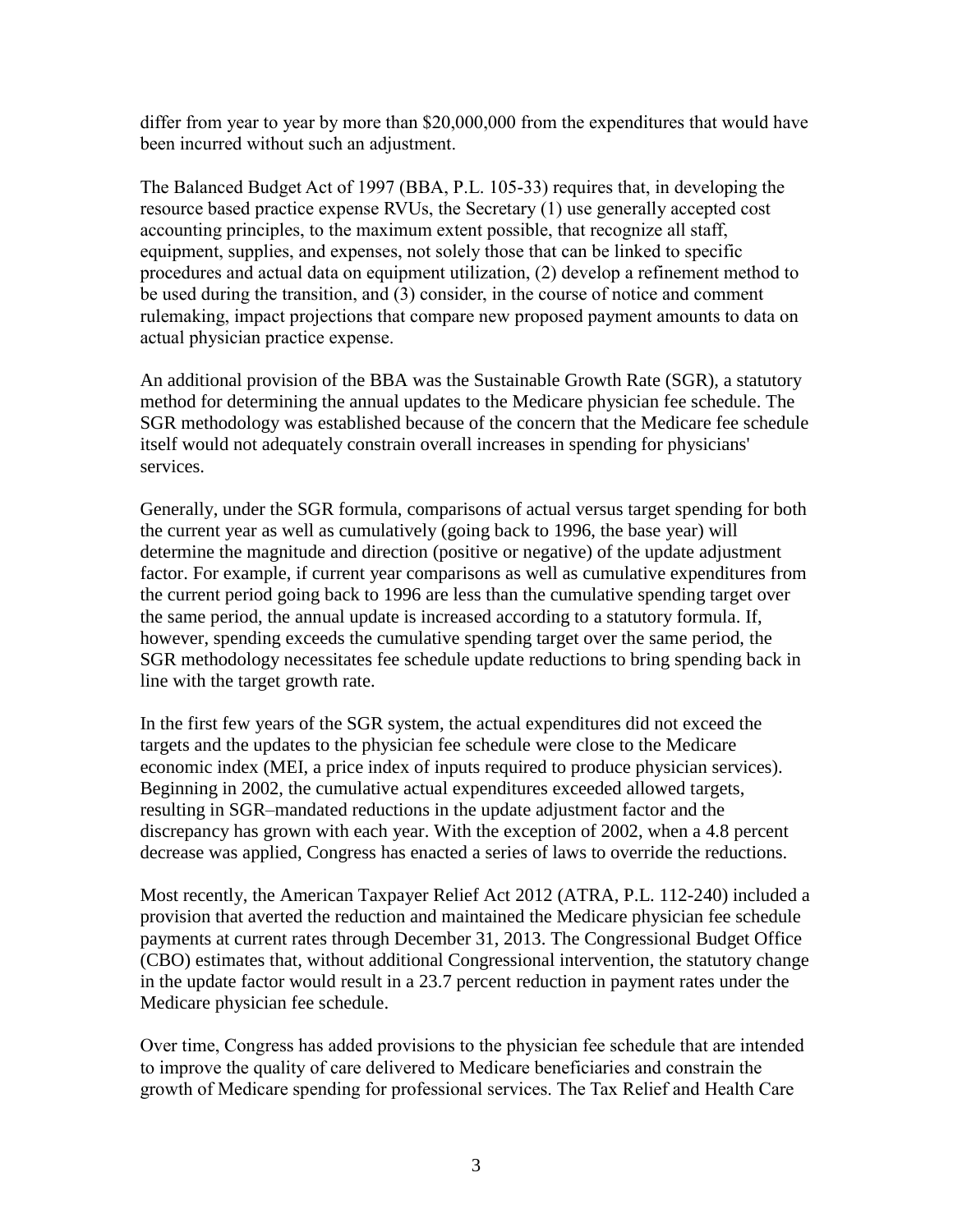differ from year to year by more than $20,000,000 from the expenditures that would have been incurred without such an adjustment.

The Balanced Budget Act of 1997 (BBA, P.L. 105-33) requires that, in developing the resource based practice expense RVUs, the Secretary (1) use generally accepted cost accounting principles, to the maximum extent possible, that recognize all staff, equipment, supplies, and expenses, not solely those that can be linked to specific procedures and actual data on equipment utilization, (2) develop a refinement method to be used during the transition, and (3) consider, in the course of notice and comment rulemaking, impact projections that compare new proposed payment amounts to data on actual physician practice expense.

An additional provision of the BBA was the Sustainable Growth Rate (SGR), a statutory method for determining the annual updates to the Medicare physician fee schedule. The SGR methodology was established because of the concern that the Medicare fee schedule itself would not adequately constrain overall increases in spending for physicians' services.

Generally, under the SGR formula, comparisons of actual versus target spending for both the current year as well as cumulatively (going back to 1996, the base year) will determine the magnitude and direction (positive or negative) of the update adjustment factor. For example, if current year comparisons as well as cumulative expenditures from the current period going back to 1996 are less than the cumulative spending target over the same period, the annual update is increased according to a statutory formula. If, however, spending exceeds the cumulative spending target over the same period, the SGR methodology necessitates fee schedule update reductions to bring spending back in line with the target growth rate.

In the first few years of the SGR system, the actual expenditures did not exceed the targets and the updates to the physician fee schedule were close to the Medicare economic index (MEI, a price index of inputs required to produce physician services). Beginning in 2002, the cumulative actual expenditures exceeded allowed targets, resulting in SGR–mandated reductions in the update adjustment factor and the discrepancy has grown with each year. With the exception of 2002, when a 4.8 percent decrease was applied, Congress has enacted a series of laws to override the reductions.

Most recently, the American Taxpayer Relief Act 2012 (ATRA, P.L. 112-240) included a provision that averted the reduction and maintained the Medicare physician fee schedule payments at current rates through December 31, 2013. The Congressional Budget Office (CBO) estimates that, without additional Congressional intervention, the statutory change in the update factor would result in a 23.7 percent reduction in payment rates under the Medicare physician fee schedule.

Over time, Congress has added provisions to the physician fee schedule that are intended to improve the quality of care delivered to Medicare beneficiaries and constrain the growth of Medicare spending for professional services. The Tax Relief and Health Care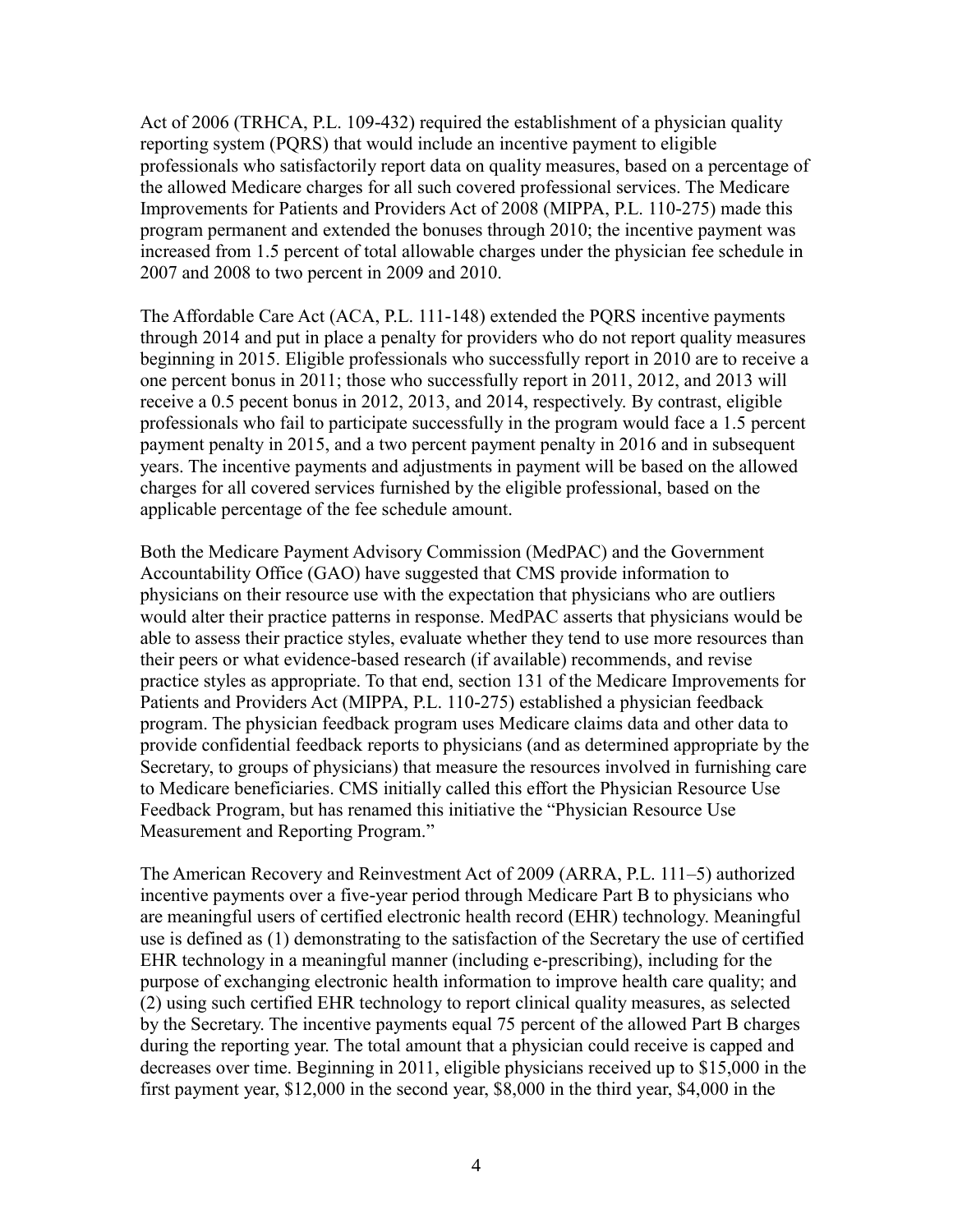Act of 2006 (TRHCA, P.L. 109-432) required the establishment of a physician quality reporting system (PQRS) that would include an incentive payment to eligible professionals who satisfactorily report data on quality measures, based on a percentage of the allowed Medicare charges for all such covered professional services. The Medicare Improvements for Patients and Providers Act of 2008 (MIPPA, P.L. 110-275) made this program permanent and extended the bonuses through 2010; the incentive payment was increased from 1.5 percent of total allowable charges under the physician fee schedule in 2007 and 2008 to two percent in 2009 and 2010.

The Affordable Care Act (ACA, P.L. 111-148) extended the PQRS incentive payments through 2014 and put in place a penalty for providers who do not report quality measures beginning in 2015. Eligible professionals who successfully report in 2010 are to receive a one percent bonus in 2011; those who successfully report in 2011, 2012, and 2013 will receive a 0.5 pecent bonus in 2012, 2013, and 2014, respectively. By contrast, eligible professionals who fail to participate successfully in the program would face a 1.5 percent payment penalty in 2015, and a two percent payment penalty in 2016 and in subsequent years. The incentive payments and adjustments in payment will be based on the allowed charges for all covered services furnished by the eligible professional, based on the applicable percentage of the fee schedule amount.

Both the Medicare Payment Advisory Commission (MedPAC) and the Government Accountability Office (GAO) have suggested that CMS provide information to physicians on their resource use with the expectation that physicians who are outliers would alter their practice patterns in response. MedPAC asserts that physicians would be able to assess their practice styles, evaluate whether they tend to use more resources than their peers or what evidence-based research (if available) recommends, and revise practice styles as appropriate. To that end, section 131 of the Medicare Improvements for Patients and Providers Act (MIPPA, P.L. 110-275) established a physician feedback program. The physician feedback program uses Medicare claims data and other data to provide confidential feedback reports to physicians (and as determined appropriate by the Secretary, to groups of physicians) that measure the resources involved in furnishing care to Medicare beneficiaries. CMS initially called this effort the Physician Resource Use Feedback Program, but has renamed this initiative the "Physician Resource Use Measurement and Reporting Program."

The American Recovery and Reinvestment Act of 2009 (ARRA, P.L. 111–5) authorized incentive payments over a five-year period through Medicare Part B to physicians who are meaningful users of certified electronic health record (EHR) technology. Meaningful use is defined as (1) demonstrating to the satisfaction of the Secretary the use of certified EHR technology in a meaningful manner (including e-prescribing), including for the purpose of exchanging electronic health information to improve health care quality; and (2) using such certified EHR technology to report clinical quality measures, as selected by the Secretary. The incentive payments equal 75 percent of the allowed Part B charges during the reporting year. The total amount that a physician could receive is capped and decreases over time. Beginning in 2011, eligible physicians received up to $15,000 in the first payment year, $12,000 in the second year, $8,000 in the third year, $4,000 in the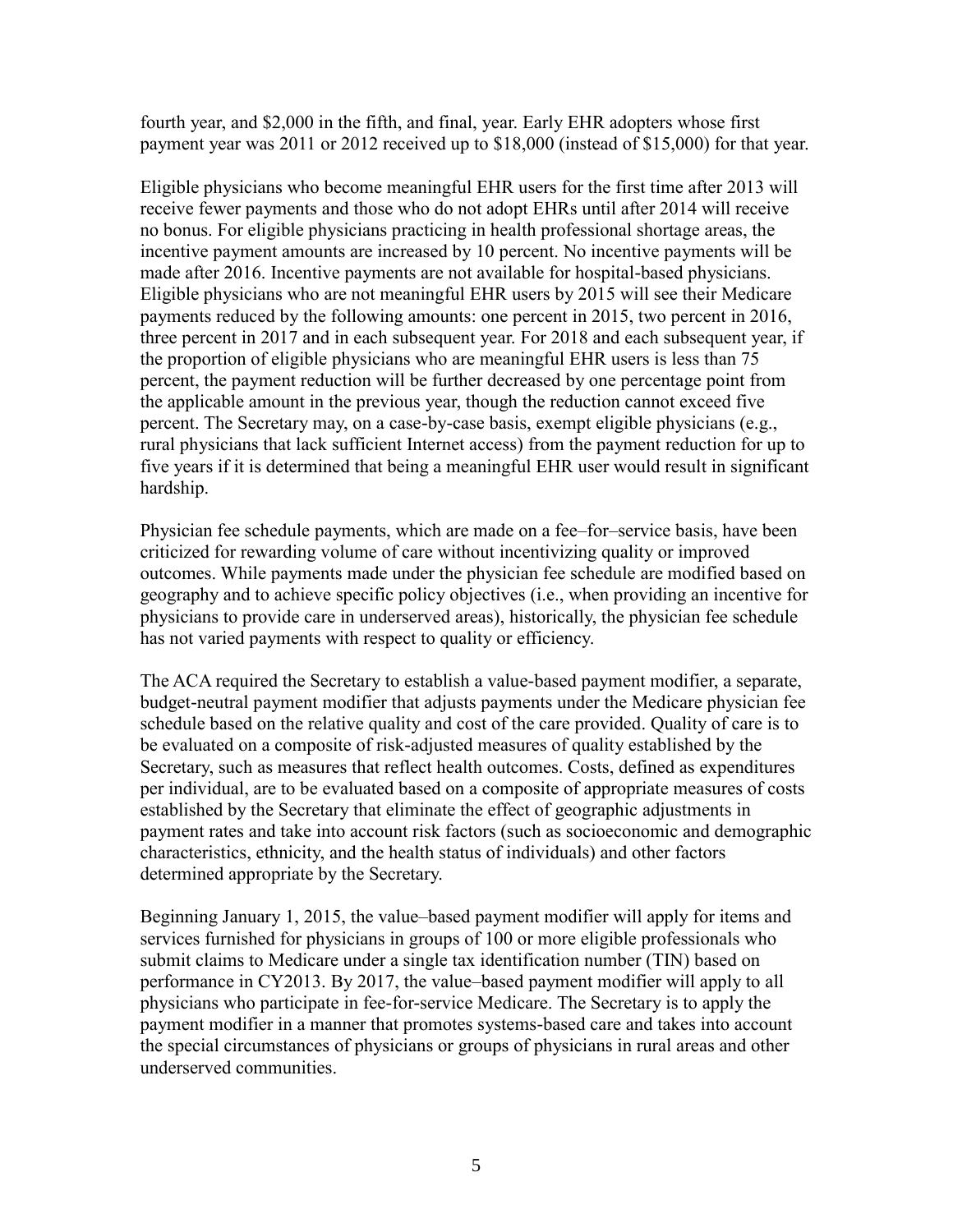fourth year, and $2,000 in the fifth, and final, year. Early EHR adopters whose first payment year was 2011 or 2012 received up to $18,000 (instead of $15,000) for that year.

Eligible physicians who become meaningful EHR users for the first time after 2013 will receive fewer payments and those who do not adopt EHRs until after 2014 will receive no bonus. For eligible physicians practicing in health professional shortage areas, the incentive payment amounts are increased by 10 percent. No incentive payments will be made after 2016. Incentive payments are not available for hospital-based physicians. Eligible physicians who are not meaningful EHR users by 2015 will see their Medicare payments reduced by the following amounts: one percent in 2015, two percent in 2016, three percent in 2017 and in each subsequent year. For 2018 and each subsequent year, if the proportion of eligible physicians who are meaningful EHR users is less than 75 percent, the payment reduction will be further decreased by one percentage point from the applicable amount in the previous year, though the reduction cannot exceed five percent. The Secretary may, on a case-by-case basis, exempt eligible physicians (e.g., rural physicians that lack sufficient Internet access) from the payment reduction for up to five years if it is determined that being a meaningful EHR user would result in significant hardship.

Physician fee schedule payments, which are made on a fee–for–service basis, have been criticized for rewarding volume of care without incentivizing quality or improved outcomes. While payments made under the physician fee schedule are modified based on geography and to achieve specific policy objectives (i.e., when providing an incentive for physicians to provide care in underserved areas), historically, the physician fee schedule has not varied payments with respect to quality or efficiency.

The ACA required the Secretary to establish a value-based payment modifier, a separate, budget-neutral payment modifier that adjusts payments under the Medicare physician fee schedule based on the relative quality and cost of the care provided. Quality of care is to be evaluated on a composite of risk-adjusted measures of quality established by the Secretary, such as measures that reflect health outcomes. Costs, defined as expenditures per individual, are to be evaluated based on a composite of appropriate measures of costs established by the Secretary that eliminate the effect of geographic adjustments in payment rates and take into account risk factors (such as socioeconomic and demographic characteristics, ethnicity, and the health status of individuals) and other factors determined appropriate by the Secretary.

Beginning January 1, 2015, the value–based payment modifier will apply for items and services furnished for physicians in groups of 100 or more eligible professionals who submit claims to Medicare under a single tax identification number (TIN) based on performance in CY2013. By 2017, the value–based payment modifier will apply to all physicians who participate in fee-for-service Medicare. The Secretary is to apply the payment modifier in a manner that promotes systems-based care and takes into account the special circumstances of physicians or groups of physicians in rural areas and other underserved communities.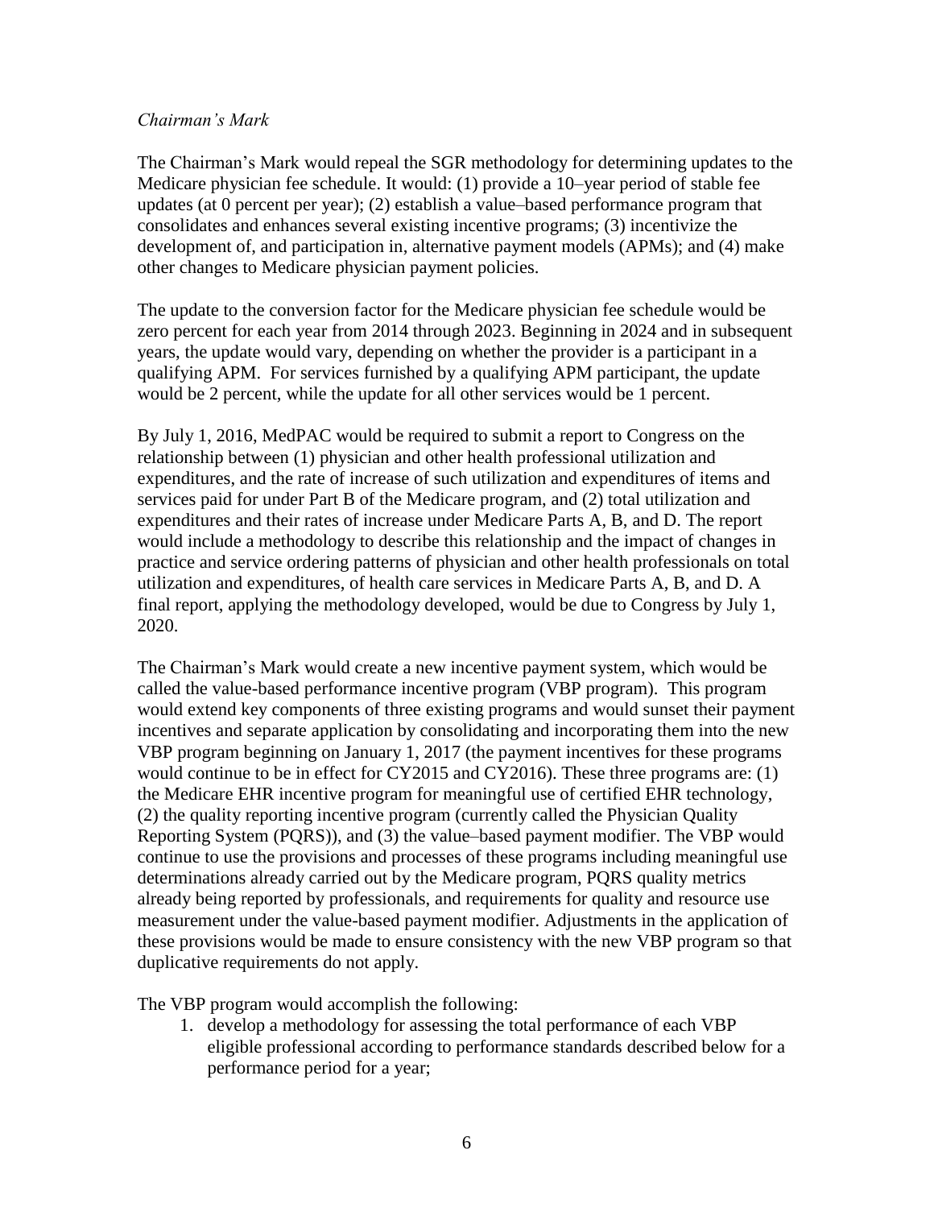*Chairman's Mark*

The Chairman's Mark would repeal the SGR methodology for determining updates to the Medicare physician fee schedule. It would: (1) provide a 10–year period of stable fee updates (at 0 percent per year); (2) establish a value–based performance program that consolidates and enhances several existing incentive programs; (3) incentivize the development of, and participation in, alternative payment models (APMs); and (4) make other changes to Medicare physician payment policies.

The update to the conversion factor for the Medicare physician fee schedule would be zero percent for each year from 2014 through 2023. Beginning in 2024 and in subsequent years, the update would vary, depending on whether the provider is a participant in a qualifying APM. For services furnished by a qualifying APM participant, the update would be 2 percent, while the update for all other services would be 1 percent.

By July 1, 2016, MedPAC would be required to submit a report to Congress on the relationship between (1) physician and other health professional utilization and expenditures, and the rate of increase of such utilization and expenditures of items and services paid for under Part B of the Medicare program, and (2) total utilization and expenditures and their rates of increase under Medicare Parts A, B, and D. The report would include a methodology to describe this relationship and the impact of changes in practice and service ordering patterns of physician and other health professionals on total utilization and expenditures, of health care services in Medicare Parts A, B, and D. A final report, applying the methodology developed, would be due to Congress by July 1, 2020.

The Chairman's Mark would create a new incentive payment system, which would be called the value-based performance incentive program (VBP program). This program would extend key components of three existing programs and would sunset their payment incentives and separate application by consolidating and incorporating them into the new VBP program beginning on January 1, 2017 (the payment incentives for these programs would continue to be in effect for CY2015 and CY2016). These three programs are: (1) the Medicare EHR incentive program for meaningful use of certified EHR technology, (2) the quality reporting incentive program (currently called the Physician Quality Reporting System (PQRS)), and (3) the value–based payment modifier. The VBP would continue to use the provisions and processes of these programs including meaningful use determinations already carried out by the Medicare program, PQRS quality metrics already being reported by professionals, and requirements for quality and resource use measurement under the value-based payment modifier. Adjustments in the application of these provisions would be made to ensure consistency with the new VBP program so that duplicative requirements do not apply.

The VBP program would accomplish the following:

1. develop a methodology for assessing the total performance of each VBP eligible professional according to performance standards described below for a performance period for a year;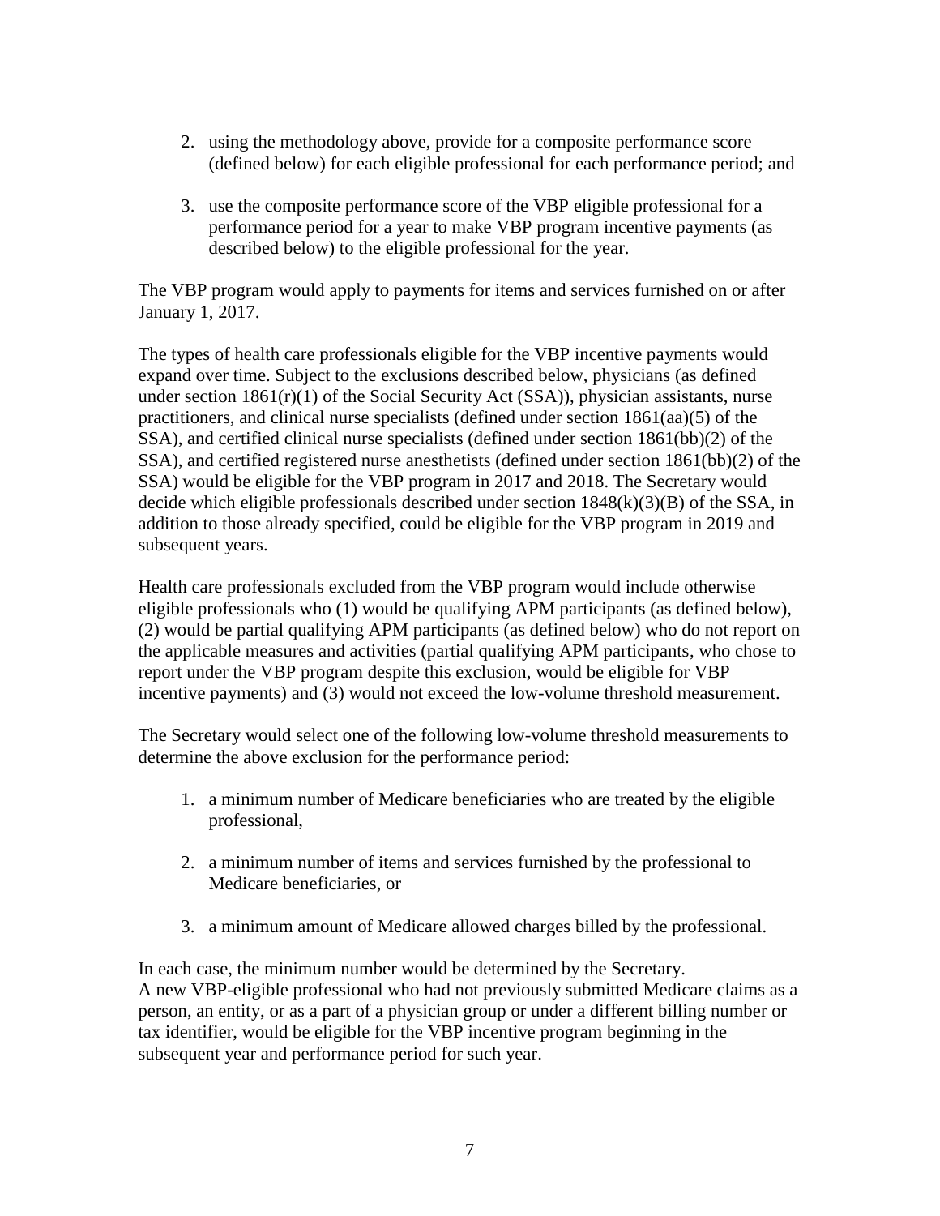2. using the methodology above, provide for a composite performance score (defined below) for each eligible professional for each performance period; and

3. use the composite performance score of the VBP eligible professional for a performance period for a year to make VBP program incentive payments (as described below) to the eligible professional for the year.

The VBP program would apply to payments for items and services furnished on or after January 1, 2017.

The types of health care professionals eligible for the VBP incentive payments would expand over time. Subject to the exclusions described below, physicians (as defined under section 1861(r)(1) of the Social Security Act (SSA)), physician assistants, nurse practitioners, and clinical nurse specialists (defined under section 1861(aa)(5) of the SSA), and certified clinical nurse specialists (defined under section 1861(bb)(2) of the SSA), and certified registered nurse anesthetists (defined under section 1861(bb)(2) of the SSA) would be eligible for the VBP program in 2017 and 2018. The Secretary would decide which eligible professionals described under section 1848(k)(3)(B) of the SSA, in addition to those already specified, could be eligible for the VBP program in 2019 and subsequent years.

Health care professionals excluded from the VBP program would include otherwise eligible professionals who (1) would be qualifying APM participants (as defined below), (2) would be partial qualifying APM participants (as defined below) who do not report on the applicable measures and activities (partial qualifying APM participants, who chose to report under the VBP program despite this exclusion, would be eligible for VBP incentive payments) and (3) would not exceed the low-volume threshold measurement.

The Secretary would select one of the following low-volume threshold measurements to determine the above exclusion for the performance period:

1. a minimum number of Medicare beneficiaries who are treated by the eligible professional,

2. a minimum number of items and services furnished by the professional to Medicare beneficiaries, or

3. a minimum amount of Medicare allowed charges billed by the professional.

In each case, the minimum number would be determined by the Secretary.
A new VBP-eligible professional who had not previously submitted Medicare claims as a person, an entity, or as a part of a physician group or under a different billing number or tax identifier, would be eligible for the VBP incentive program beginning in the subsequent year and performance period for such year.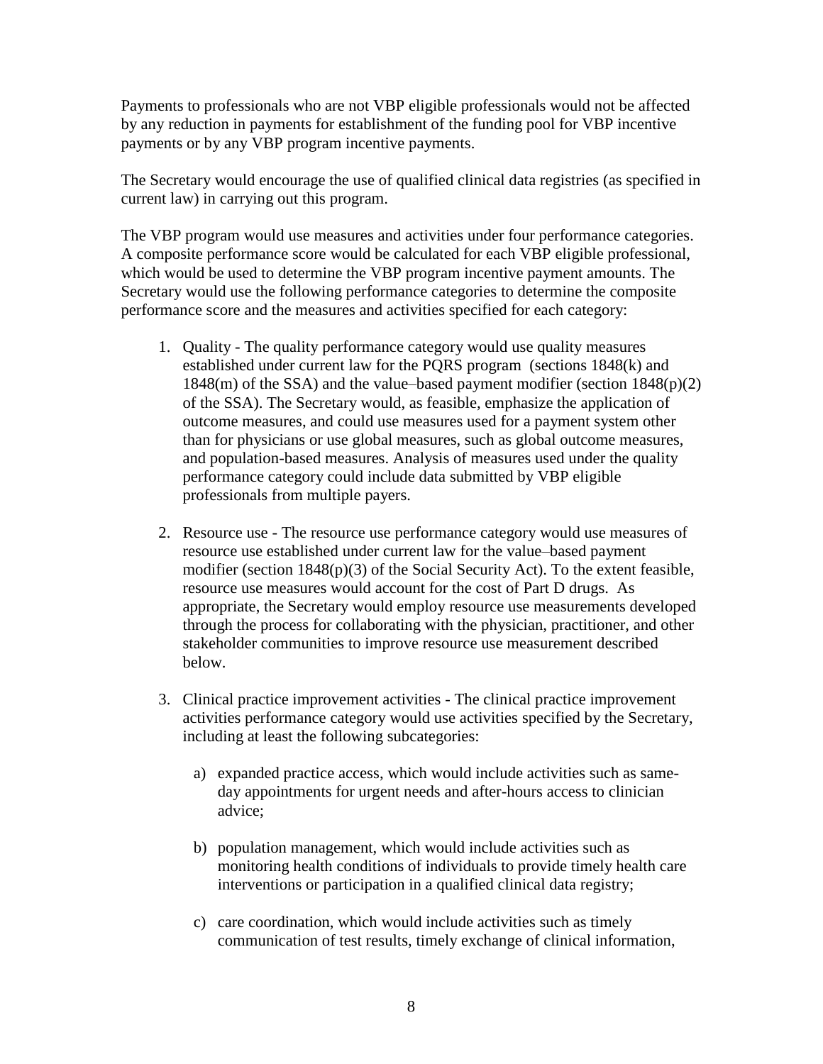Payments to professionals who are not VBP eligible professionals would not be affected by any reduction in payments for establishment of the funding pool for VBP incentive payments or by any VBP program incentive payments.

The Secretary would encourage the use of qualified clinical data registries (as specified in current law) in carrying out this program.

The VBP program would use measures and activities under four performance categories. A composite performance score would be calculated for each VBP eligible professional, which would be used to determine the VBP program incentive payment amounts. The Secretary would use the following performance categories to determine the composite performance score and the measures and activities specified for each category:

1. Quality - The quality performance category would use quality measures established under current law for the PQRS program (sections 1848(k) and 1848(m) of the SSA) and the value–based payment modifier (section 1848(p)(2) of the SSA). The Secretary would, as feasible, emphasize the application of outcome measures, and could use measures used for a payment system other than for physicians or use global measures, such as global outcome measures, and population-based measures. Analysis of measures used under the quality performance category could include data submitted by VBP eligible professionals from multiple payers.

2. Resource use - The resource use performance category would use measures of resource use established under current law for the value–based payment modifier (section 1848(p)(3) of the Social Security Act). To the extent feasible, resource use measures would account for the cost of Part D drugs. As appropriate, the Secretary would employ resource use measurements developed through the process for collaborating with the physician, practitioner, and other stakeholder communities to improve resource use measurement described below.

3. Clinical practice improvement activities - The clinical practice improvement activities performance category would use activities specified by the Secretary, including at least the following subcategories:

   a) expanded practice access, which would include activities such as same-day appointments for urgent needs and after-hours access to clinician advice;

   b) population management, which would include activities such as monitoring health conditions of individuals to provide timely health care interventions or participation in a qualified clinical data registry;

   c) care coordination, which would include activities such as timely communication of test results, timely exchange of clinical information,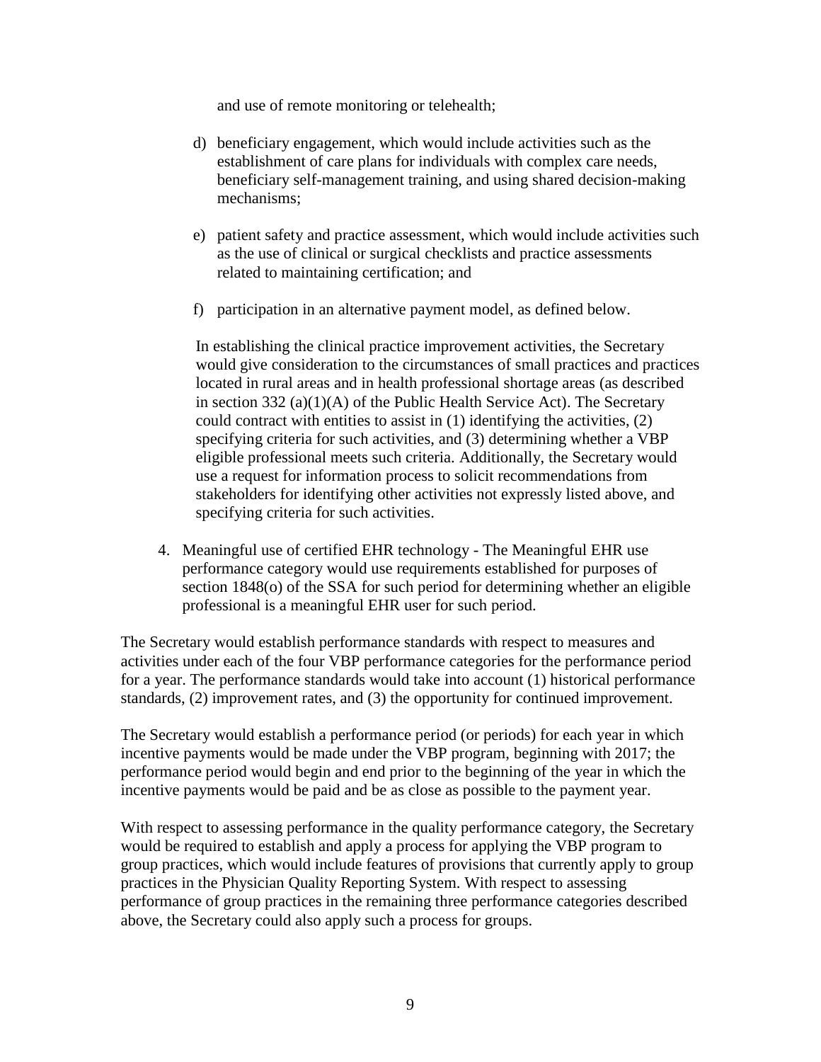and use of remote monitoring or telehealth;

d) beneficiary engagement, which would include activities such as the establishment of care plans for individuals with complex care needs, beneficiary self-management training, and using shared decision-making mechanisms;

e) patient safety and practice assessment, which would include activities such as the use of clinical or surgical checklists and practice assessments related to maintaining certification; and

f) participation in an alternative payment model, as defined below.

In establishing the clinical practice improvement activities, the Secretary would give consideration to the circumstances of small practices and practices located in rural areas and in health professional shortage areas (as described in section 332 (a)(1)(A) of the Public Health Service Act). The Secretary could contract with entities to assist in (1) identifying the activities, (2) specifying criteria for such activities, and (3) determining whether a VBP eligible professional meets such criteria. Additionally, the Secretary would use a request for information process to solicit recommendations from stakeholders for identifying other activities not expressly listed above, and specifying criteria for such activities.

4. Meaningful use of certified EHR technology - The Meaningful EHR use performance category would use requirements established for purposes of section 1848(o) of the SSA for such period for determining whether an eligible professional is a meaningful EHR user for such period.

The Secretary would establish performance standards with respect to measures and activities under each of the four VBP performance categories for the performance period for a year. The performance standards would take into account (1) historical performance standards, (2) improvement rates, and (3) the opportunity for continued improvement.

The Secretary would establish a performance period (or periods) for each year in which incentive payments would be made under the VBP program, beginning with 2017; the performance period would begin and end prior to the beginning of the year in which the incentive payments would be paid and be as close as possible to the payment year.

With respect to assessing performance in the quality performance category, the Secretary would be required to establish and apply a process for applying the VBP program to group practices, which would include features of provisions that currently apply to group practices in the Physician Quality Reporting System. With respect to assessing performance of group practices in the remaining three performance categories described above, the Secretary could also apply such a process for groups.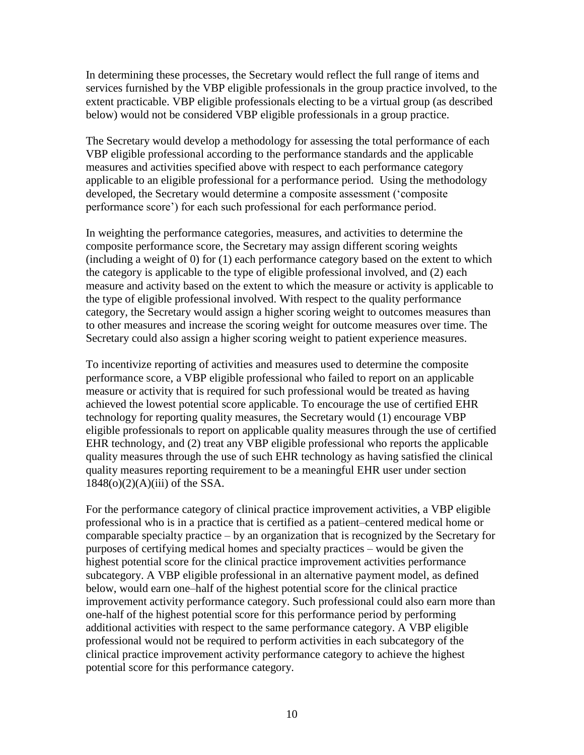In determining these processes, the Secretary would reflect the full range of items and services furnished by the VBP eligible professionals in the group practice involved, to the extent practicable. VBP eligible professionals electing to be a virtual group (as described below) would not be considered VBP eligible professionals in a group practice.

The Secretary would develop a methodology for assessing the total performance of each VBP eligible professional according to the performance standards and the applicable measures and activities specified above with respect to each performance category applicable to an eligible professional for a performance period. Using the methodology developed, the Secretary would determine a composite assessment ('composite performance score') for each such professional for each performance period.

In weighting the performance categories, measures, and activities to determine the composite performance score, the Secretary may assign different scoring weights (including a weight of 0) for (1) each performance category based on the extent to which the category is applicable to the type of eligible professional involved, and (2) each measure and activity based on the extent to which the measure or activity is applicable to the type of eligible professional involved. With respect to the quality performance category, the Secretary would assign a higher scoring weight to outcomes measures than to other measures and increase the scoring weight for outcome measures over time. The Secretary could also assign a higher scoring weight to patient experience measures.

To incentivize reporting of activities and measures used to determine the composite performance score, a VBP eligible professional who failed to report on an applicable measure or activity that is required for such professional would be treated as having achieved the lowest potential score applicable. To encourage the use of certified EHR technology for reporting quality measures, the Secretary would (1) encourage VBP eligible professionals to report on applicable quality measures through the use of certified EHR technology, and (2) treat any VBP eligible professional who reports the applicable quality measures through the use of such EHR technology as having satisfied the clinical quality measures reporting requirement to be a meaningful EHR user under section 1848(o)(2)(A)(iii) of the SSA.

For the performance category of clinical practice improvement activities, a VBP eligible professional who is in a practice that is certified as a patient–centered medical home or comparable specialty practice – by an organization that is recognized by the Secretary for purposes of certifying medical homes and specialty practices – would be given the highest potential score for the clinical practice improvement activities performance subcategory. A VBP eligible professional in an alternative payment model, as defined below, would earn one–half of the highest potential score for the clinical practice improvement activity performance category. Such professional could also earn more than one-half of the highest potential score for this performance period by performing additional activities with respect to the same performance category. A VBP eligible professional would not be required to perform activities in each subcategory of the clinical practice improvement activity performance category to achieve the highest potential score for this performance category.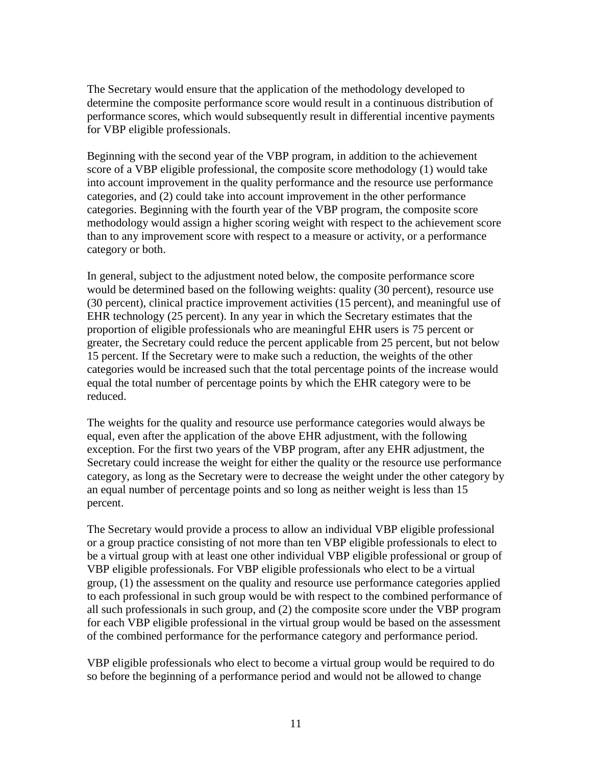The Secretary would ensure that the application of the methodology developed to determine the composite performance score would result in a continuous distribution of performance scores, which would subsequently result in differential incentive payments for VBP eligible professionals.

Beginning with the second year of the VBP program, in addition to the achievement score of a VBP eligible professional, the composite score methodology (1) would take into account improvement in the quality performance and the resource use performance categories, and (2) could take into account improvement in the other performance categories. Beginning with the fourth year of the VBP program, the composite score methodology would assign a higher scoring weight with respect to the achievement score than to any improvement score with respect to a measure or activity, or a performance category or both.

In general, subject to the adjustment noted below, the composite performance score would be determined based on the following weights: quality (30 percent), resource use (30 percent), clinical practice improvement activities (15 percent), and meaningful use of EHR technology (25 percent). In any year in which the Secretary estimates that the proportion of eligible professionals who are meaningful EHR users is 75 percent or greater, the Secretary could reduce the percent applicable from 25 percent, but not below 15 percent. If the Secretary were to make such a reduction, the weights of the other categories would be increased such that the total percentage points of the increase would equal the total number of percentage points by which the EHR category were to be reduced.

The weights for the quality and resource use performance categories would always be equal, even after the application of the above EHR adjustment, with the following exception. For the first two years of the VBP program, after any EHR adjustment, the Secretary could increase the weight for either the quality or the resource use performance category, as long as the Secretary were to decrease the weight under the other category by an equal number of percentage points and so long as neither weight is less than 15 percent.

The Secretary would provide a process to allow an individual VBP eligible professional or a group practice consisting of not more than ten VBP eligible professionals to elect to be a virtual group with at least one other individual VBP eligible professional or group of VBP eligible professionals. For VBP eligible professionals who elect to be a virtual group, (1) the assessment on the quality and resource use performance categories applied to each professional in such group would be with respect to the combined performance of all such professionals in such group, and (2) the composite score under the VBP program for each VBP eligible professional in the virtual group would be based on the assessment of the combined performance for the performance category and performance period.

VBP eligible professionals who elect to become a virtual group would be required to do so before the beginning of a performance period and would not be allowed to change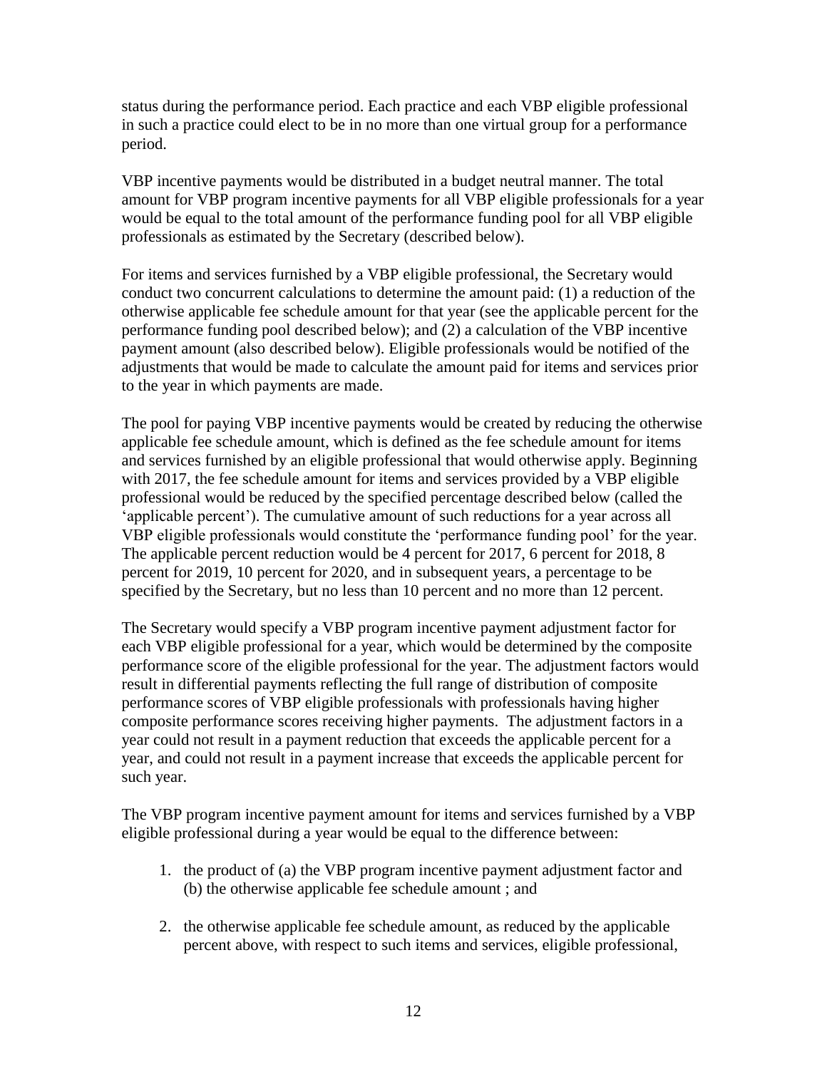status during the performance period. Each practice and each VBP eligible professional in such a practice could elect to be in no more than one virtual group for a performance period.

VBP incentive payments would be distributed in a budget neutral manner. The total amount for VBP program incentive payments for all VBP eligible professionals for a year would be equal to the total amount of the performance funding pool for all VBP eligible professionals as estimated by the Secretary (described below).

For items and services furnished by a VBP eligible professional, the Secretary would conduct two concurrent calculations to determine the amount paid: (1) a reduction of the otherwise applicable fee schedule amount for that year (see the applicable percent for the performance funding pool described below); and (2) a calculation of the VBP incentive payment amount (also described below). Eligible professionals would be notified of the adjustments that would be made to calculate the amount paid for items and services prior to the year in which payments are made.

The pool for paying VBP incentive payments would be created by reducing the otherwise applicable fee schedule amount, which is defined as the fee schedule amount for items and services furnished by an eligible professional that would otherwise apply. Beginning with 2017, the fee schedule amount for items and services provided by a VBP eligible professional would be reduced by the specified percentage described below (called the 'applicable percent'). The cumulative amount of such reductions for a year across all VBP eligible professionals would constitute the 'performance funding pool' for the year. The applicable percent reduction would be 4 percent for 2017, 6 percent for 2018, 8 percent for 2019, 10 percent for 2020, and in subsequent years, a percentage to be specified by the Secretary, but no less than 10 percent and no more than 12 percent.

The Secretary would specify a VBP program incentive payment adjustment factor for each VBP eligible professional for a year, which would be determined by the composite performance score of the eligible professional for the year. The adjustment factors would result in differential payments reflecting the full range of distribution of composite performance scores of VBP eligible professionals with professionals having higher composite performance scores receiving higher payments. The adjustment factors in a year could not result in a payment reduction that exceeds the applicable percent for a year, and could not result in a payment increase that exceeds the applicable percent for such year.

The VBP program incentive payment amount for items and services furnished by a VBP eligible professional during a year would be equal to the difference between:

1. the product of (a) the VBP program incentive payment adjustment factor and (b) the otherwise applicable fee schedule amount ; and

2. the otherwise applicable fee schedule amount, as reduced by the applicable percent above, with respect to such items and services, eligible professional,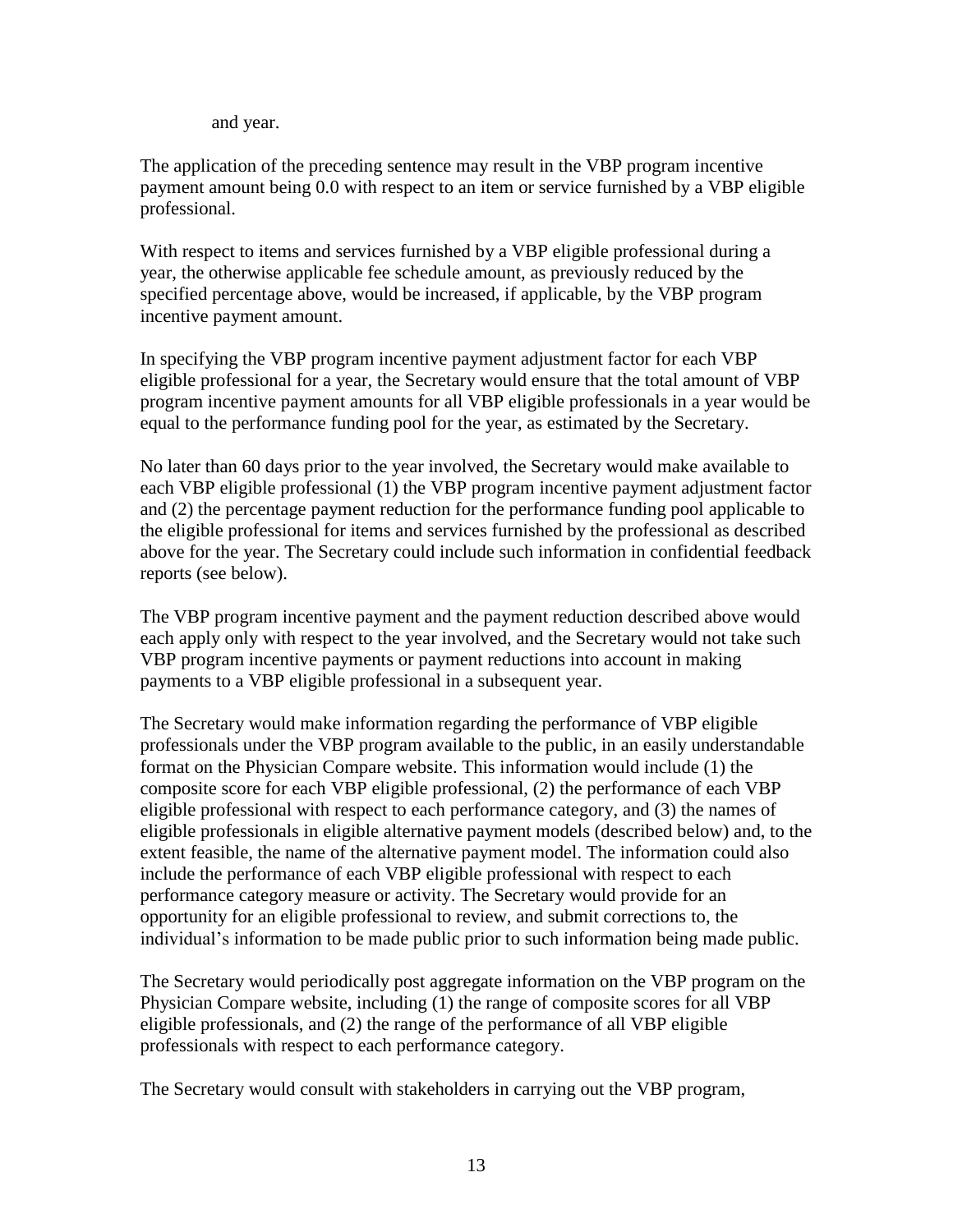and year.

The application of the preceding sentence may result in the VBP program incentive payment amount being 0.0 with respect to an item or service furnished by a VBP eligible professional.

With respect to items and services furnished by a VBP eligible professional during a year, the otherwise applicable fee schedule amount, as previously reduced by the specified percentage above, would be increased, if applicable, by the VBP program incentive payment amount.

In specifying the VBP program incentive payment adjustment factor for each VBP eligible professional for a year, the Secretary would ensure that the total amount of VBP program incentive payment amounts for all VBP eligible professionals in a year would be equal to the performance funding pool for the year, as estimated by the Secretary.

No later than 60 days prior to the year involved, the Secretary would make available to each VBP eligible professional (1) the VBP program incentive payment adjustment factor and (2) the percentage payment reduction for the performance funding pool applicable to the eligible professional for items and services furnished by the professional as described above for the year. The Secretary could include such information in confidential feedback reports (see below).

The VBP program incentive payment and the payment reduction described above would each apply only with respect to the year involved, and the Secretary would not take such VBP program incentive payments or payment reductions into account in making payments to a VBP eligible professional in a subsequent year.

The Secretary would make information regarding the performance of VBP eligible professionals under the VBP program available to the public, in an easily understandable format on the Physician Compare website. This information would include (1) the composite score for each VBP eligible professional, (2) the performance of each VBP eligible professional with respect to each performance category, and (3) the names of eligible professionals in eligible alternative payment models (described below) and, to the extent feasible, the name of the alternative payment model. The information could also include the performance of each VBP eligible professional with respect to each performance category measure or activity. The Secretary would provide for an opportunity for an eligible professional to review, and submit corrections to, the individual's information to be made public prior to such information being made public.

The Secretary would periodically post aggregate information on the VBP program on the Physician Compare website, including (1) the range of composite scores for all VBP eligible professionals, and (2) the range of the performance of all VBP eligible professionals with respect to each performance category.

The Secretary would consult with stakeholders in carrying out the VBP program,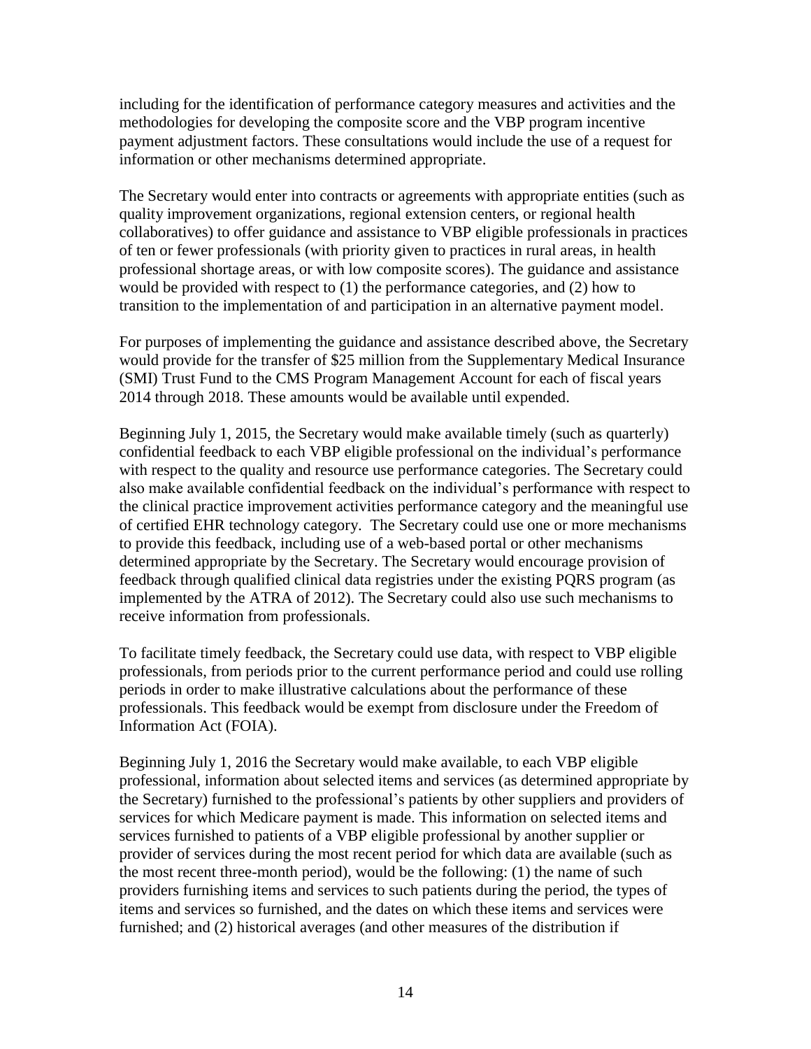including for the identification of performance category measures and activities and the methodologies for developing the composite score and the VBP program incentive payment adjustment factors. These consultations would include the use of a request for information or other mechanisms determined appropriate.

The Secretary would enter into contracts or agreements with appropriate entities (such as quality improvement organizations, regional extension centers, or regional health collaboratives) to offer guidance and assistance to VBP eligible professionals in practices of ten or fewer professionals (with priority given to practices in rural areas, in health professional shortage areas, or with low composite scores). The guidance and assistance would be provided with respect to (1) the performance categories, and (2) how to transition to the implementation of and participation in an alternative payment model.

For purposes of implementing the guidance and assistance described above, the Secretary would provide for the transfer of $25 million from the Supplementary Medical Insurance (SMI) Trust Fund to the CMS Program Management Account for each of fiscal years 2014 through 2018. These amounts would be available until expended.

Beginning July 1, 2015, the Secretary would make available timely (such as quarterly) confidential feedback to each VBP eligible professional on the individual's performance with respect to the quality and resource use performance categories. The Secretary could also make available confidential feedback on the individual's performance with respect to the clinical practice improvement activities performance category and the meaningful use of certified EHR technology category. The Secretary could use one or more mechanisms to provide this feedback, including use of a web-based portal or other mechanisms determined appropriate by the Secretary. The Secretary would encourage provision of feedback through qualified clinical data registries under the existing PQRS program (as implemented by the ATRA of 2012). The Secretary could also use such mechanisms to receive information from professionals.

To facilitate timely feedback, the Secretary could use data, with respect to VBP eligible professionals, from periods prior to the current performance period and could use rolling periods in order to make illustrative calculations about the performance of these professionals. This feedback would be exempt from disclosure under the Freedom of Information Act (FOIA).

Beginning July 1, 2016 the Secretary would make available, to each VBP eligible professional, information about selected items and services (as determined appropriate by the Secretary) furnished to the professional's patients by other suppliers and providers of services for which Medicare payment is made. This information on selected items and services furnished to patients of a VBP eligible professional by another supplier or provider of services during the most recent period for which data are available (such as the most recent three-month period), would be the following: (1) the name of such providers furnishing items and services to such patients during the period, the types of items and services so furnished, and the dates on which these items and services were furnished; and (2) historical averages (and other measures of the distribution if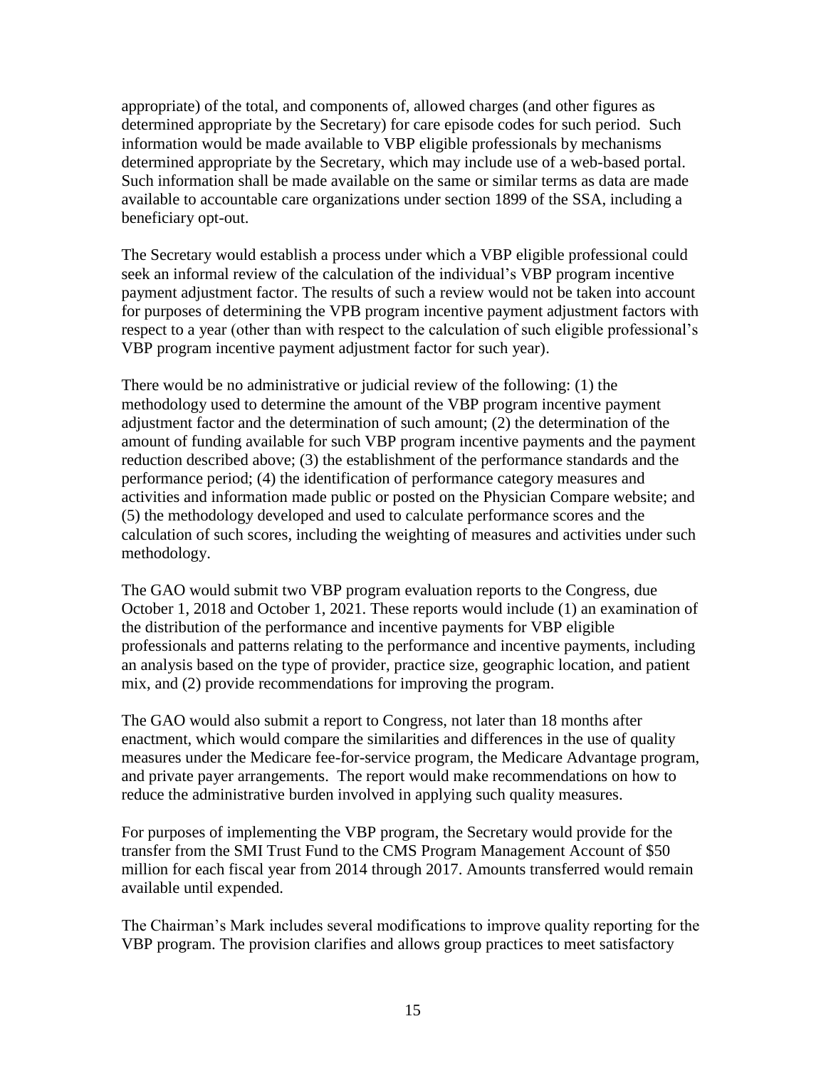appropriate) of the total, and components of, allowed charges (and other figures as determined appropriate by the Secretary) for care episode codes for such period. Such information would be made available to VBP eligible professionals by mechanisms determined appropriate by the Secretary, which may include use of a web-based portal. Such information shall be made available on the same or similar terms as data are made available to accountable care organizations under section 1899 of the SSA, including a beneficiary opt-out.

The Secretary would establish a process under which a VBP eligible professional could seek an informal review of the calculation of the individual's VBP program incentive payment adjustment factor. The results of such a review would not be taken into account for purposes of determining the VPB program incentive payment adjustment factors with respect to a year (other than with respect to the calculation of such eligible professional's VBP program incentive payment adjustment factor for such year).

There would be no administrative or judicial review of the following: (1) the methodology used to determine the amount of the VBP program incentive payment adjustment factor and the determination of such amount; (2) the determination of the amount of funding available for such VBP program incentive payments and the payment reduction described above; (3) the establishment of the performance standards and the performance period; (4) the identification of performance category measures and activities and information made public or posted on the Physician Compare website; and (5) the methodology developed and used to calculate performance scores and the calculation of such scores, including the weighting of measures and activities under such methodology.

The GAO would submit two VBP program evaluation reports to the Congress, due October 1, 2018 and October 1, 2021. These reports would include (1) an examination of the distribution of the performance and incentive payments for VBP eligible professionals and patterns relating to the performance and incentive payments, including an analysis based on the type of provider, practice size, geographic location, and patient mix, and (2) provide recommendations for improving the program.

The GAO would also submit a report to Congress, not later than 18 months after enactment, which would compare the similarities and differences in the use of quality measures under the Medicare fee-for-service program, the Medicare Advantage program, and private payer arrangements. The report would make recommendations on how to reduce the administrative burden involved in applying such quality measures.

For purposes of implementing the VBP program, the Secretary would provide for the transfer from the SMI Trust Fund to the CMS Program Management Account of $50 million for each fiscal year from 2014 through 2017. Amounts transferred would remain available until expended.

The Chairman's Mark includes several modifications to improve quality reporting for the VBP program. The provision clarifies and allows group practices to meet satisfactory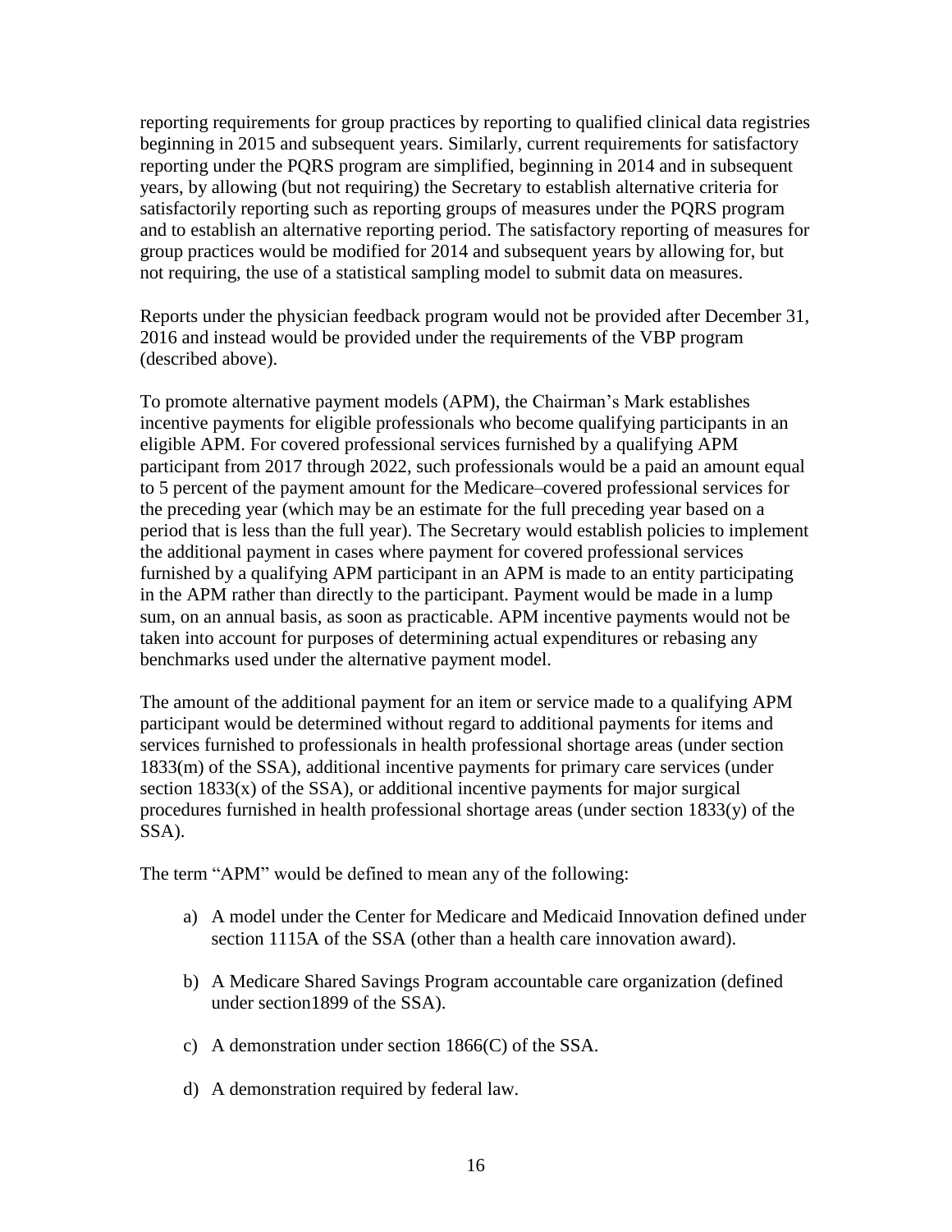reporting requirements for group practices by reporting to qualified clinical data registries beginning in 2015 and subsequent years. Similarly, current requirements for satisfactory reporting under the PQRS program are simplified, beginning in 2014 and in subsequent years, by allowing (but not requiring) the Secretary to establish alternative criteria for satisfactorily reporting such as reporting groups of measures under the PQRS program and to establish an alternative reporting period. The satisfactory reporting of measures for group practices would be modified for 2014 and subsequent years by allowing for, but not requiring, the use of a statistical sampling model to submit data on measures.

Reports under the physician feedback program would not be provided after December 31, 2016 and instead would be provided under the requirements of the VBP program (described above).

To promote alternative payment models (APM), the Chairman's Mark establishes incentive payments for eligible professionals who become qualifying participants in an eligible APM. For covered professional services furnished by a qualifying APM participant from 2017 through 2022, such professionals would be a paid an amount equal to 5 percent of the payment amount for the Medicare–covered professional services for the preceding year (which may be an estimate for the full preceding year based on a period that is less than the full year). The Secretary would establish policies to implement the additional payment in cases where payment for covered professional services furnished by a qualifying APM participant in an APM is made to an entity participating in the APM rather than directly to the participant. Payment would be made in a lump sum, on an annual basis, as soon as practicable. APM incentive payments would not be taken into account for purposes of determining actual expenditures or rebasing any benchmarks used under the alternative payment model.

The amount of the additional payment for an item or service made to a qualifying APM participant would be determined without regard to additional payments for items and services furnished to professionals in health professional shortage areas (under section 1833(m) of the SSA), additional incentive payments for primary care services (under section 1833(x) of the SSA), or additional incentive payments for major surgical procedures furnished in health professional shortage areas (under section 1833(y) of the SSA).

The term "APM" would be defined to mean any of the following:

a) A model under the Center for Medicare and Medicaid Innovation defined under section 1115A of the SSA (other than a health care innovation award).

b) A Medicare Shared Savings Program accountable care organization (defined under section1899 of the SSA).

c) A demonstration under section 1866(C) of the SSA.

d) A demonstration required by federal law.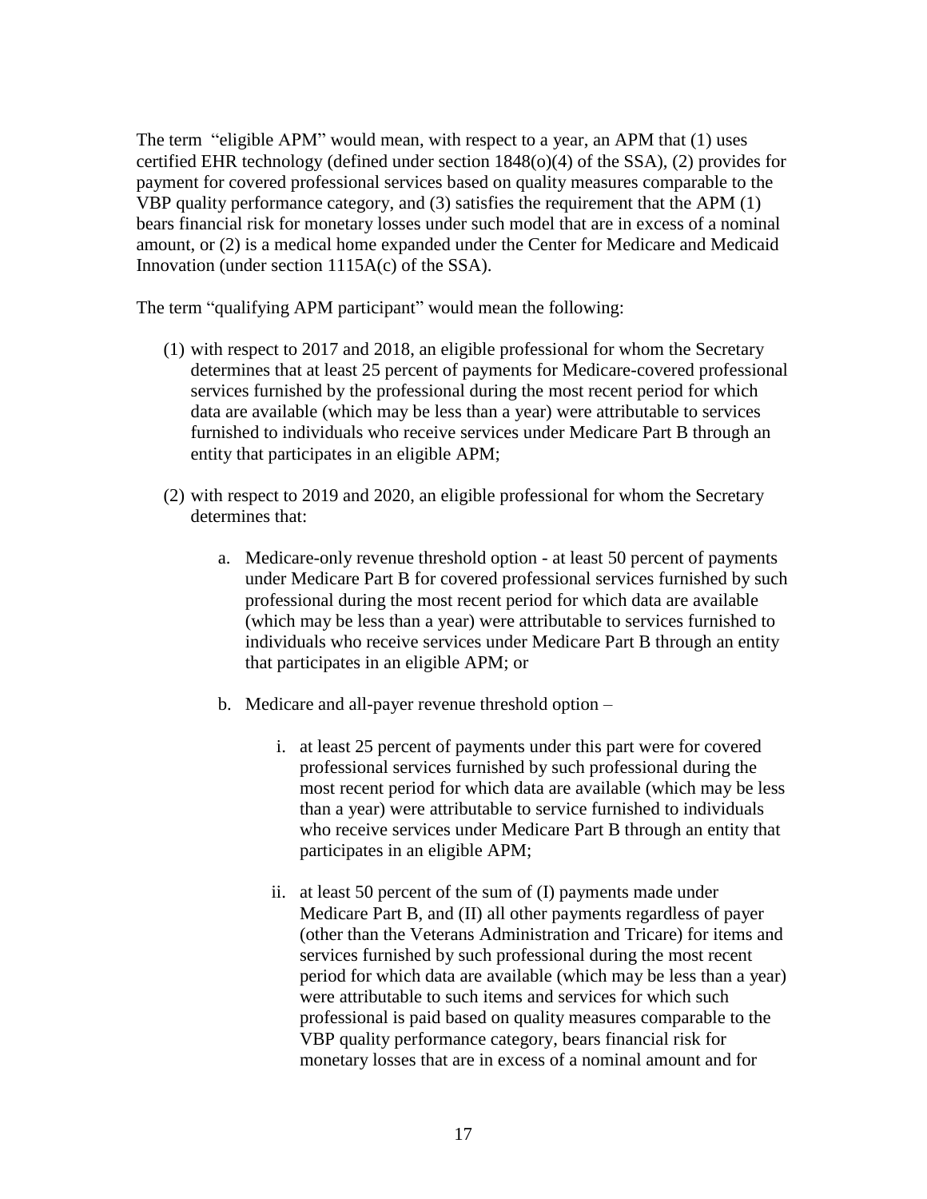The term "eligible APM" would mean, with respect to a year, an APM that (1) uses certified EHR technology (defined under section 1848(o)(4) of the SSA), (2) provides for payment for covered professional services based on quality measures comparable to the VBP quality performance category, and (3) satisfies the requirement that the APM (1) bears financial risk for monetary losses under such model that are in excess of a nominal amount, or (2) is a medical home expanded under the Center for Medicare and Medicaid Innovation (under section 1115A(c) of the SSA).

The term "qualifying APM participant" would mean the following:

1. with respect to 2017 and 2018, an eligible professional for whom the Secretary determines that at least 25 percent of payments for Medicare-covered professional services furnished by the professional during the most recent period for which data are available (which may be less than a year) were attributable to services furnished to individuals who receive services under Medicare Part B through an entity that participates in an eligible APM;

2. with respect to 2019 and 2020, an eligible professional for whom the Secretary determines that:

    a. Medicare-only revenue threshold option - at least 50 percent of payments under Medicare Part B for covered professional services furnished by such professional during the most recent period for which data are available (which may be less than a year) were attributable to services furnished to individuals who receive services under Medicare Part B through an entity that participates in an eligible APM; or

    b. Medicare and all-payer revenue threshold option –

        i. at least 25 percent of payments under this part were for covered professional services furnished by such professional during the most recent period for which data are available (which may be less than a year) were attributable to service furnished to individuals who receive services under Medicare Part B through an entity that participates in an eligible APM;

        ii. at least 50 percent of the sum of (I) payments made under Medicare Part B, and (II) all other payments regardless of payer (other than the Veterans Administration and Tricare) for items and services furnished by such professional during the most recent period for which data are available (which may be less than a year) were attributable to such items and services for which such professional is paid based on quality measures comparable to the VBP quality performance category, bears financial risk for monetary losses that are in excess of a nominal amount and for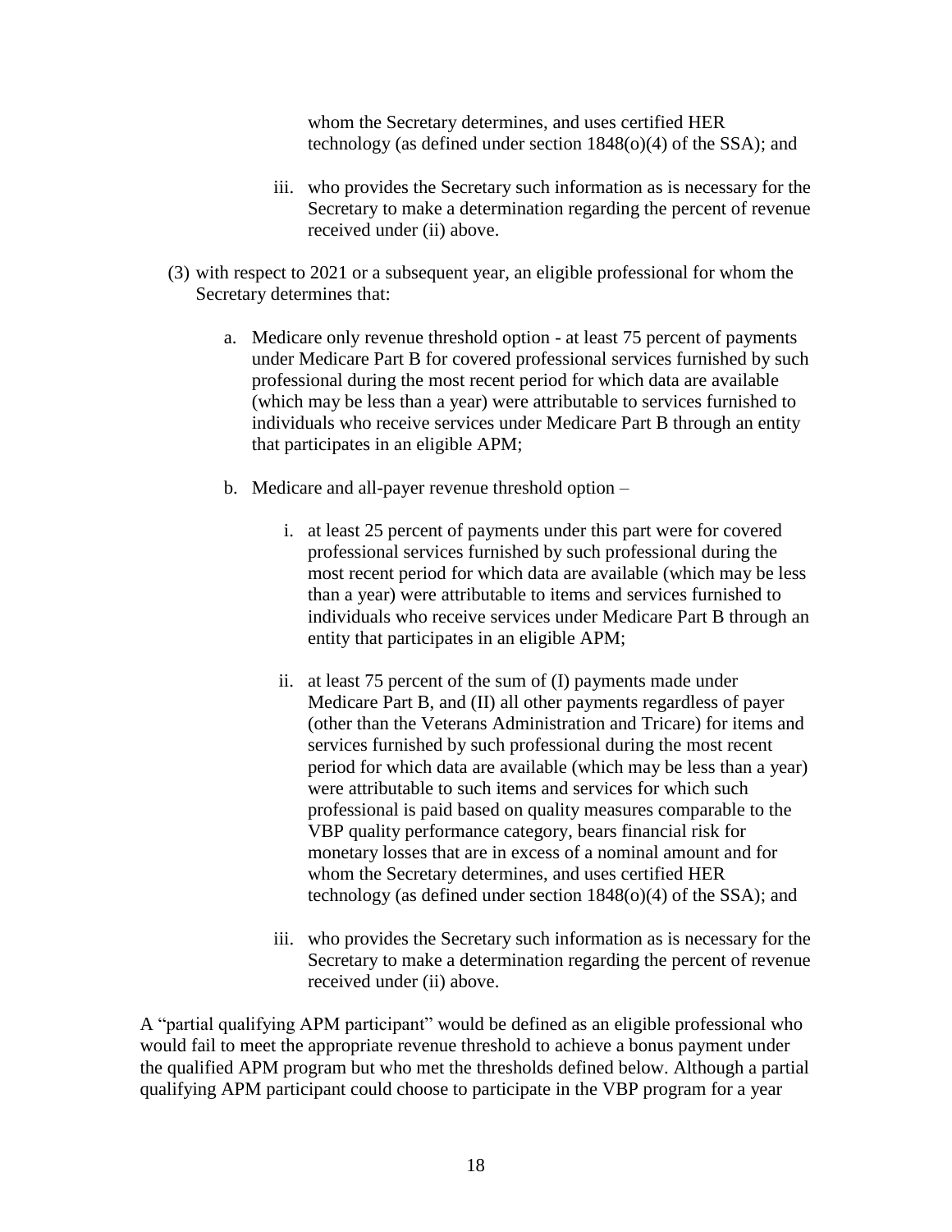whom the Secretary determines, and uses certified HER technology (as defined under section 1848(o)(4) of the SSA); and

iii. who provides the Secretary such information as is necessary for the Secretary to make a determination regarding the percent of revenue received under (ii) above.

(3) with respect to 2021 or a subsequent year, an eligible professional for whom the Secretary determines that:

a. Medicare only revenue threshold option - at least 75 percent of payments under Medicare Part B for covered professional services furnished by such professional during the most recent period for which data are available (which may be less than a year) were attributable to services furnished to individuals who receive services under Medicare Part B through an entity that participates in an eligible APM;

b. Medicare and all-payer revenue threshold option –

i. at least 25 percent of payments under this part were for covered professional services furnished by such professional during the most recent period for which data are available (which may be less than a year) were attributable to items and services furnished to individuals who receive services under Medicare Part B through an entity that participates in an eligible APM;

ii. at least 75 percent of the sum of (I) payments made under Medicare Part B, and (II) all other payments regardless of payer (other than the Veterans Administration and Tricare) for items and services furnished by such professional during the most recent period for which data are available (which may be less than a year) were attributable to such items and services for which such professional is paid based on quality measures comparable to the VBP quality performance category, bears financial risk for monetary losses that are in excess of a nominal amount and for whom the Secretary determines, and uses certified HER technology (as defined under section 1848(o)(4) of the SSA); and

iii. who provides the Secretary such information as is necessary for the Secretary to make a determination regarding the percent of revenue received under (ii) above.

A "partial qualifying APM participant" would be defined as an eligible professional who would fail to meet the appropriate revenue threshold to achieve a bonus payment under the qualified APM program but who met the thresholds defined below. Although a partial qualifying APM participant could choose to participate in the VBP program for a year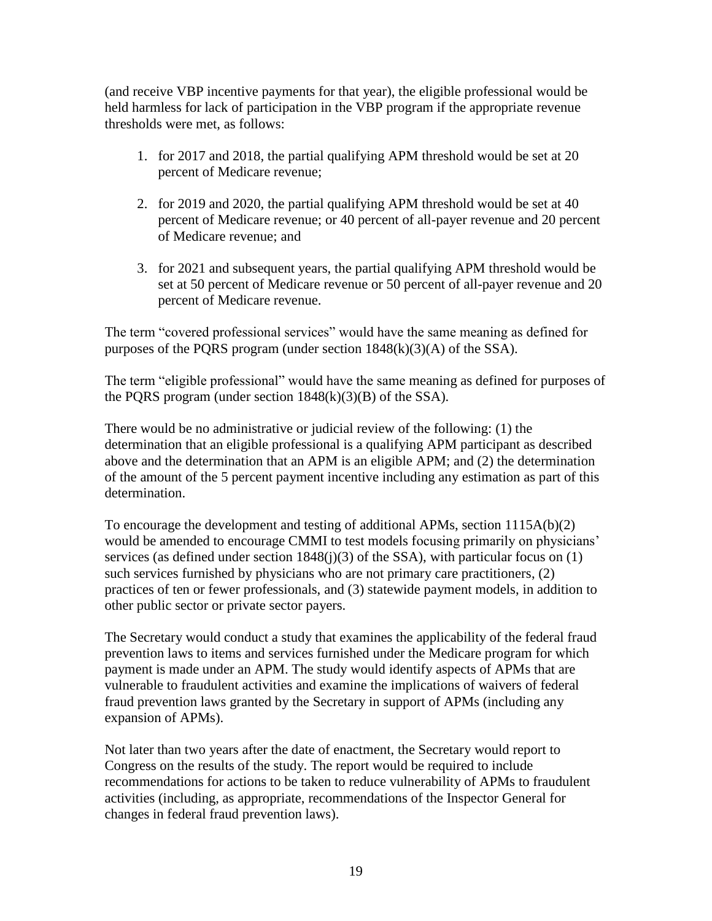(and receive VBP incentive payments for that year), the eligible professional would be held harmless for lack of participation in the VBP program if the appropriate revenue thresholds were met, as follows:

1. for 2017 and 2018, the partial qualifying APM threshold would be set at 20 percent of Medicare revenue;

2. for 2019 and 2020, the partial qualifying APM threshold would be set at 40 percent of Medicare revenue; or 40 percent of all-payer revenue and 20 percent of Medicare revenue; and

3. for 2021 and subsequent years, the partial qualifying APM threshold would be set at 50 percent of Medicare revenue or 50 percent of all-payer revenue and 20 percent of Medicare revenue.

The term "covered professional services" would have the same meaning as defined for purposes of the PQRS program (under section 1848(k)(3)(A) of the SSA).

The term "eligible professional" would have the same meaning as defined for purposes of the PQRS program (under section 1848(k)(3)(B) of the SSA).

There would be no administrative or judicial review of the following: (1) the determination that an eligible professional is a qualifying APM participant as described above and the determination that an APM is an eligible APM; and (2) the determination of the amount of the 5 percent payment incentive including any estimation as part of this determination.

To encourage the development and testing of additional APMs, section 1115A(b)(2) would be amended to encourage CMMI to test models focusing primarily on physicians' services (as defined under section 1848(j)(3) of the SSA), with particular focus on (1) such services furnished by physicians who are not primary care practitioners, (2) practices of ten or fewer professionals, and (3) statewide payment models, in addition to other public sector or private sector payers.

The Secretary would conduct a study that examines the applicability of the federal fraud prevention laws to items and services furnished under the Medicare program for which payment is made under an APM. The study would identify aspects of APMs that are vulnerable to fraudulent activities and examine the implications of waivers of federal fraud prevention laws granted by the Secretary in support of APMs (including any expansion of APMs).

Not later than two years after the date of enactment, the Secretary would report to Congress on the results of the study. The report would be required to include recommendations for actions to be taken to reduce vulnerability of APMs to fraudulent activities (including, as appropriate, recommendations of the Inspector General for changes in federal fraud prevention laws).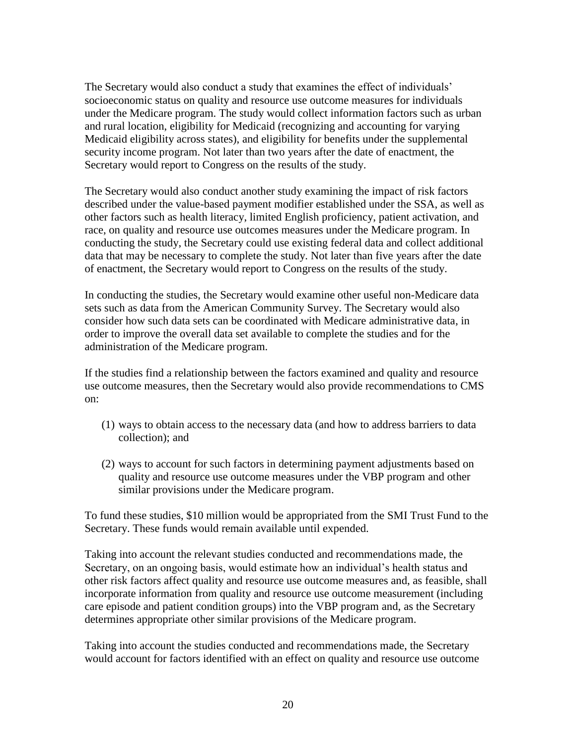The Secretary would also conduct a study that examines the effect of individuals' socioeconomic status on quality and resource use outcome measures for individuals under the Medicare program. The study would collect information factors such as urban and rural location, eligibility for Medicaid (recognizing and accounting for varying Medicaid eligibility across states), and eligibility for benefits under the supplemental security income program. Not later than two years after the date of enactment, the Secretary would report to Congress on the results of the study.

The Secretary would also conduct another study examining the impact of risk factors described under the value-based payment modifier established under the SSA, as well as other factors such as health literacy, limited English proficiency, patient activation, and race, on quality and resource use outcomes measures under the Medicare program. In conducting the study, the Secretary could use existing federal data and collect additional data that may be necessary to complete the study. Not later than five years after the date of enactment, the Secretary would report to Congress on the results of the study.

In conducting the studies, the Secretary would examine other useful non-Medicare data sets such as data from the American Community Survey. The Secretary would also consider how such data sets can be coordinated with Medicare administrative data, in order to improve the overall data set available to complete the studies and for the administration of the Medicare program.

If the studies find a relationship between the factors examined and quality and resource use outcome measures, then the Secretary would also provide recommendations to CMS on:

(1) ways to obtain access to the necessary data (and how to address barriers to data collection); and

(2) ways to account for such factors in determining payment adjustments based on quality and resource use outcome measures under the VBP program and other similar provisions under the Medicare program.

To fund these studies, $10 million would be appropriated from the SMI Trust Fund to the Secretary. These funds would remain available until expended.

Taking into account the relevant studies conducted and recommendations made, the Secretary, on an ongoing basis, would estimate how an individual's health status and other risk factors affect quality and resource use outcome measures and, as feasible, shall incorporate information from quality and resource use outcome measurement (including care episode and patient condition groups) into the VBP program and, as the Secretary determines appropriate other similar provisions of the Medicare program.

Taking into account the studies conducted and recommendations made, the Secretary would account for factors identified with an effect on quality and resource use outcome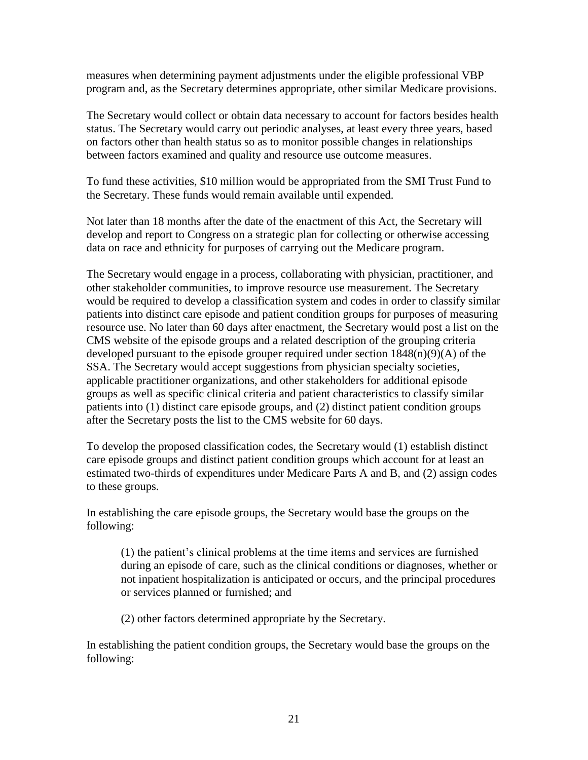measures when determining payment adjustments under the eligible professional VBP program and, as the Secretary determines appropriate, other similar Medicare provisions.

The Secretary would collect or obtain data necessary to account for factors besides health status. The Secretary would carry out periodic analyses, at least every three years, based on factors other than health status so as to monitor possible changes in relationships between factors examined and quality and resource use outcome measures.

To fund these activities, $10 million would be appropriated from the SMI Trust Fund to the Secretary. These funds would remain available until expended.

Not later than 18 months after the date of the enactment of this Act, the Secretary will develop and report to Congress on a strategic plan for collecting or otherwise accessing data on race and ethnicity for purposes of carrying out the Medicare program.

The Secretary would engage in a process, collaborating with physician, practitioner, and other stakeholder communities, to improve resource use measurement. The Secretary would be required to develop a classification system and codes in order to classify similar patients into distinct care episode and patient condition groups for purposes of measuring resource use. No later than 60 days after enactment, the Secretary would post a list on the CMS website of the episode groups and a related description of the grouping criteria developed pursuant to the episode grouper required under section 1848(n)(9)(A) of the SSA. The Secretary would accept suggestions from physician specialty societies, applicable practitioner organizations, and other stakeholders for additional episode groups as well as specific clinical criteria and patient characteristics to classify similar patients into (1) distinct care episode groups, and (2) distinct patient condition groups after the Secretary posts the list to the CMS website for 60 days.

To develop the proposed classification codes, the Secretary would (1) establish distinct care episode groups and distinct patient condition groups which account for at least an estimated two-thirds of expenditures under Medicare Parts A and B, and (2) assign codes to these groups.

In establishing the care episode groups, the Secretary would base the groups on the following:

> (1) the patient's clinical problems at the time items and services are furnished during an episode of care, such as the clinical conditions or diagnoses, whether or not inpatient hospitalization is anticipated or occurs, and the principal procedures or services planned or furnished; and
>
> (2) other factors determined appropriate by the Secretary.

In establishing the patient condition groups, the Secretary would base the groups on the following: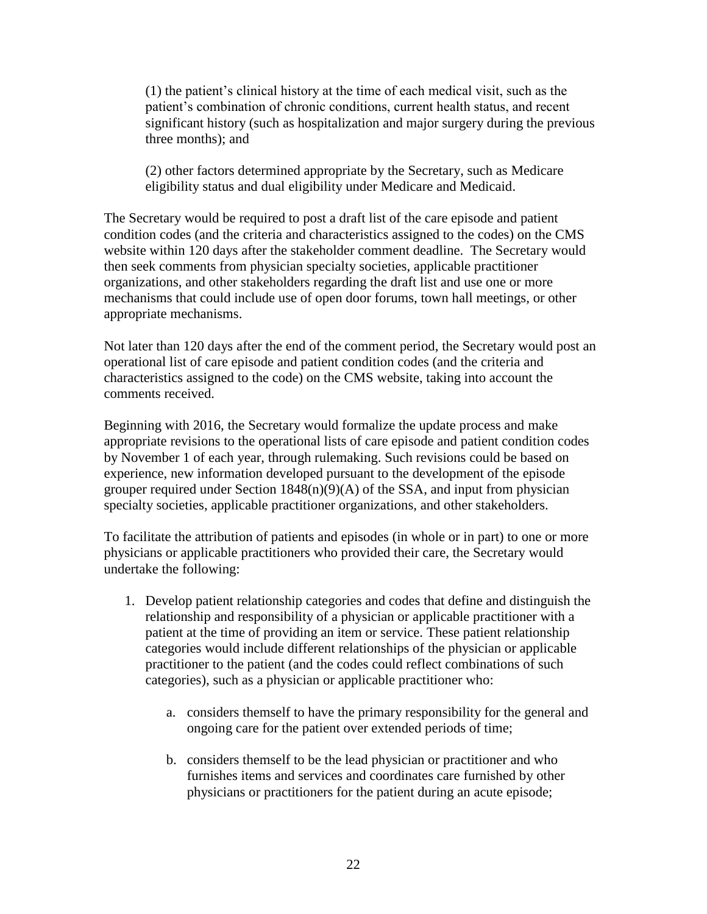(1) the patient's clinical history at the time of each medical visit, such as the patient's combination of chronic conditions, current health status, and recent significant history (such as hospitalization and major surgery during the previous three months); and

(2) other factors determined appropriate by the Secretary, such as Medicare eligibility status and dual eligibility under Medicare and Medicaid.

The Secretary would be required to post a draft list of the care episode and patient condition codes (and the criteria and characteristics assigned to the codes) on the CMS website within 120 days after the stakeholder comment deadline. The Secretary would then seek comments from physician specialty societies, applicable practitioner organizations, and other stakeholders regarding the draft list and use one or more mechanisms that could include use of open door forums, town hall meetings, or other appropriate mechanisms.

Not later than 120 days after the end of the comment period, the Secretary would post an operational list of care episode and patient condition codes (and the criteria and characteristics assigned to the code) on the CMS website, taking into account the comments received.

Beginning with 2016, the Secretary would formalize the update process and make appropriate revisions to the operational lists of care episode and patient condition codes by November 1 of each year, through rulemaking. Such revisions could be based on experience, new information developed pursuant to the development of the episode grouper required under Section 1848(n)(9)(A) of the SSA, and input from physician specialty societies, applicable practitioner organizations, and other stakeholders.

To facilitate the attribution of patients and episodes (in whole or in part) to one or more physicians or applicable practitioners who provided their care, the Secretary would undertake the following:

1. Develop patient relationship categories and codes that define and distinguish the relationship and responsibility of a physician or applicable practitioner with a patient at the time of providing an item or service. These patient relationship categories would include different relationships of the physician or applicable practitioner to the patient (and the codes could reflect combinations of such categories), such as a physician or applicable practitioner who:

    a. considers themself to have the primary responsibility for the general and ongoing care for the patient over extended periods of time;

    b. considers themself to be the lead physician or practitioner and who furnishes items and services and coordinates care furnished by other physicians or practitioners for the patient during an acute episode;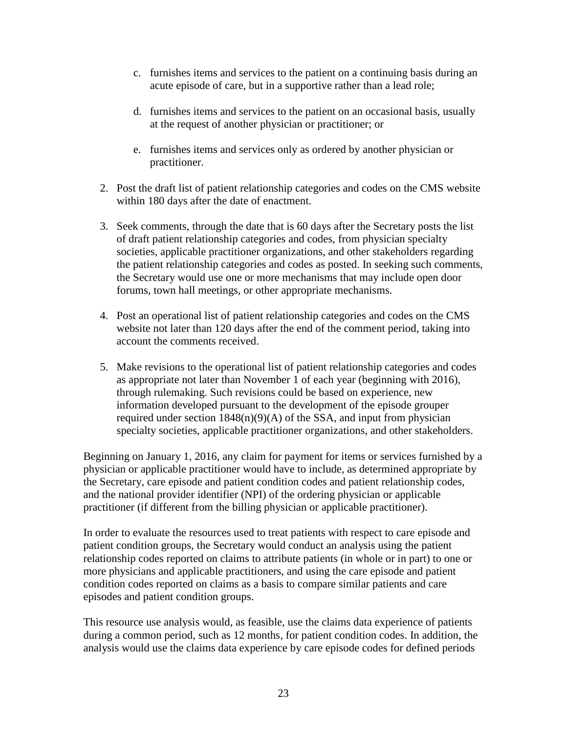c. furnishes items and services to the patient on a continuing basis during an acute episode of care, but in a supportive rather than a lead role;

   d. furnishes items and services to the patient on an occasional basis, usually at the request of another physician or practitioner; or

   e. furnishes items and services only as ordered by another physician or practitioner.

2. Post the draft list of patient relationship categories and codes on the CMS website within 180 days after the date of enactment.

3. Seek comments, through the date that is 60 days after the Secretary posts the list of draft patient relationship categories and codes, from physician specialty societies, applicable practitioner organizations, and other stakeholders regarding the patient relationship categories and codes as posted. In seeking such comments, the Secretary would use one or more mechanisms that may include open door forums, town hall meetings, or other appropriate mechanisms.

4. Post an operational list of patient relationship categories and codes on the CMS website not later than 120 days after the end of the comment period, taking into account the comments received.

5. Make revisions to the operational list of patient relationship categories and codes as appropriate not later than November 1 of each year (beginning with 2016), through rulemaking. Such revisions could be based on experience, new information developed pursuant to the development of the episode grouper required under section 1848(n)(9)(A) of the SSA, and input from physician specialty societies, applicable practitioner organizations, and other stakeholders.

Beginning on January 1, 2016, any claim for payment for items or services furnished by a physician or applicable practitioner would have to include, as determined appropriate by the Secretary, care episode and patient condition codes and patient relationship codes, and the national provider identifier (NPI) of the ordering physician or applicable practitioner (if different from the billing physician or applicable practitioner).

In order to evaluate the resources used to treat patients with respect to care episode and patient condition groups, the Secretary would conduct an analysis using the patient relationship codes reported on claims to attribute patients (in whole or in part) to one or more physicians and applicable practitioners, and using the care episode and patient condition codes reported on claims as a basis to compare similar patients and care episodes and patient condition groups.

This resource use analysis would, as feasible, use the claims data experience of patients during a common period, such as 12 months, for patient condition codes. In addition, the analysis would use the claims data experience by care episode codes for defined periods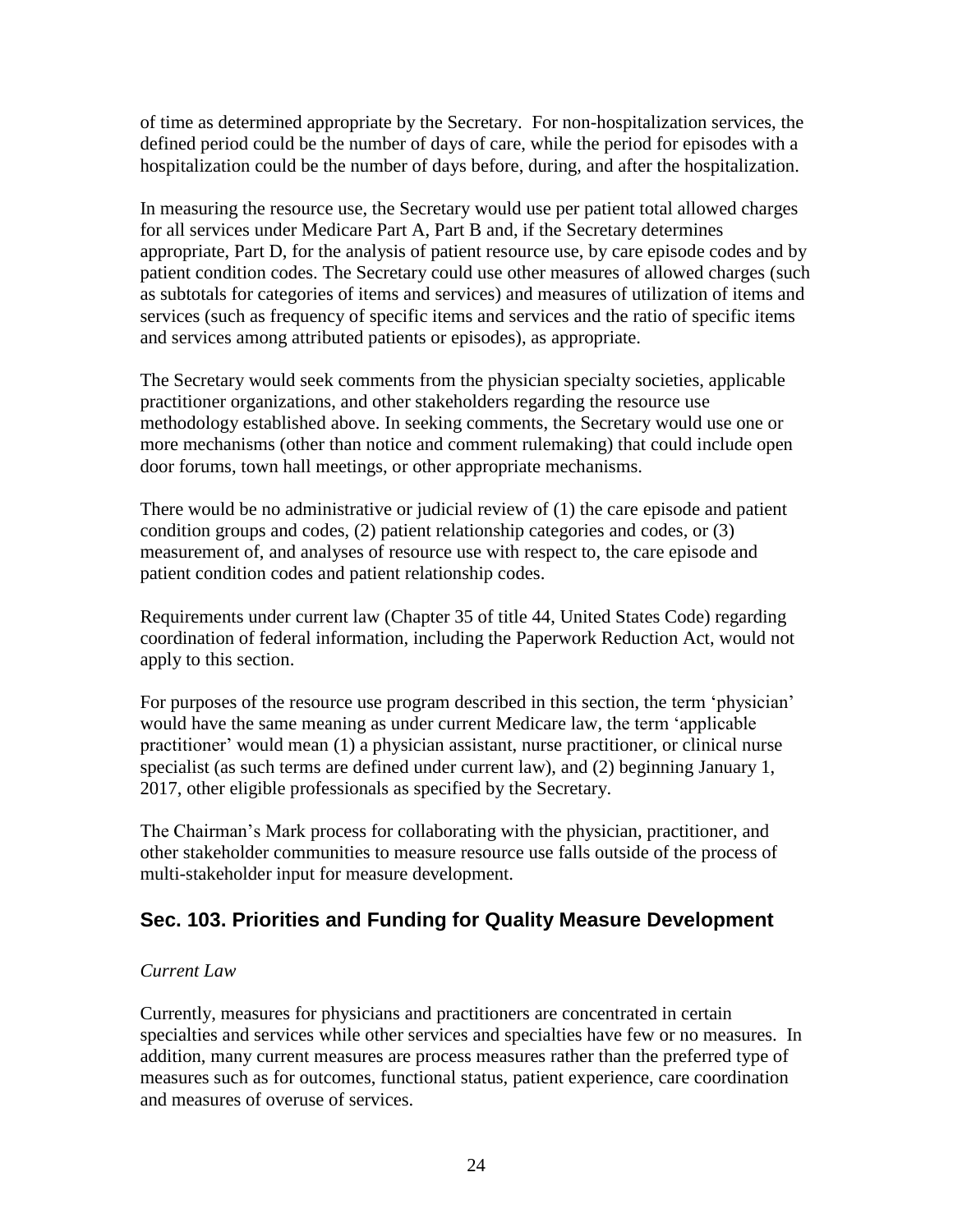of time as determined appropriate by the Secretary. For non-hospitalization services, the defined period could be the number of days of care, while the period for episodes with a hospitalization could be the number of days before, during, and after the hospitalization.

In measuring the resource use, the Secretary would use per patient total allowed charges for all services under Medicare Part A, Part B and, if the Secretary determines appropriate, Part D, for the analysis of patient resource use, by care episode codes and by patient condition codes. The Secretary could use other measures of allowed charges (such as subtotals for categories of items and services) and measures of utilization of items and services (such as frequency of specific items and services and the ratio of specific items and services among attributed patients or episodes), as appropriate.

The Secretary would seek comments from the physician specialty societies, applicable practitioner organizations, and other stakeholders regarding the resource use methodology established above. In seeking comments, the Secretary would use one or more mechanisms (other than notice and comment rulemaking) that could include open door forums, town hall meetings, or other appropriate mechanisms.

There would be no administrative or judicial review of (1) the care episode and patient condition groups and codes, (2) patient relationship categories and codes, or (3) measurement of, and analyses of resource use with respect to, the care episode and patient condition codes and patient relationship codes.

Requirements under current law (Chapter 35 of title 44, United States Code) regarding coordination of federal information, including the Paperwork Reduction Act, would not apply to this section.

For purposes of the resource use program described in this section, the term 'physician' would have the same meaning as under current Medicare law, the term 'applicable practitioner' would mean (1) a physician assistant, nurse practitioner, or clinical nurse specialist (as such terms are defined under current law), and (2) beginning January 1, 2017, other eligible professionals as specified by the Secretary.

The Chairman's Mark process for collaborating with the physician, practitioner, and other stakeholder communities to measure resource use falls outside of the process of multi-stakeholder input for measure development.

## Sec. 103. Priorities and Funding for Quality Measure Development

*Current Law*

Currently, measures for physicians and practitioners are concentrated in certain specialties and services while other services and specialties have few or no measures. In addition, many current measures are process measures rather than the preferred type of measures such as for outcomes, functional status, patient experience, care coordination and measures of overuse of services.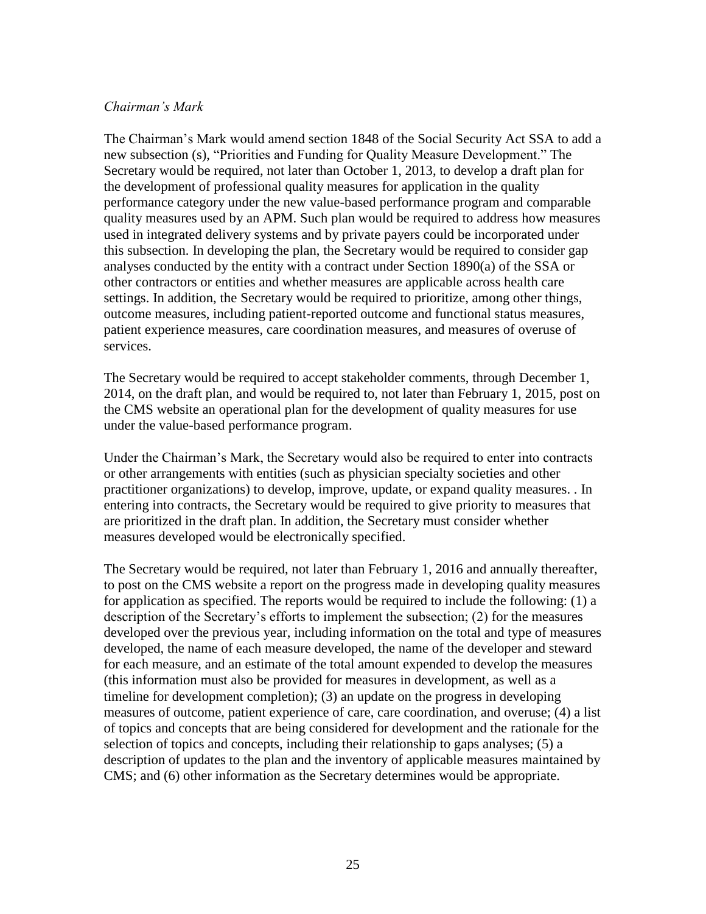*Chairman's Mark*

The Chairman's Mark would amend section 1848 of the Social Security Act SSA to add a new subsection (s), "Priorities and Funding for Quality Measure Development." The Secretary would be required, not later than October 1, 2013, to develop a draft plan for the development of professional quality measures for application in the quality performance category under the new value-based performance program and comparable quality measures used by an APM. Such plan would be required to address how measures used in integrated delivery systems and by private payers could be incorporated under this subsection. In developing the plan, the Secretary would be required to consider gap analyses conducted by the entity with a contract under Section 1890(a) of the SSA or other contractors or entities and whether measures are applicable across health care settings. In addition, the Secretary would be required to prioritize, among other things, outcome measures, including patient-reported outcome and functional status measures, patient experience measures, care coordination measures, and measures of overuse of services.

The Secretary would be required to accept stakeholder comments, through December 1, 2014, on the draft plan, and would be required to, not later than February 1, 2015, post on the CMS website an operational plan for the development of quality measures for use under the value-based performance program.

Under the Chairman's Mark, the Secretary would also be required to enter into contracts or other arrangements with entities (such as physician specialty societies and other practitioner organizations) to develop, improve, update, or expand quality measures. . In entering into contracts, the Secretary would be required to give priority to measures that are prioritized in the draft plan. In addition, the Secretary must consider whether measures developed would be electronically specified.

The Secretary would be required, not later than February 1, 2016 and annually thereafter, to post on the CMS website a report on the progress made in developing quality measures for application as specified. The reports would be required to include the following: (1) a description of the Secretary's efforts to implement the subsection; (2) for the measures developed over the previous year, including information on the total and type of measures developed, the name of each measure developed, the name of the developer and steward for each measure, and an estimate of the total amount expended to develop the measures (this information must also be provided for measures in development, as well as a timeline for development completion); (3) an update on the progress in developing measures of outcome, patient experience of care, care coordination, and overuse; (4) a list of topics and concepts that are being considered for development and the rationale for the selection of topics and concepts, including their relationship to gaps analyses; (5) a description of updates to the plan and the inventory of applicable measures maintained by CMS; and (6) other information as the Secretary determines would be appropriate.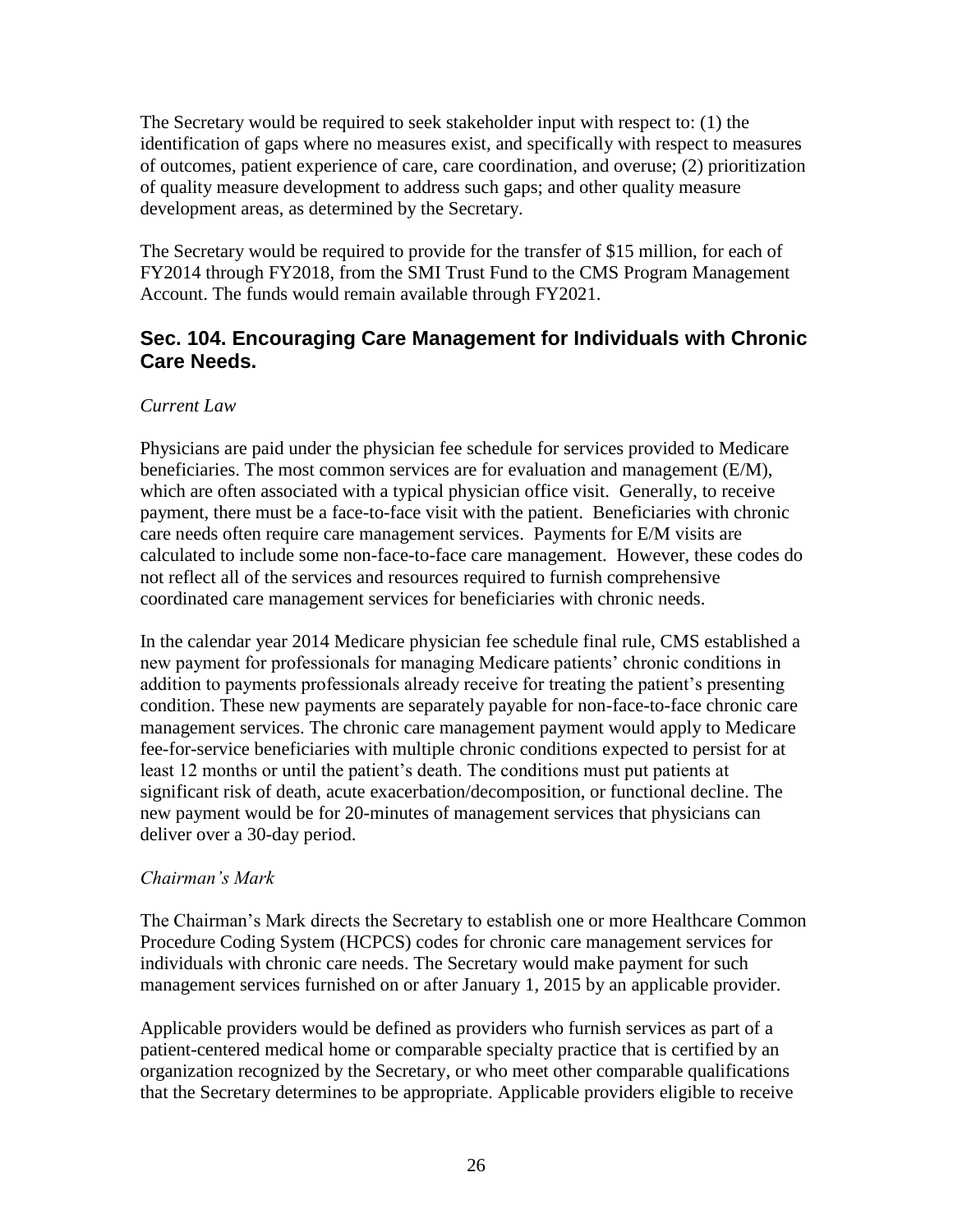The Secretary would be required to seek stakeholder input with respect to: (1) the identification of gaps where no measures exist, and specifically with respect to measures of outcomes, patient experience of care, care coordination, and overuse; (2) prioritization of quality measure development to address such gaps; and other quality measure development areas, as determined by the Secretary.

The Secretary would be required to provide for the transfer of $15 million, for each of FY2014 through FY2018, from the SMI Trust Fund to the CMS Program Management Account. The funds would remain available through FY2021.

## Sec. 104. Encouraging Care Management for Individuals with Chronic Care Needs.

*Current Law*

Physicians are paid under the physician fee schedule for services provided to Medicare beneficiaries. The most common services are for evaluation and management (E/M), which are often associated with a typical physician office visit. Generally, to receive payment, there must be a face-to-face visit with the patient. Beneficiaries with chronic care needs often require care management services. Payments for E/M visits are calculated to include some non-face-to-face care management. However, these codes do not reflect all of the services and resources required to furnish comprehensive coordinated care management services for beneficiaries with chronic needs.

In the calendar year 2014 Medicare physician fee schedule final rule, CMS established a new payment for professionals for managing Medicare patients' chronic conditions in addition to payments professionals already receive for treating the patient's presenting condition. These new payments are separately payable for non-face-to-face chronic care management services. The chronic care management payment would apply to Medicare fee-for-service beneficiaries with multiple chronic conditions expected to persist for at least 12 months or until the patient's death. The conditions must put patients at significant risk of death, acute exacerbation/decomposition, or functional decline. The new payment would be for 20-minutes of management services that physicians can deliver over a 30-day period.

*Chairman's Mark*

The Chairman's Mark directs the Secretary to establish one or more Healthcare Common Procedure Coding System (HCPCS) codes for chronic care management services for individuals with chronic care needs. The Secretary would make payment for such management services furnished on or after January 1, 2015 by an applicable provider.

Applicable providers would be defined as providers who furnish services as part of a patient-centered medical home or comparable specialty practice that is certified by an organization recognized by the Secretary, or who meet other comparable qualifications that the Secretary determines to be appropriate. Applicable providers eligible to receive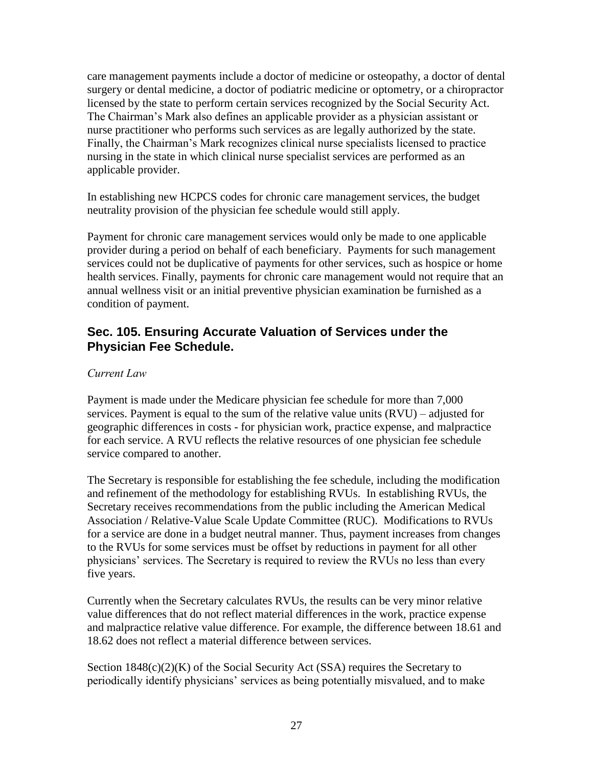care management payments include a doctor of medicine or osteopathy, a doctor of dental surgery or dental medicine, a doctor of podiatric medicine or optometry, or a chiropractor licensed by the state to perform certain services recognized by the Social Security Act. The Chairman's Mark also defines an applicable provider as a physician assistant or nurse practitioner who performs such services as are legally authorized by the state. Finally, the Chairman's Mark recognizes clinical nurse specialists licensed to practice nursing in the state in which clinical nurse specialist services are performed as an applicable provider.

In establishing new HCPCS codes for chronic care management services, the budget neutrality provision of the physician fee schedule would still apply.

Payment for chronic care management services would only be made to one applicable provider during a period on behalf of each beneficiary. Payments for such management services could not be duplicative of payments for other services, such as hospice or home health services. Finally, payments for chronic care management would not require that an annual wellness visit or an initial preventive physician examination be furnished as a condition of payment.

## Sec. 105. Ensuring Accurate Valuation of Services under the Physician Fee Schedule.

*Current Law*

Payment is made under the Medicare physician fee schedule for more than 7,000 services. Payment is equal to the sum of the relative value units (RVU) – adjusted for geographic differences in costs - for physician work, practice expense, and malpractice for each service. A RVU reflects the relative resources of one physician fee schedule service compared to another.

The Secretary is responsible for establishing the fee schedule, including the modification and refinement of the methodology for establishing RVUs. In establishing RVUs, the Secretary receives recommendations from the public including the American Medical Association / Relative-Value Scale Update Committee (RUC). Modifications to RVUs for a service are done in a budget neutral manner. Thus, payment increases from changes to the RVUs for some services must be offset by reductions in payment for all other physicians' services. The Secretary is required to review the RVUs no less than every five years.

Currently when the Secretary calculates RVUs, the results can be very minor relative value differences that do not reflect material differences in the work, practice expense and malpractice relative value difference. For example, the difference between 18.61 and 18.62 does not reflect a material difference between services.

Section 1848(c)(2)(K) of the Social Security Act (SSA) requires the Secretary to periodically identify physicians' services as being potentially misvalued, and to make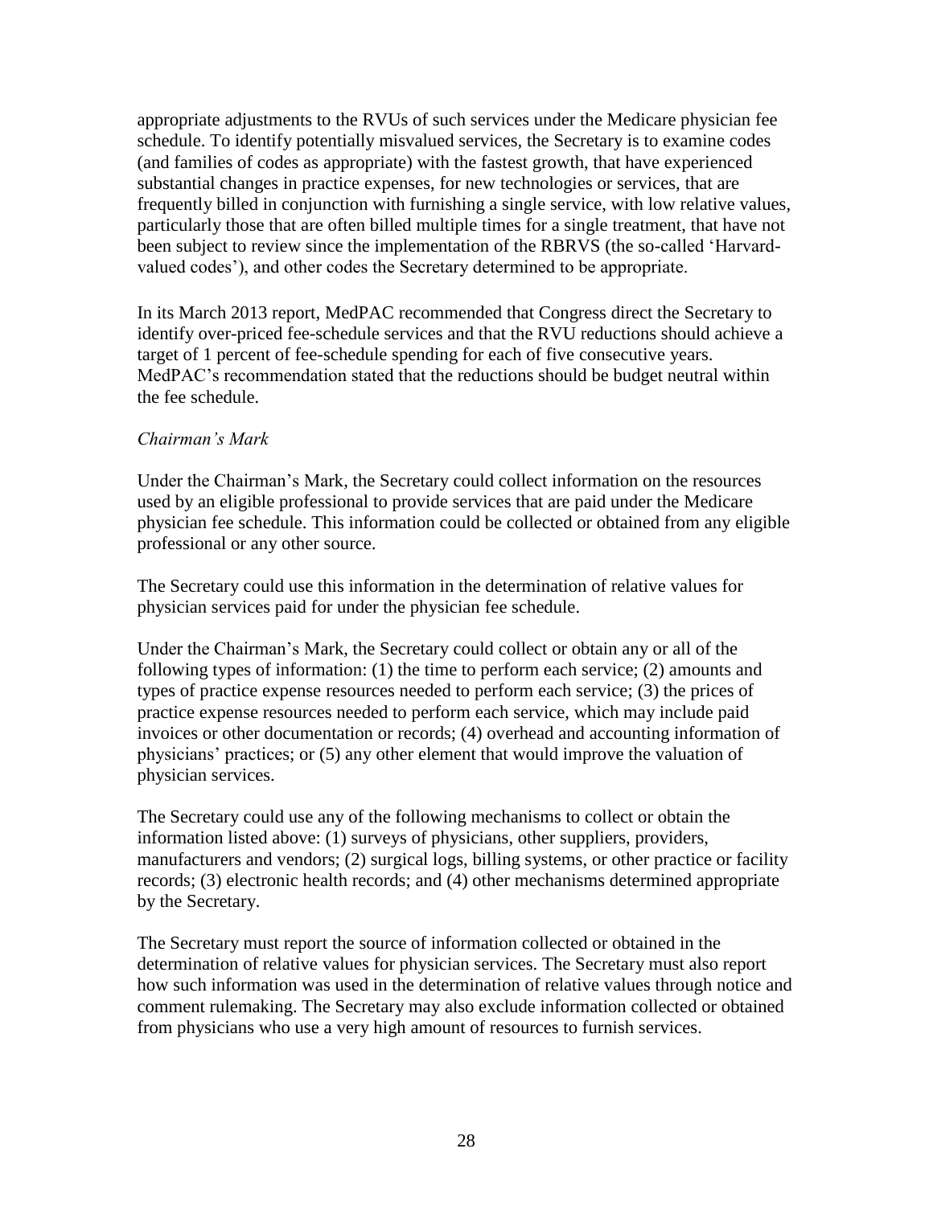appropriate adjustments to the RVUs of such services under the Medicare physician fee schedule. To identify potentially misvalued services, the Secretary is to examine codes (and families of codes as appropriate) with the fastest growth, that have experienced substantial changes in practice expenses, for new technologies or services, that are frequently billed in conjunction with furnishing a single service, with low relative values, particularly those that are often billed multiple times for a single treatment, that have not been subject to review since the implementation of the RBRVS (the so-called 'Harvard-valued codes'), and other codes the Secretary determined to be appropriate.

In its March 2013 report, MedPAC recommended that Congress direct the Secretary to identify over-priced fee-schedule services and that the RVU reductions should achieve a target of 1 percent of fee-schedule spending for each of five consecutive years. MedPAC's recommendation stated that the reductions should be budget neutral within the fee schedule.

*Chairman's Mark*

Under the Chairman's Mark, the Secretary could collect information on the resources used by an eligible professional to provide services that are paid under the Medicare physician fee schedule. This information could be collected or obtained from any eligible professional or any other source.

The Secretary could use this information in the determination of relative values for physician services paid for under the physician fee schedule.

Under the Chairman's Mark, the Secretary could collect or obtain any or all of the following types of information: (1) the time to perform each service; (2) amounts and types of practice expense resources needed to perform each service; (3) the prices of practice expense resources needed to perform each service, which may include paid invoices or other documentation or records; (4) overhead and accounting information of physicians' practices; or (5) any other element that would improve the valuation of physician services.

The Secretary could use any of the following mechanisms to collect or obtain the information listed above: (1) surveys of physicians, other suppliers, providers, manufacturers and vendors; (2) surgical logs, billing systems, or other practice or facility records; (3) electronic health records; and (4) other mechanisms determined appropriate by the Secretary.

The Secretary must report the source of information collected or obtained in the determination of relative values for physician services. The Secretary must also report how such information was used in the determination of relative values through notice and comment rulemaking. The Secretary may also exclude information collected or obtained from physicians who use a very high amount of resources to furnish services.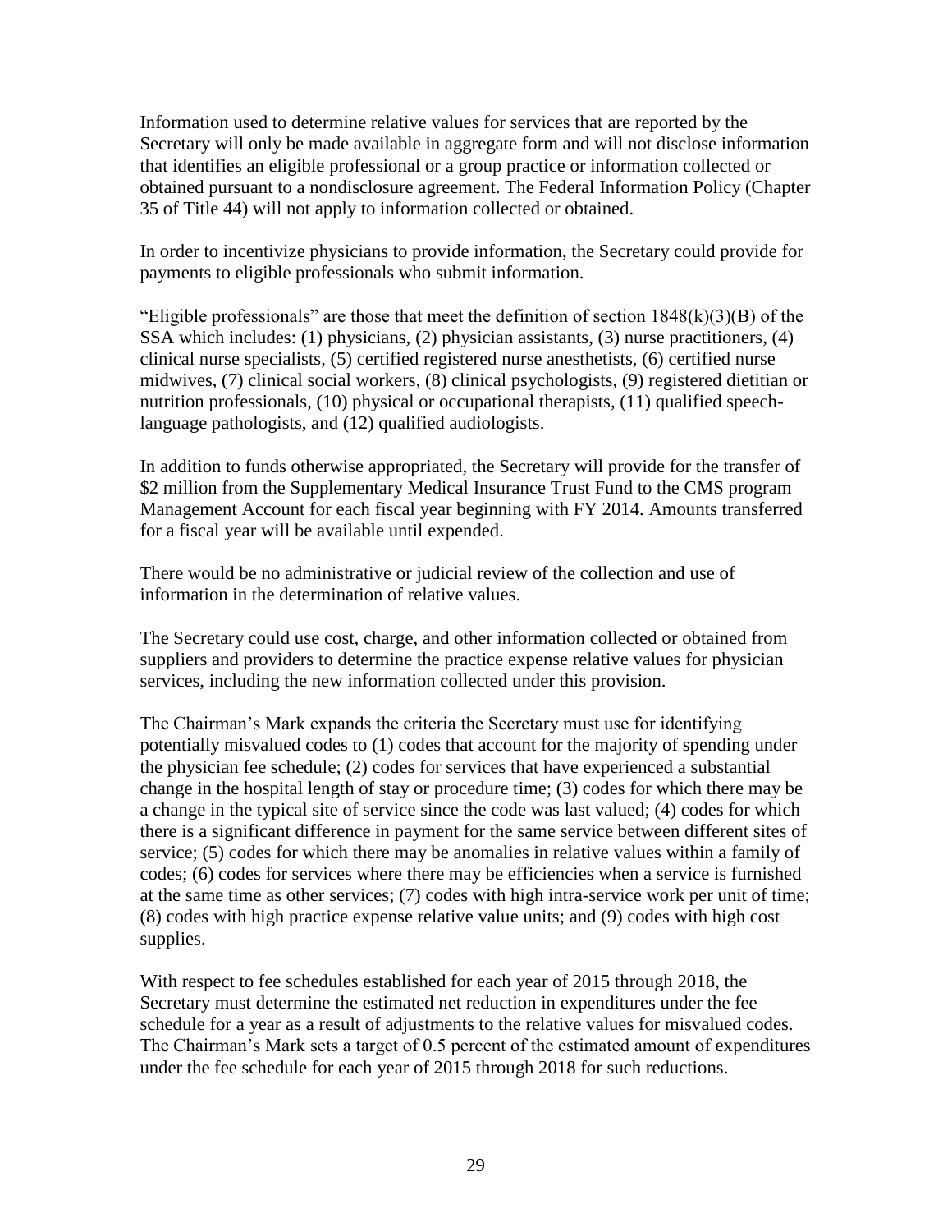Information used to determine relative values for services that are reported by the Secretary will only be made available in aggregate form and will not disclose information that identifies an eligible professional or a group practice or information collected or obtained pursuant to a nondisclosure agreement. The Federal Information Policy (Chapter 35 of Title 44) will not apply to information collected or obtained.

In order to incentivize physicians to provide information, the Secretary could provide for payments to eligible professionals who submit information.

"Eligible professionals" are those that meet the definition of section 1848(k)(3)(B) of the SSA which includes: (1) physicians, (2) physician assistants, (3) nurse practitioners, (4) clinical nurse specialists, (5) certified registered nurse anesthetists, (6) certified nurse midwives, (7) clinical social workers, (8) clinical psychologists, (9) registered dietitian or nutrition professionals, (10) physical or occupational therapists, (11) qualified speech-language pathologists, and (12) qualified audiologists.

In addition to funds otherwise appropriated, the Secretary will provide for the transfer of $2 million from the Supplementary Medical Insurance Trust Fund to the CMS program Management Account for each fiscal year beginning with FY 2014. Amounts transferred for a fiscal year will be available until expended.

There would be no administrative or judicial review of the collection and use of information in the determination of relative values.

The Secretary could use cost, charge, and other information collected or obtained from suppliers and providers to determine the practice expense relative values for physician services, including the new information collected under this provision.

The Chairman's Mark expands the criteria the Secretary must use for identifying potentially misvalued codes to (1) codes that account for the majority of spending under the physician fee schedule; (2) codes for services that have experienced a substantial change in the hospital length of stay or procedure time; (3) codes for which there may be a change in the typical site of service since the code was last valued; (4) codes for which there is a significant difference in payment for the same service between different sites of service; (5) codes for which there may be anomalies in relative values within a family of codes; (6) codes for services where there may be efficiencies when a service is furnished at the same time as other services; (7) codes with high intra-service work per unit of time; (8) codes with high practice expense relative value units; and (9) codes with high cost supplies.

With respect to fee schedules established for each year of 2015 through 2018, the Secretary must determine the estimated net reduction in expenditures under the fee schedule for a year as a result of adjustments to the relative values for misvalued codes. The Chairman's Mark sets a target of 0.5 percent of the estimated amount of expenditures under the fee schedule for each year of 2015 through 2018 for such reductions.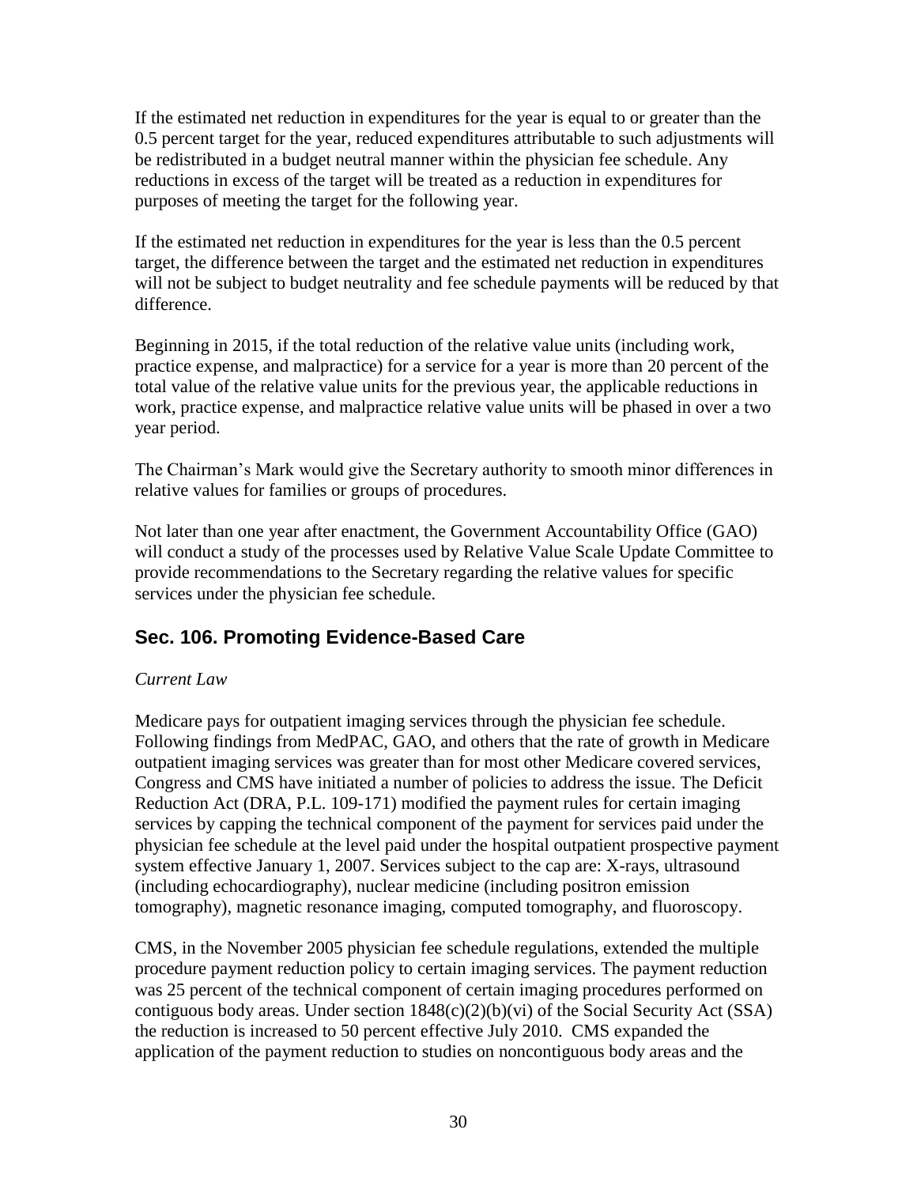If the estimated net reduction in expenditures for the year is equal to or greater than the 0.5 percent target for the year, reduced expenditures attributable to such adjustments will be redistributed in a budget neutral manner within the physician fee schedule. Any reductions in excess of the target will be treated as a reduction in expenditures for purposes of meeting the target for the following year.

If the estimated net reduction in expenditures for the year is less than the 0.5 percent target, the difference between the target and the estimated net reduction in expenditures will not be subject to budget neutrality and fee schedule payments will be reduced by that difference.

Beginning in 2015, if the total reduction of the relative value units (including work, practice expense, and malpractice) for a service for a year is more than 20 percent of the total value of the relative value units for the previous year, the applicable reductions in work, practice expense, and malpractice relative value units will be phased in over a two year period.

The Chairman's Mark would give the Secretary authority to smooth minor differences in relative values for families or groups of procedures.

Not later than one year after enactment, the Government Accountability Office (GAO) will conduct a study of the processes used by Relative Value Scale Update Committee to provide recommendations to the Secretary regarding the relative values for specific services under the physician fee schedule.

## Sec. 106. Promoting Evidence-Based Care

*Current Law*

Medicare pays for outpatient imaging services through the physician fee schedule. Following findings from MedPAC, GAO, and others that the rate of growth in Medicare outpatient imaging services was greater than for most other Medicare covered services, Congress and CMS have initiated a number of policies to address the issue. The Deficit Reduction Act (DRA, P.L. 109-171) modified the payment rules for certain imaging services by capping the technical component of the payment for services paid under the physician fee schedule at the level paid under the hospital outpatient prospective payment system effective January 1, 2007. Services subject to the cap are: X-rays, ultrasound (including echocardiography), nuclear medicine (including positron emission tomography), magnetic resonance imaging, computed tomography, and fluoroscopy.

CMS, in the November 2005 physician fee schedule regulations, extended the multiple procedure payment reduction policy to certain imaging services. The payment reduction was 25 percent of the technical component of certain imaging procedures performed on contiguous body areas. Under section 1848(c)(2)(b)(vi) of the Social Security Act (SSA) the reduction is increased to 50 percent effective July 2010. CMS expanded the application of the payment reduction to studies on noncontiguous body areas and the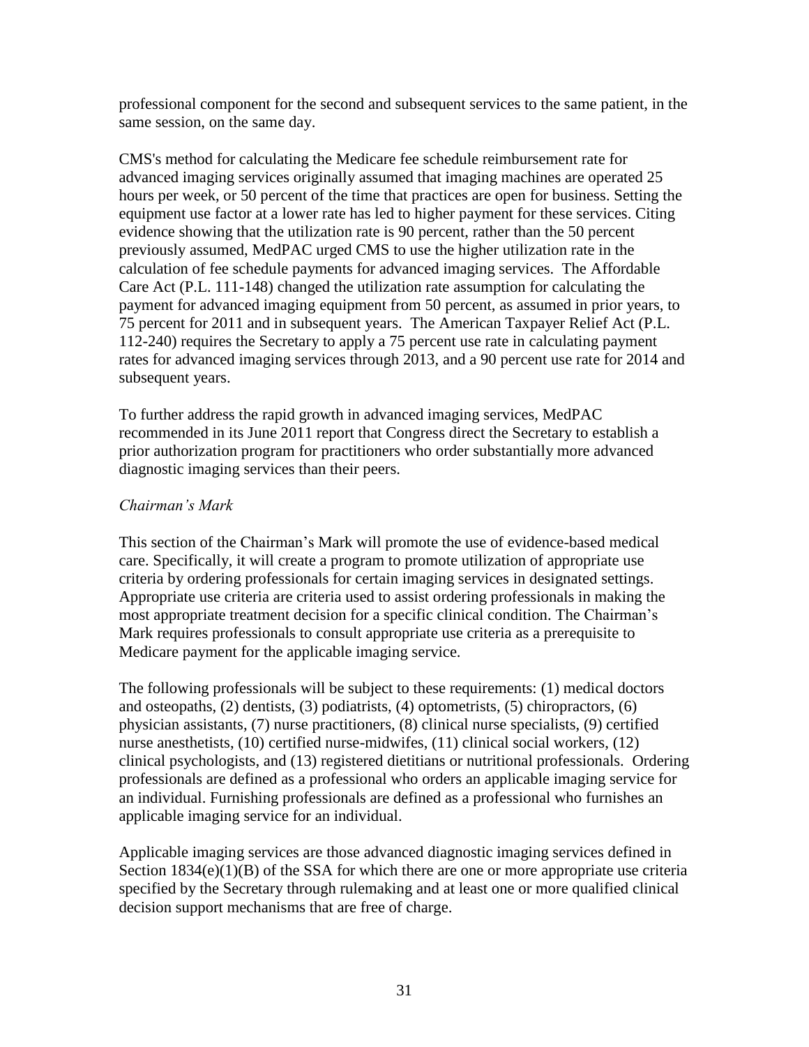professional component for the second and subsequent services to the same patient, in the same session, on the same day.

CMS's method for calculating the Medicare fee schedule reimbursement rate for advanced imaging services originally assumed that imaging machines are operated 25 hours per week, or 50 percent of the time that practices are open for business. Setting the equipment use factor at a lower rate has led to higher payment for these services. Citing evidence showing that the utilization rate is 90 percent, rather than the 50 percent previously assumed, MedPAC urged CMS to use the higher utilization rate in the calculation of fee schedule payments for advanced imaging services. The Affordable Care Act (P.L. 111-148) changed the utilization rate assumption for calculating the payment for advanced imaging equipment from 50 percent, as assumed in prior years, to 75 percent for 2011 and in subsequent years. The American Taxpayer Relief Act (P.L. 112-240) requires the Secretary to apply a 75 percent use rate in calculating payment rates for advanced imaging services through 2013, and a 90 percent use rate for 2014 and subsequent years.

To further address the rapid growth in advanced imaging services, MedPAC recommended in its June 2011 report that Congress direct the Secretary to establish a prior authorization program for practitioners who order substantially more advanced diagnostic imaging services than their peers.

*Chairman's Mark*

This section of the Chairman's Mark will promote the use of evidence-based medical care. Specifically, it will create a program to promote utilization of appropriate use criteria by ordering professionals for certain imaging services in designated settings. Appropriate use criteria are criteria used to assist ordering professionals in making the most appropriate treatment decision for a specific clinical condition. The Chairman's Mark requires professionals to consult appropriate use criteria as a prerequisite to Medicare payment for the applicable imaging service.

The following professionals will be subject to these requirements: (1) medical doctors and osteopaths, (2) dentists, (3) podiatrists, (4) optometrists, (5) chiropractors, (6) physician assistants, (7) nurse practitioners, (8) clinical nurse specialists, (9) certified nurse anesthetists, (10) certified nurse-midwifes, (11) clinical social workers, (12) clinical psychologists, and (13) registered dietitians or nutritional professionals. Ordering professionals are defined as a professional who orders an applicable imaging service for an individual. Furnishing professionals are defined as a professional who furnishes an applicable imaging service for an individual.

Applicable imaging services are those advanced diagnostic imaging services defined in Section 1834(e)(1)(B) of the SSA for which there are one or more appropriate use criteria specified by the Secretary through rulemaking and at least one or more qualified clinical decision support mechanisms that are free of charge.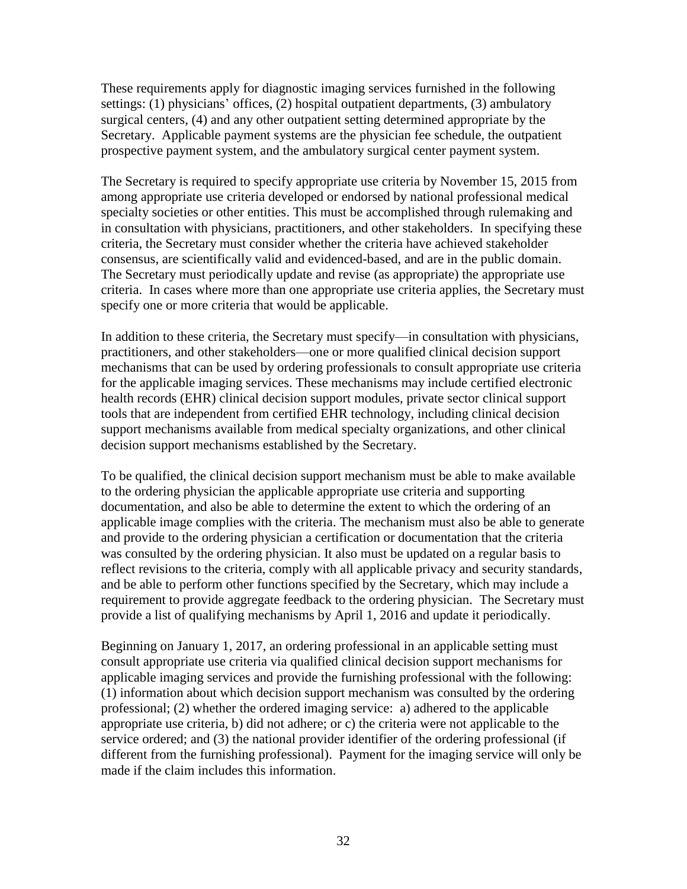These requirements apply for diagnostic imaging services furnished in the following settings: (1) physicians' offices, (2) hospital outpatient departments, (3) ambulatory surgical centers, (4) and any other outpatient setting determined appropriate by the Secretary. Applicable payment systems are the physician fee schedule, the outpatient prospective payment system, and the ambulatory surgical center payment system.

The Secretary is required to specify appropriate use criteria by November 15, 2015 from among appropriate use criteria developed or endorsed by national professional medical specialty societies or other entities. This must be accomplished through rulemaking and in consultation with physicians, practitioners, and other stakeholders. In specifying these criteria, the Secretary must consider whether the criteria have achieved stakeholder consensus, are scientifically valid and evidenced-based, and are in the public domain. The Secretary must periodically update and revise (as appropriate) the appropriate use criteria. In cases where more than one appropriate use criteria applies, the Secretary must specify one or more criteria that would be applicable.

In addition to these criteria, the Secretary must specify—in consultation with physicians, practitioners, and other stakeholders—one or more qualified clinical decision support mechanisms that can be used by ordering professionals to consult appropriate use criteria for the applicable imaging services. These mechanisms may include certified electronic health records (EHR) clinical decision support modules, private sector clinical support tools that are independent from certified EHR technology, including clinical decision support mechanisms available from medical specialty organizations, and other clinical decision support mechanisms established by the Secretary.

To be qualified, the clinical decision support mechanism must be able to make available to the ordering physician the applicable appropriate use criteria and supporting documentation, and also be able to determine the extent to which the ordering of an applicable image complies with the criteria. The mechanism must also be able to generate and provide to the ordering physician a certification or documentation that the criteria was consulted by the ordering physician. It also must be updated on a regular basis to reflect revisions to the criteria, comply with all applicable privacy and security standards, and be able to perform other functions specified by the Secretary, which may include a requirement to provide aggregate feedback to the ordering physician. The Secretary must provide a list of qualifying mechanisms by April 1, 2016 and update it periodically.

Beginning on January 1, 2017, an ordering professional in an applicable setting must consult appropriate use criteria via qualified clinical decision support mechanisms for applicable imaging services and provide the furnishing professional with the following: (1) information about which decision support mechanism was consulted by the ordering professional; (2) whether the ordered imaging service: a) adhered to the applicable appropriate use criteria, b) did not adhere; or c) the criteria were not applicable to the service ordered; and (3) the national provider identifier of the ordering professional (if different from the furnishing professional). Payment for the imaging service will only be made if the claim includes this information.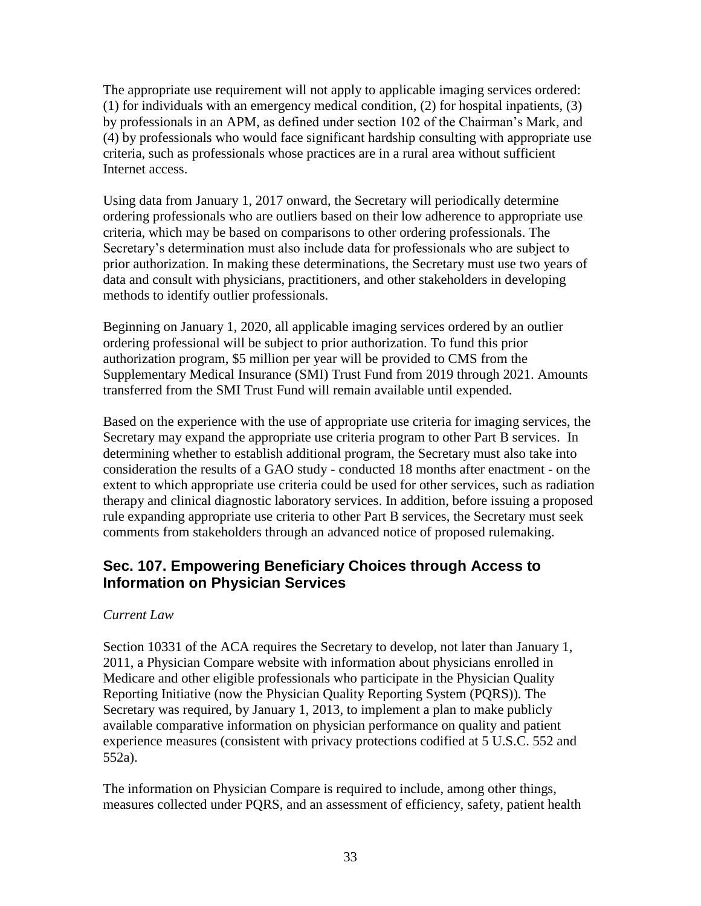The appropriate use requirement will not apply to applicable imaging services ordered: (1) for individuals with an emergency medical condition, (2) for hospital inpatients, (3) by professionals in an APM, as defined under section 102 of the Chairman's Mark, and (4) by professionals who would face significant hardship consulting with appropriate use criteria, such as professionals whose practices are in a rural area without sufficient Internet access.

Using data from January 1, 2017 onward, the Secretary will periodically determine ordering professionals who are outliers based on their low adherence to appropriate use criteria, which may be based on comparisons to other ordering professionals. The Secretary's determination must also include data for professionals who are subject to prior authorization. In making these determinations, the Secretary must use two years of data and consult with physicians, practitioners, and other stakeholders in developing methods to identify outlier professionals.

Beginning on January 1, 2020, all applicable imaging services ordered by an outlier ordering professional will be subject to prior authorization. To fund this prior authorization program, $5 million per year will be provided to CMS from the Supplementary Medical Insurance (SMI) Trust Fund from 2019 through 2021. Amounts transferred from the SMI Trust Fund will remain available until expended.

Based on the experience with the use of appropriate use criteria for imaging services, the Secretary may expand the appropriate use criteria program to other Part B services. In determining whether to establish additional program, the Secretary must also take into consideration the results of a GAO study - conducted 18 months after enactment - on the extent to which appropriate use criteria could be used for other services, such as radiation therapy and clinical diagnostic laboratory services. In addition, before issuing a proposed rule expanding appropriate use criteria to other Part B services, the Secretary must seek comments from stakeholders through an advanced notice of proposed rulemaking.

## Sec. 107. Empowering Beneficiary Choices through Access to Information on Physician Services

*Current Law*

Section 10331 of the ACA requires the Secretary to develop, not later than January 1, 2011, a Physician Compare website with information about physicians enrolled in Medicare and other eligible professionals who participate in the Physician Quality Reporting Initiative (now the Physician Quality Reporting System (PQRS)). The Secretary was required, by January 1, 2013, to implement a plan to make publicly available comparative information on physician performance on quality and patient experience measures (consistent with privacy protections codified at 5 U.S.C. 552 and 552a).

The information on Physician Compare is required to include, among other things, measures collected under PQRS, and an assessment of efficiency, safety, patient health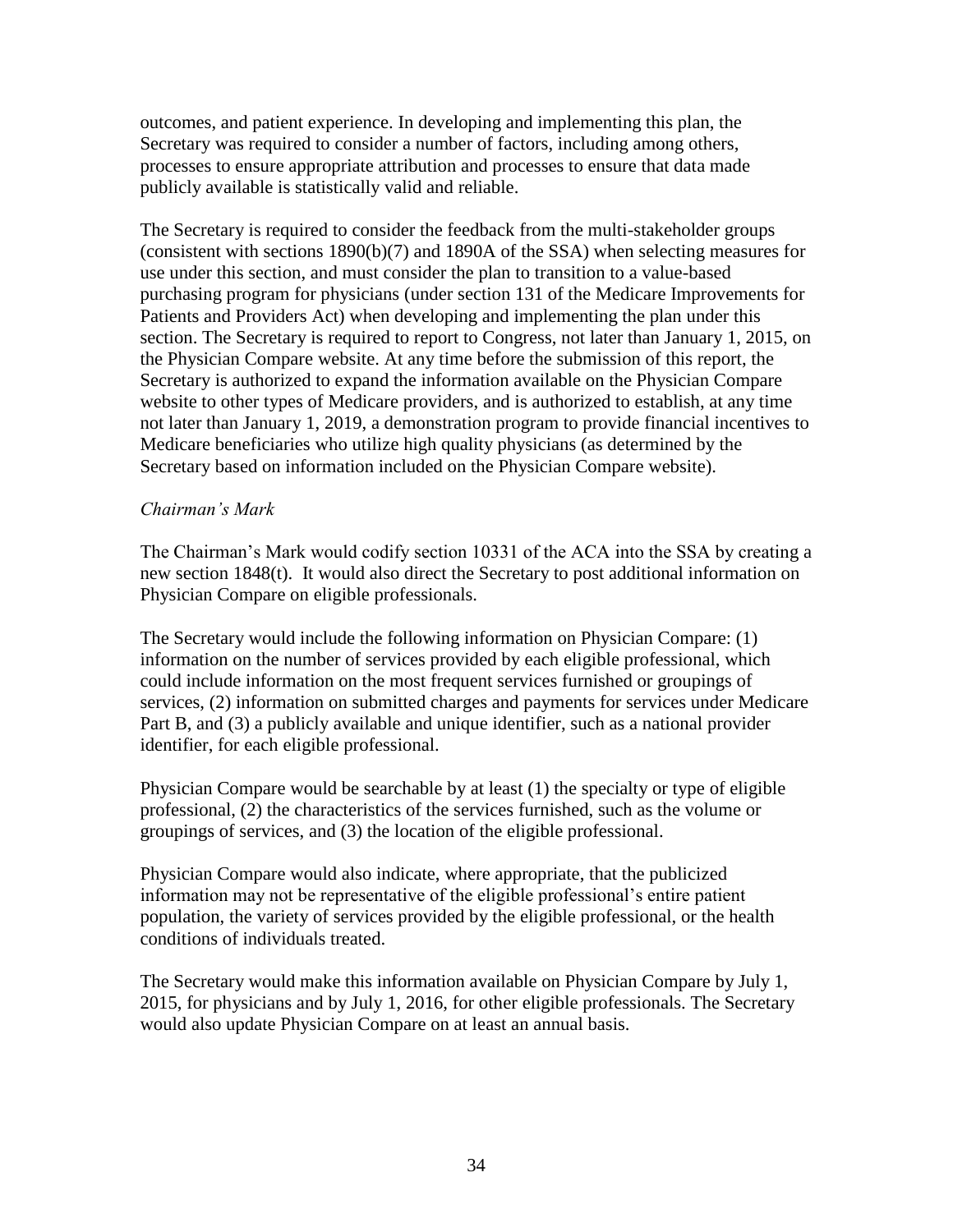outcomes, and patient experience. In developing and implementing this plan, the Secretary was required to consider a number of factors, including among others, processes to ensure appropriate attribution and processes to ensure that data made publicly available is statistically valid and reliable.

The Secretary is required to consider the feedback from the multi-stakeholder groups (consistent with sections 1890(b)(7) and 1890A of the SSA) when selecting measures for use under this section, and must consider the plan to transition to a value-based purchasing program for physicians (under section 131 of the Medicare Improvements for Patients and Providers Act) when developing and implementing the plan under this section. The Secretary is required to report to Congress, not later than January 1, 2015, on the Physician Compare website. At any time before the submission of this report, the Secretary is authorized to expand the information available on the Physician Compare website to other types of Medicare providers, and is authorized to establish, at any time not later than January 1, 2019, a demonstration program to provide financial incentives to Medicare beneficiaries who utilize high quality physicians (as determined by the Secretary based on information included on the Physician Compare website).

*Chairman's Mark*

The Chairman's Mark would codify section 10331 of the ACA into the SSA by creating a new section 1848(t). It would also direct the Secretary to post additional information on Physician Compare on eligible professionals.

The Secretary would include the following information on Physician Compare: (1) information on the number of services provided by each eligible professional, which could include information on the most frequent services furnished or groupings of services, (2) information on submitted charges and payments for services under Medicare Part B, and (3) a publicly available and unique identifier, such as a national provider identifier, for each eligible professional.

Physician Compare would be searchable by at least (1) the specialty or type of eligible professional, (2) the characteristics of the services furnished, such as the volume or groupings of services, and (3) the location of the eligible professional.

Physician Compare would also indicate, where appropriate, that the publicized information may not be representative of the eligible professional's entire patient population, the variety of services provided by the eligible professional, or the health conditions of individuals treated.

The Secretary would make this information available on Physician Compare by July 1, 2015, for physicians and by July 1, 2016, for other eligible professionals. The Secretary would also update Physician Compare on at least an annual basis.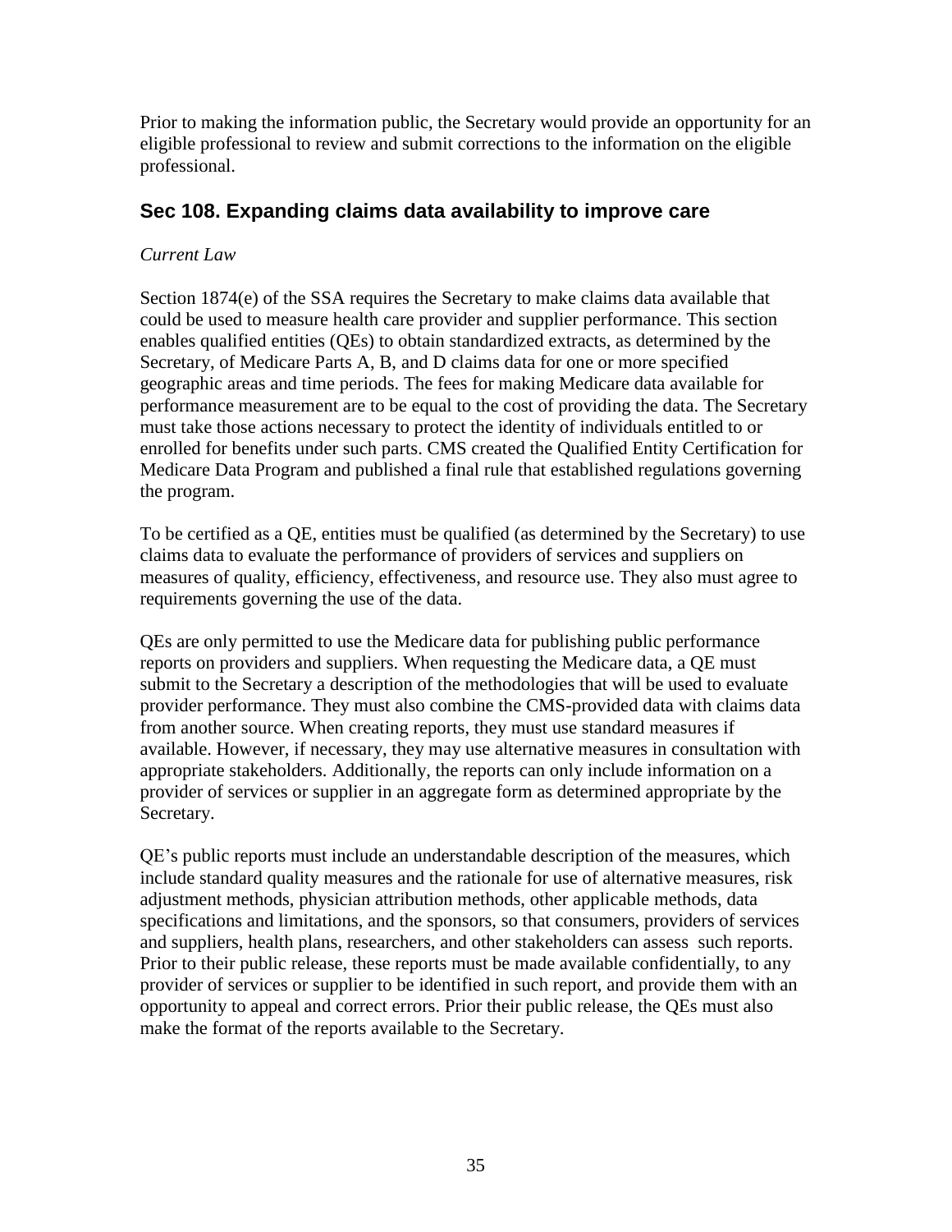Prior to making the information public, the Secretary would provide an opportunity for an eligible professional to review and submit corrections to the information on the eligible professional.

## Sec 108. Expanding claims data availability to improve care

*Current Law*

Section 1874(e) of the SSA requires the Secretary to make claims data available that could be used to measure health care provider and supplier performance. This section enables qualified entities (QEs) to obtain standardized extracts, as determined by the Secretary, of Medicare Parts A, B, and D claims data for one or more specified geographic areas and time periods. The fees for making Medicare data available for performance measurement are to be equal to the cost of providing the data. The Secretary must take those actions necessary to protect the identity of individuals entitled to or enrolled for benefits under such parts. CMS created the Qualified Entity Certification for Medicare Data Program and published a final rule that established regulations governing the program.

To be certified as a QE, entities must be qualified (as determined by the Secretary) to use claims data to evaluate the performance of providers of services and suppliers on measures of quality, efficiency, effectiveness, and resource use. They also must agree to requirements governing the use of the data.

QEs are only permitted to use the Medicare data for publishing public performance reports on providers and suppliers. When requesting the Medicare data, a QE must submit to the Secretary a description of the methodologies that will be used to evaluate provider performance. They must also combine the CMS-provided data with claims data from another source. When creating reports, they must use standard measures if available. However, if necessary, they may use alternative measures in consultation with appropriate stakeholders. Additionally, the reports can only include information on a provider of services or supplier in an aggregate form as determined appropriate by the Secretary.

QE's public reports must include an understandable description of the measures, which include standard quality measures and the rationale for use of alternative measures, risk adjustment methods, physician attribution methods, other applicable methods, data specifications and limitations, and the sponsors, so that consumers, providers of services and suppliers, health plans, researchers, and other stakeholders can assess such reports. Prior to their public release, these reports must be made available confidentially, to any provider of services or supplier to be identified in such report, and provide them with an opportunity to appeal and correct errors. Prior their public release, the QEs must also make the format of the reports available to the Secretary.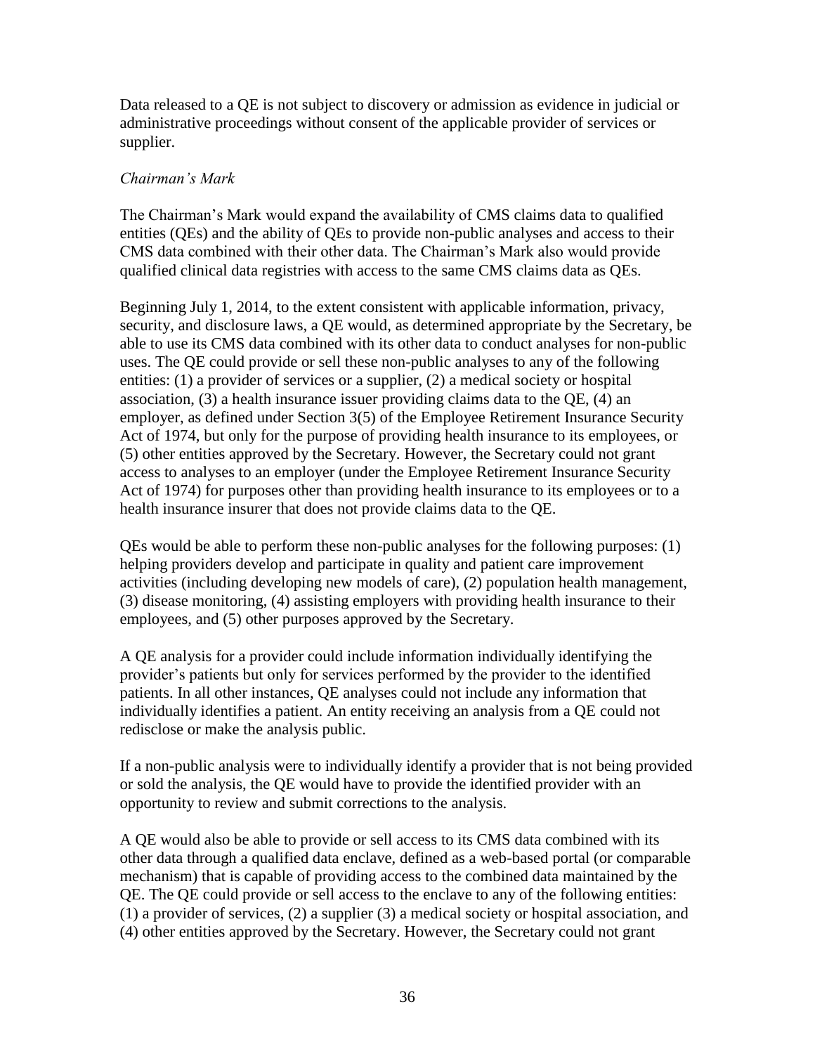Data released to a QE is not subject to discovery or admission as evidence in judicial or administrative proceedings without consent of the applicable provider of services or supplier.

*Chairman's Mark*

The Chairman's Mark would expand the availability of CMS claims data to qualified entities (QEs) and the ability of QEs to provide non-public analyses and access to their CMS data combined with their other data. The Chairman's Mark also would provide qualified clinical data registries with access to the same CMS claims data as QEs.

Beginning July 1, 2014, to the extent consistent with applicable information, privacy, security, and disclosure laws, a QE would, as determined appropriate by the Secretary, be able to use its CMS data combined with its other data to conduct analyses for non-public uses. The QE could provide or sell these non-public analyses to any of the following entities: (1) a provider of services or a supplier, (2) a medical society or hospital association, (3) a health insurance issuer providing claims data to the QE, (4) an employer, as defined under Section 3(5) of the Employee Retirement Insurance Security Act of 1974, but only for the purpose of providing health insurance to its employees, or (5) other entities approved by the Secretary. However, the Secretary could not grant access to analyses to an employer (under the Employee Retirement Insurance Security Act of 1974) for purposes other than providing health insurance to its employees or to a health insurance insurer that does not provide claims data to the QE.

QEs would be able to perform these non-public analyses for the following purposes: (1) helping providers develop and participate in quality and patient care improvement activities (including developing new models of care), (2) population health management, (3) disease monitoring, (4) assisting employers with providing health insurance to their employees, and (5) other purposes approved by the Secretary.

A QE analysis for a provider could include information individually identifying the provider's patients but only for services performed by the provider to the identified patients. In all other instances, QE analyses could not include any information that individually identifies a patient. An entity receiving an analysis from a QE could not redisclose or make the analysis public.

If a non-public analysis were to individually identify a provider that is not being provided or sold the analysis, the QE would have to provide the identified provider with an opportunity to review and submit corrections to the analysis.

A QE would also be able to provide or sell access to its CMS data combined with its other data through a qualified data enclave, defined as a web-based portal (or comparable mechanism) that is capable of providing access to the combined data maintained by the QE. The QE could provide or sell access to the enclave to any of the following entities: (1) a provider of services, (2) a supplier (3) a medical society or hospital association, and (4) other entities approved by the Secretary. However, the Secretary could not grant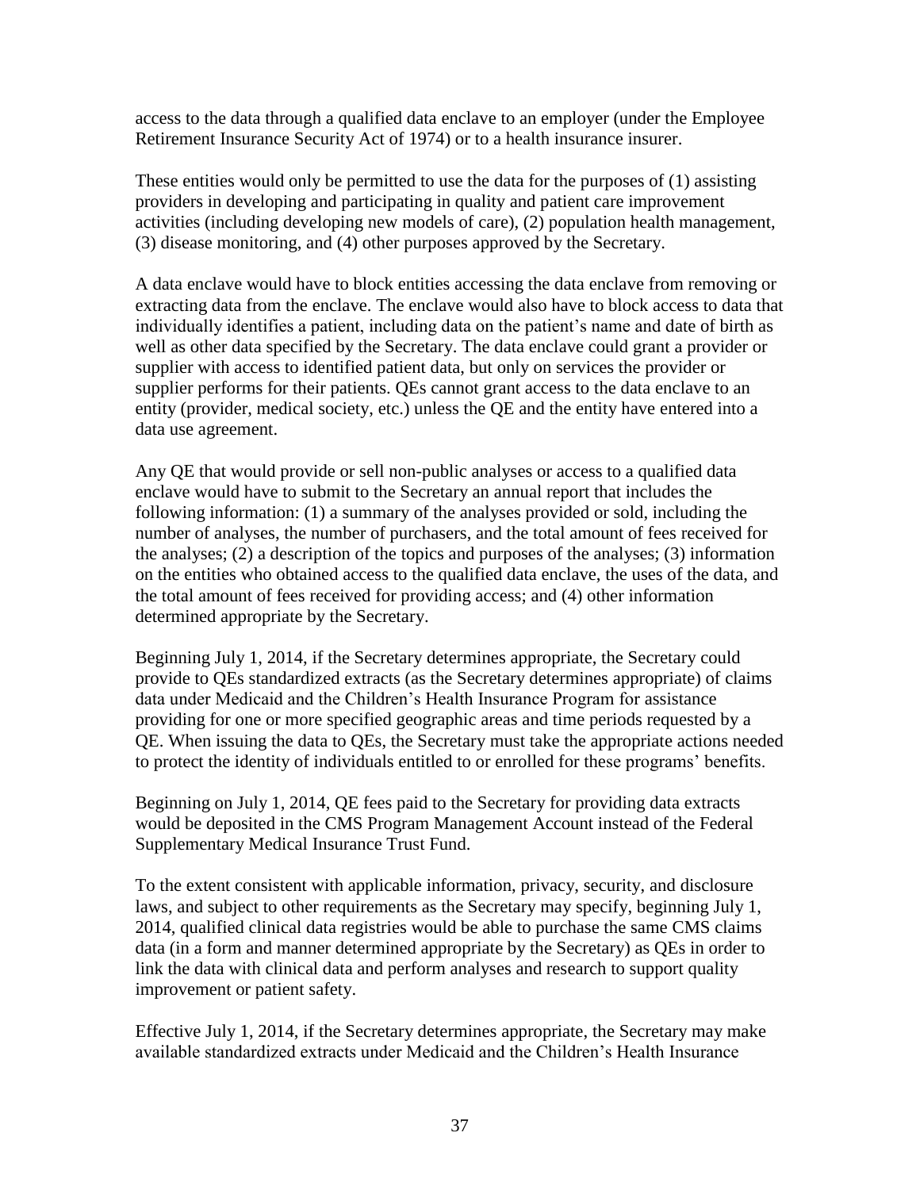access to the data through a qualified data enclave to an employer (under the Employee Retirement Insurance Security Act of 1974) or to a health insurance insurer.

These entities would only be permitted to use the data for the purposes of (1) assisting providers in developing and participating in quality and patient care improvement activities (including developing new models of care), (2) population health management, (3) disease monitoring, and (4) other purposes approved by the Secretary.

A data enclave would have to block entities accessing the data enclave from removing or extracting data from the enclave. The enclave would also have to block access to data that individually identifies a patient, including data on the patient's name and date of birth as well as other data specified by the Secretary. The data enclave could grant a provider or supplier with access to identified patient data, but only on services the provider or supplier performs for their patients. QEs cannot grant access to the data enclave to an entity (provider, medical society, etc.) unless the QE and the entity have entered into a data use agreement.

Any QE that would provide or sell non-public analyses or access to a qualified data enclave would have to submit to the Secretary an annual report that includes the following information: (1) a summary of the analyses provided or sold, including the number of analyses, the number of purchasers, and the total amount of fees received for the analyses; (2) a description of the topics and purposes of the analyses; (3) information on the entities who obtained access to the qualified data enclave, the uses of the data, and the total amount of fees received for providing access; and (4) other information determined appropriate by the Secretary.

Beginning July 1, 2014, if the Secretary determines appropriate, the Secretary could provide to QEs standardized extracts (as the Secretary determines appropriate) of claims data under Medicaid and the Children's Health Insurance Program for assistance providing for one or more specified geographic areas and time periods requested by a QE. When issuing the data to QEs, the Secretary must take the appropriate actions needed to protect the identity of individuals entitled to or enrolled for these programs' benefits.

Beginning on July 1, 2014, QE fees paid to the Secretary for providing data extracts would be deposited in the CMS Program Management Account instead of the Federal Supplementary Medical Insurance Trust Fund.

To the extent consistent with applicable information, privacy, security, and disclosure laws, and subject to other requirements as the Secretary may specify, beginning July 1, 2014, qualified clinical data registries would be able to purchase the same CMS claims data (in a form and manner determined appropriate by the Secretary) as QEs in order to link the data with clinical data and perform analyses and research to support quality improvement or patient safety.

Effective July 1, 2014, if the Secretary determines appropriate, the Secretary may make available standardized extracts under Medicaid and the Children's Health Insurance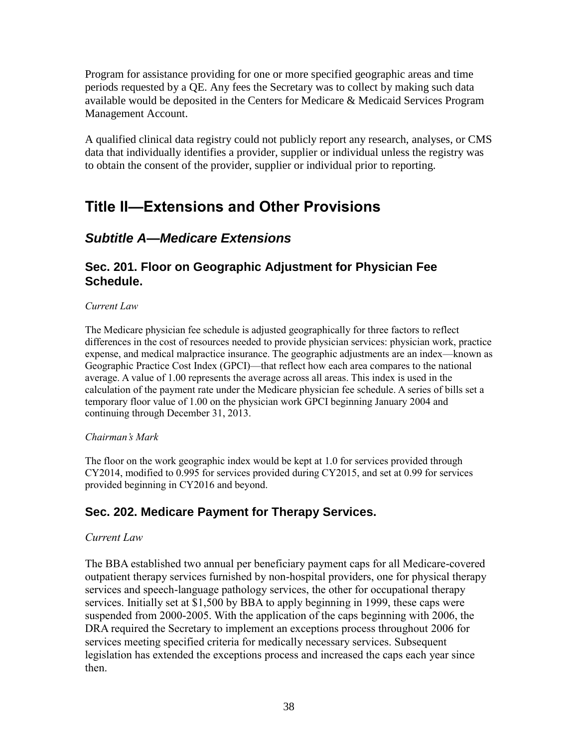Program for assistance providing for one or more specified geographic areas and time periods requested by a QE. Any fees the Secretary was to collect by making such data available would be deposited in the Centers for Medicare & Medicaid Services Program Management Account.

A qualified clinical data registry could not publicly report any research, analyses, or CMS data that individually identifies a provider, supplier or individual unless the registry was to obtain the consent of the provider, supplier or individual prior to reporting.

# Title II—Extensions and Other Provisions

## *Subtitle A—Medicare Extensions*

### Sec. 201. Floor on Geographic Adjustment for Physician Fee Schedule.

*Current Law*

The Medicare physician fee schedule is adjusted geographically for three factors to reflect differences in the cost of resources needed to provide physician services: physician work, practice expense, and medical malpractice insurance. The geographic adjustments are an index—known as Geographic Practice Cost Index (GPCI)—that reflect how each area compares to the national average. A value of 1.00 represents the average across all areas. This index is used in the calculation of the payment rate under the Medicare physician fee schedule. A series of bills set a temporary floor value of 1.00 on the physician work GPCI beginning January 2004 and continuing through December 31, 2013.

*Chairman's Mark*

The floor on the work geographic index would be kept at 1.0 for services provided through CY2014, modified to 0.995 for services provided during CY2015, and set at 0.99 for services provided beginning in CY2016 and beyond.

### Sec. 202. Medicare Payment for Therapy Services.

*Current Law*

The BBA established two annual per beneficiary payment caps for all Medicare-covered outpatient therapy services furnished by non-hospital providers, one for physical therapy services and speech-language pathology services, the other for occupational therapy services. Initially set at $1,500 by BBA to apply beginning in 1999, these caps were suspended from 2000-2005. With the application of the caps beginning with 2006, the DRA required the Secretary to implement an exceptions process throughout 2006 for services meeting specified criteria for medically necessary services. Subsequent legislation has extended the exceptions process and increased the caps each year since then.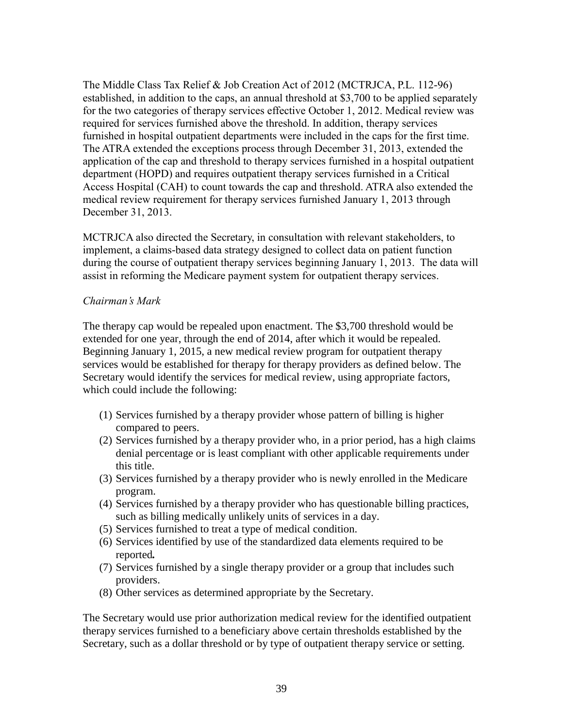The Middle Class Tax Relief & Job Creation Act of 2012 (MCTRJCA, P.L. 112-96) established, in addition to the caps, an annual threshold at $3,700 to be applied separately for the two categories of therapy services effective October 1, 2012. Medical review was required for services furnished above the threshold. In addition, therapy services furnished in hospital outpatient departments were included in the caps for the first time. The ATRA extended the exceptions process through December 31, 2013, extended the application of the cap and threshold to therapy services furnished in a hospital outpatient department (HOPD) and requires outpatient therapy services furnished in a Critical Access Hospital (CAH) to count towards the cap and threshold. ATRA also extended the medical review requirement for therapy services furnished January 1, 2013 through December 31, 2013.

MCTRJCA also directed the Secretary, in consultation with relevant stakeholders, to implement, a claims-based data strategy designed to collect data on patient function during the course of outpatient therapy services beginning January 1, 2013. The data will assist in reforming the Medicare payment system for outpatient therapy services.

*Chairman's Mark*

The therapy cap would be repealed upon enactment. The $3,700 threshold would be extended for one year, through the end of 2014, after which it would be repealed. Beginning January 1, 2015, a new medical review program for outpatient therapy services would be established for therapy for therapy providers as defined below. The Secretary would identify the services for medical review, using appropriate factors, which could include the following:

1. Services furnished by a therapy provider whose pattern of billing is higher compared to peers.
2. Services furnished by a therapy provider who, in a prior period, has a high claims denial percentage or is least compliant with other applicable requirements under this title.
3. Services furnished by a therapy provider who is newly enrolled in the Medicare program.
4. Services furnished by a therapy provider who has questionable billing practices, such as billing medically unlikely units of services in a day.
5. Services furnished to treat a type of medical condition.
6. Services identified by use of the standardized data elements required to be reported**.**
7. Services furnished by a single therapy provider or a group that includes such providers.
8. Other services as determined appropriate by the Secretary.

The Secretary would use prior authorization medical review for the identified outpatient therapy services furnished to a beneficiary above certain thresholds established by the Secretary, such as a dollar threshold or by type of outpatient therapy service or setting.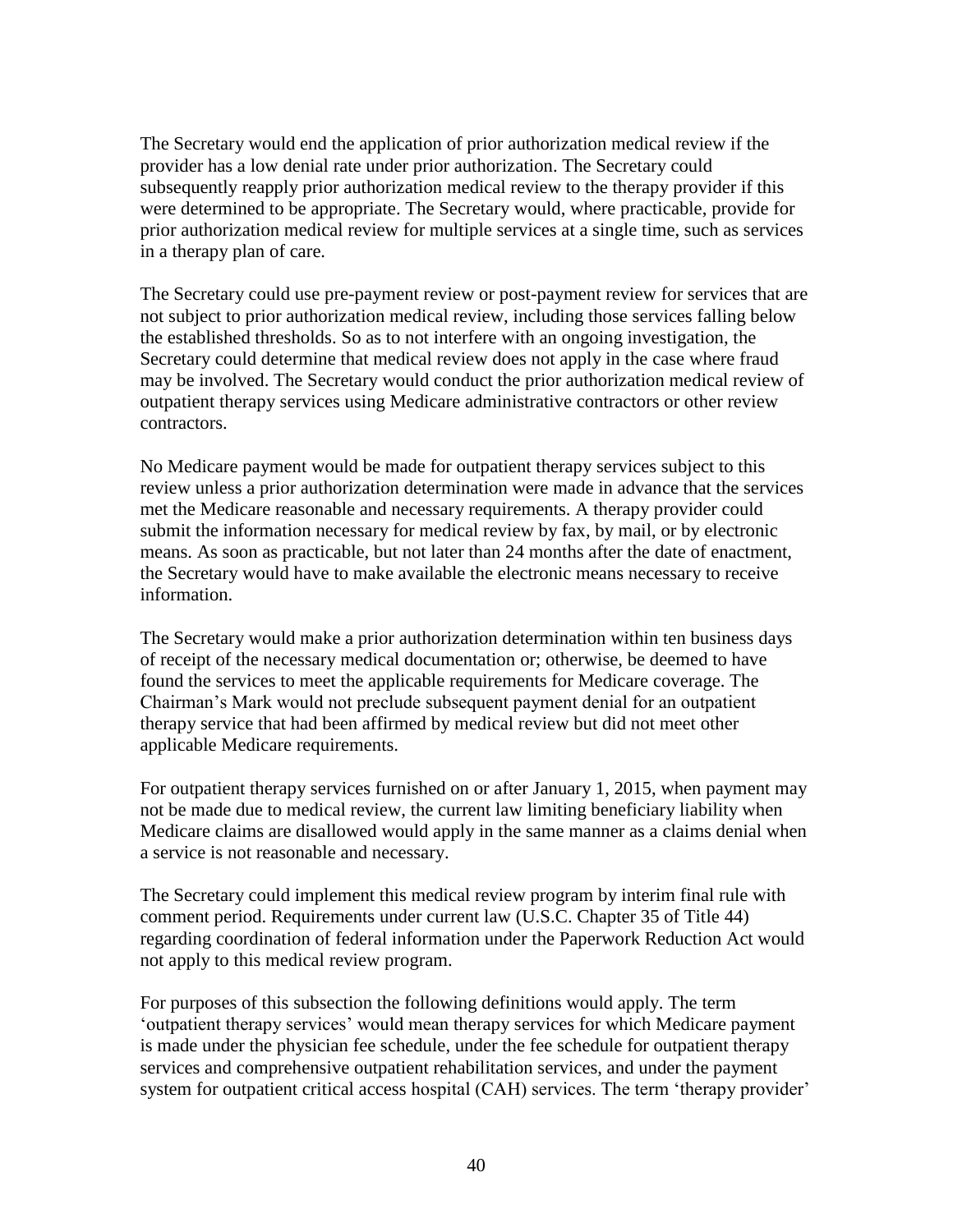The Secretary would end the application of prior authorization medical review if the provider has a low denial rate under prior authorization. The Secretary could subsequently reapply prior authorization medical review to the therapy provider if this were determined to be appropriate. The Secretary would, where practicable, provide for prior authorization medical review for multiple services at a single time, such as services in a therapy plan of care.

The Secretary could use pre-payment review or post-payment review for services that are not subject to prior authorization medical review, including those services falling below the established thresholds. So as to not interfere with an ongoing investigation, the Secretary could determine that medical review does not apply in the case where fraud may be involved. The Secretary would conduct the prior authorization medical review of outpatient therapy services using Medicare administrative contractors or other review contractors.

No Medicare payment would be made for outpatient therapy services subject to this review unless a prior authorization determination were made in advance that the services met the Medicare reasonable and necessary requirements. A therapy provider could submit the information necessary for medical review by fax, by mail, or by electronic means. As soon as practicable, but not later than 24 months after the date of enactment, the Secretary would have to make available the electronic means necessary to receive information.

The Secretary would make a prior authorization determination within ten business days of receipt of the necessary medical documentation or; otherwise, be deemed to have found the services to meet the applicable requirements for Medicare coverage. The Chairman's Mark would not preclude subsequent payment denial for an outpatient therapy service that had been affirmed by medical review but did not meet other applicable Medicare requirements.

For outpatient therapy services furnished on or after January 1, 2015, when payment may not be made due to medical review, the current law limiting beneficiary liability when Medicare claims are disallowed would apply in the same manner as a claims denial when a service is not reasonable and necessary.

The Secretary could implement this medical review program by interim final rule with comment period. Requirements under current law (U.S.C. Chapter 35 of Title 44) regarding coordination of federal information under the Paperwork Reduction Act would not apply to this medical review program.

For purposes of this subsection the following definitions would apply. The term 'outpatient therapy services' would mean therapy services for which Medicare payment is made under the physician fee schedule, under the fee schedule for outpatient therapy services and comprehensive outpatient rehabilitation services, and under the payment system for outpatient critical access hospital (CAH) services. The term 'therapy provider'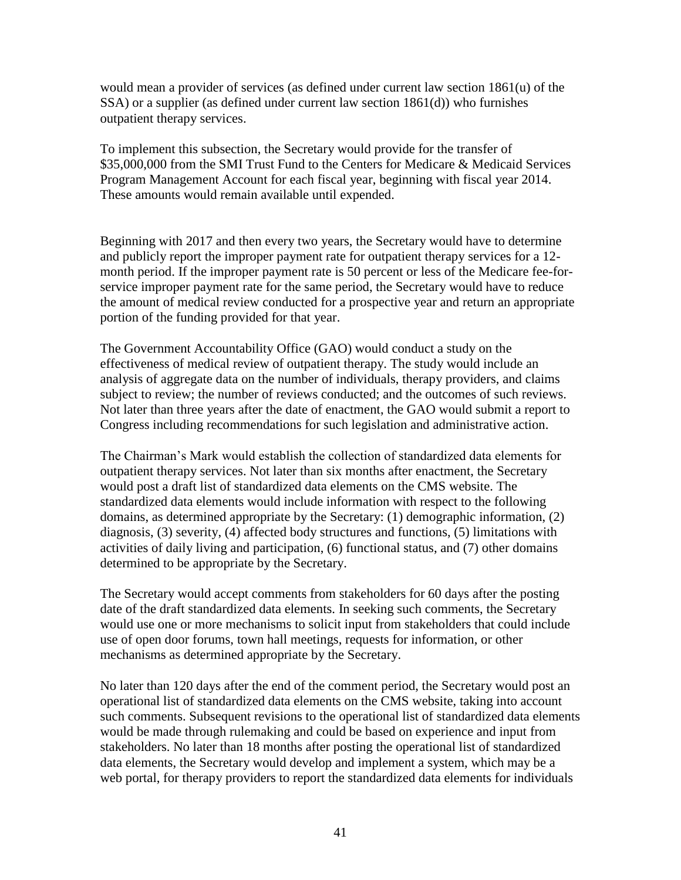would mean a provider of services (as defined under current law section 1861(u) of the SSA) or a supplier (as defined under current law section 1861(d)) who furnishes outpatient therapy services.

To implement this subsection, the Secretary would provide for the transfer of $35,000,000 from the SMI Trust Fund to the Centers for Medicare & Medicaid Services Program Management Account for each fiscal year, beginning with fiscal year 2014. These amounts would remain available until expended.

Beginning with 2017 and then every two years, the Secretary would have to determine and publicly report the improper payment rate for outpatient therapy services for a 12-month period. If the improper payment rate is 50 percent or less of the Medicare fee-for-service improper payment rate for the same period, the Secretary would have to reduce the amount of medical review conducted for a prospective year and return an appropriate portion of the funding provided for that year.

The Government Accountability Office (GAO) would conduct a study on the effectiveness of medical review of outpatient therapy. The study would include an analysis of aggregate data on the number of individuals, therapy providers, and claims subject to review; the number of reviews conducted; and the outcomes of such reviews. Not later than three years after the date of enactment, the GAO would submit a report to Congress including recommendations for such legislation and administrative action.

The Chairman's Mark would establish the collection of standardized data elements for outpatient therapy services. Not later than six months after enactment, the Secretary would post a draft list of standardized data elements on the CMS website. The standardized data elements would include information with respect to the following domains, as determined appropriate by the Secretary: (1) demographic information, (2) diagnosis, (3) severity, (4) affected body structures and functions, (5) limitations with activities of daily living and participation, (6) functional status, and (7) other domains determined to be appropriate by the Secretary.

The Secretary would accept comments from stakeholders for 60 days after the posting date of the draft standardized data elements. In seeking such comments, the Secretary would use one or more mechanisms to solicit input from stakeholders that could include use of open door forums, town hall meetings, requests for information, or other mechanisms as determined appropriate by the Secretary.

No later than 120 days after the end of the comment period, the Secretary would post an operational list of standardized data elements on the CMS website, taking into account such comments. Subsequent revisions to the operational list of standardized data elements would be made through rulemaking and could be based on experience and input from stakeholders. No later than 18 months after posting the operational list of standardized data elements, the Secretary would develop and implement a system, which may be a web portal, for therapy providers to report the standardized data elements for individuals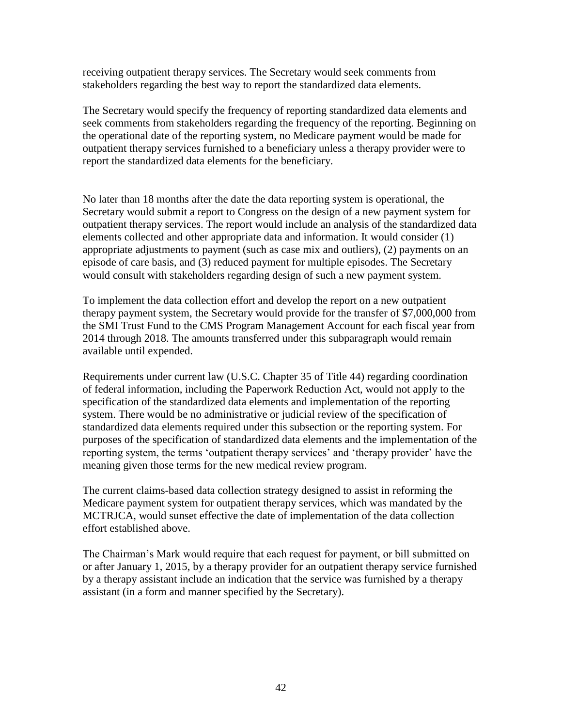receiving outpatient therapy services. The Secretary would seek comments from stakeholders regarding the best way to report the standardized data elements.

The Secretary would specify the frequency of reporting standardized data elements and seek comments from stakeholders regarding the frequency of the reporting. Beginning on the operational date of the reporting system, no Medicare payment would be made for outpatient therapy services furnished to a beneficiary unless a therapy provider were to report the standardized data elements for the beneficiary.

No later than 18 months after the date the data reporting system is operational, the Secretary would submit a report to Congress on the design of a new payment system for outpatient therapy services. The report would include an analysis of the standardized data elements collected and other appropriate data and information. It would consider (1) appropriate adjustments to payment (such as case mix and outliers), (2) payments on an episode of care basis, and (3) reduced payment for multiple episodes. The Secretary would consult with stakeholders regarding design of such a new payment system.

To implement the data collection effort and develop the report on a new outpatient therapy payment system, the Secretary would provide for the transfer of $7,000,000 from the SMI Trust Fund to the CMS Program Management Account for each fiscal year from 2014 through 2018. The amounts transferred under this subparagraph would remain available until expended.

Requirements under current law (U.S.C. Chapter 35 of Title 44) regarding coordination of federal information, including the Paperwork Reduction Act, would not apply to the specification of the standardized data elements and implementation of the reporting system. There would be no administrative or judicial review of the specification of standardized data elements required under this subsection or the reporting system. For purposes of the specification of standardized data elements and the implementation of the reporting system, the terms 'outpatient therapy services' and 'therapy provider' have the meaning given those terms for the new medical review program.

The current claims-based data collection strategy designed to assist in reforming the Medicare payment system for outpatient therapy services, which was mandated by the MCTRJCA, would sunset effective the date of implementation of the data collection effort established above.

The Chairman's Mark would require that each request for payment, or bill submitted on or after January 1, 2015, by a therapy provider for an outpatient therapy service furnished by a therapy assistant include an indication that the service was furnished by a therapy assistant (in a form and manner specified by the Secretary).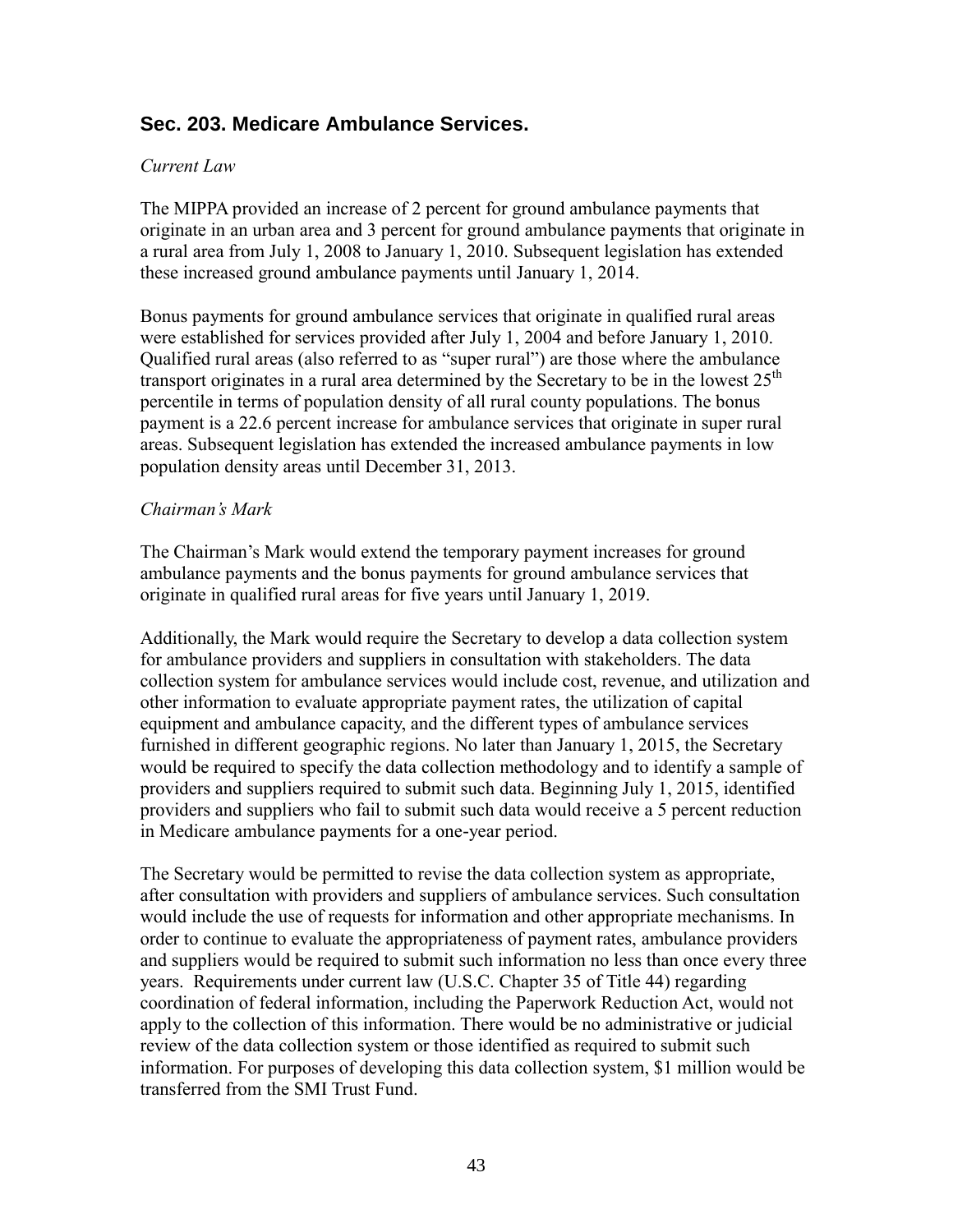## Sec. 203. Medicare Ambulance Services.

*Current Law*

The MIPPA provided an increase of 2 percent for ground ambulance payments that originate in an urban area and 3 percent for ground ambulance payments that originate in a rural area from July 1, 2008 to January 1, 2010. Subsequent legislation has extended these increased ground ambulance payments until January 1, 2014.

Bonus payments for ground ambulance services that originate in qualified rural areas were established for services provided after July 1, 2004 and before January 1, 2010. Qualified rural areas (also referred to as "super rural") are those where the ambulance transport originates in a rural area determined by the Secretary to be in the lowest 25th percentile in terms of population density of all rural county populations. The bonus payment is a 22.6 percent increase for ambulance services that originate in super rural areas. Subsequent legislation has extended the increased ambulance payments in low population density areas until December 31, 2013.

*Chairman's Mark*

The Chairman's Mark would extend the temporary payment increases for ground ambulance payments and the bonus payments for ground ambulance services that originate in qualified rural areas for five years until January 1, 2019.

Additionally, the Mark would require the Secretary to develop a data collection system for ambulance providers and suppliers in consultation with stakeholders. The data collection system for ambulance services would include cost, revenue, and utilization and other information to evaluate appropriate payment rates, the utilization of capital equipment and ambulance capacity, and the different types of ambulance services furnished in different geographic regions. No later than January 1, 2015, the Secretary would be required to specify the data collection methodology and to identify a sample of providers and suppliers required to submit such data. Beginning July 1, 2015, identified providers and suppliers who fail to submit such data would receive a 5 percent reduction in Medicare ambulance payments for a one-year period.

The Secretary would be permitted to revise the data collection system as appropriate, after consultation with providers and suppliers of ambulance services. Such consultation would include the use of requests for information and other appropriate mechanisms. In order to continue to evaluate the appropriateness of payment rates, ambulance providers and suppliers would be required to submit such information no less than once every three years. Requirements under current law (U.S.C. Chapter 35 of Title 44) regarding coordination of federal information, including the Paperwork Reduction Act, would not apply to the collection of this information. There would be no administrative or judicial review of the data collection system or those identified as required to submit such information. For purposes of developing this data collection system, $1 million would be transferred from the SMI Trust Fund.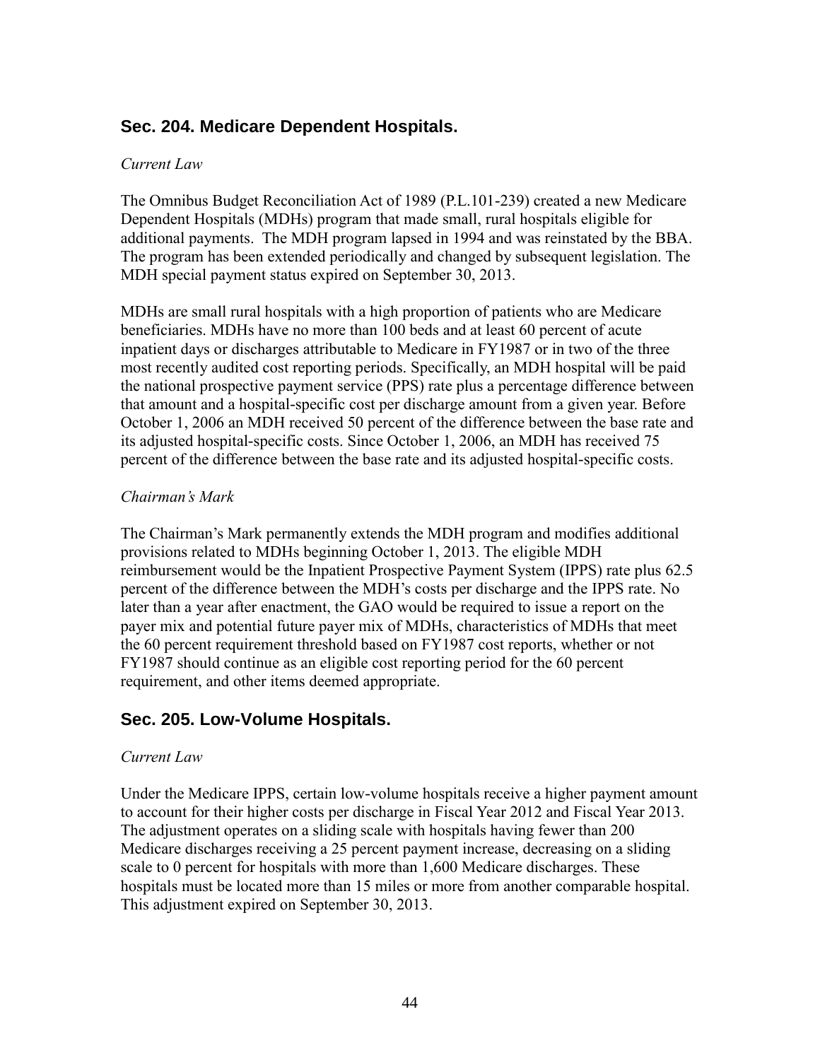## Sec. 204. Medicare Dependent Hospitals.

*Current Law*

The Omnibus Budget Reconciliation Act of 1989 (P.L.101-239) created a new Medicare Dependent Hospitals (MDHs) program that made small, rural hospitals eligible for additional payments. The MDH program lapsed in 1994 and was reinstated by the BBA. The program has been extended periodically and changed by subsequent legislation. The MDH special payment status expired on September 30, 2013.

MDHs are small rural hospitals with a high proportion of patients who are Medicare beneficiaries. MDHs have no more than 100 beds and at least 60 percent of acute inpatient days or discharges attributable to Medicare in FY1987 or in two of the three most recently audited cost reporting periods. Specifically, an MDH hospital will be paid the national prospective payment service (PPS) rate plus a percentage difference between that amount and a hospital-specific cost per discharge amount from a given year. Before October 1, 2006 an MDH received 50 percent of the difference between the base rate and its adjusted hospital-specific costs. Since October 1, 2006, an MDH has received 75 percent of the difference between the base rate and its adjusted hospital-specific costs.

*Chairman's Mark*

The Chairman's Mark permanently extends the MDH program and modifies additional provisions related to MDHs beginning October 1, 2013. The eligible MDH reimbursement would be the Inpatient Prospective Payment System (IPPS) rate plus 62.5 percent of the difference between the MDH's costs per discharge and the IPPS rate. No later than a year after enactment, the GAO would be required to issue a report on the payer mix and potential future payer mix of MDHs, characteristics of MDHs that meet the 60 percent requirement threshold based on FY1987 cost reports, whether or not FY1987 should continue as an eligible cost reporting period for the 60 percent requirement, and other items deemed appropriate.

## Sec. 205. Low-Volume Hospitals.

*Current Law*

Under the Medicare IPPS, certain low-volume hospitals receive a higher payment amount to account for their higher costs per discharge in Fiscal Year 2012 and Fiscal Year 2013. The adjustment operates on a sliding scale with hospitals having fewer than 200 Medicare discharges receiving a 25 percent payment increase, decreasing on a sliding scale to 0 percent for hospitals with more than 1,600 Medicare discharges. These hospitals must be located more than 15 miles or more from another comparable hospital. This adjustment expired on September 30, 2013.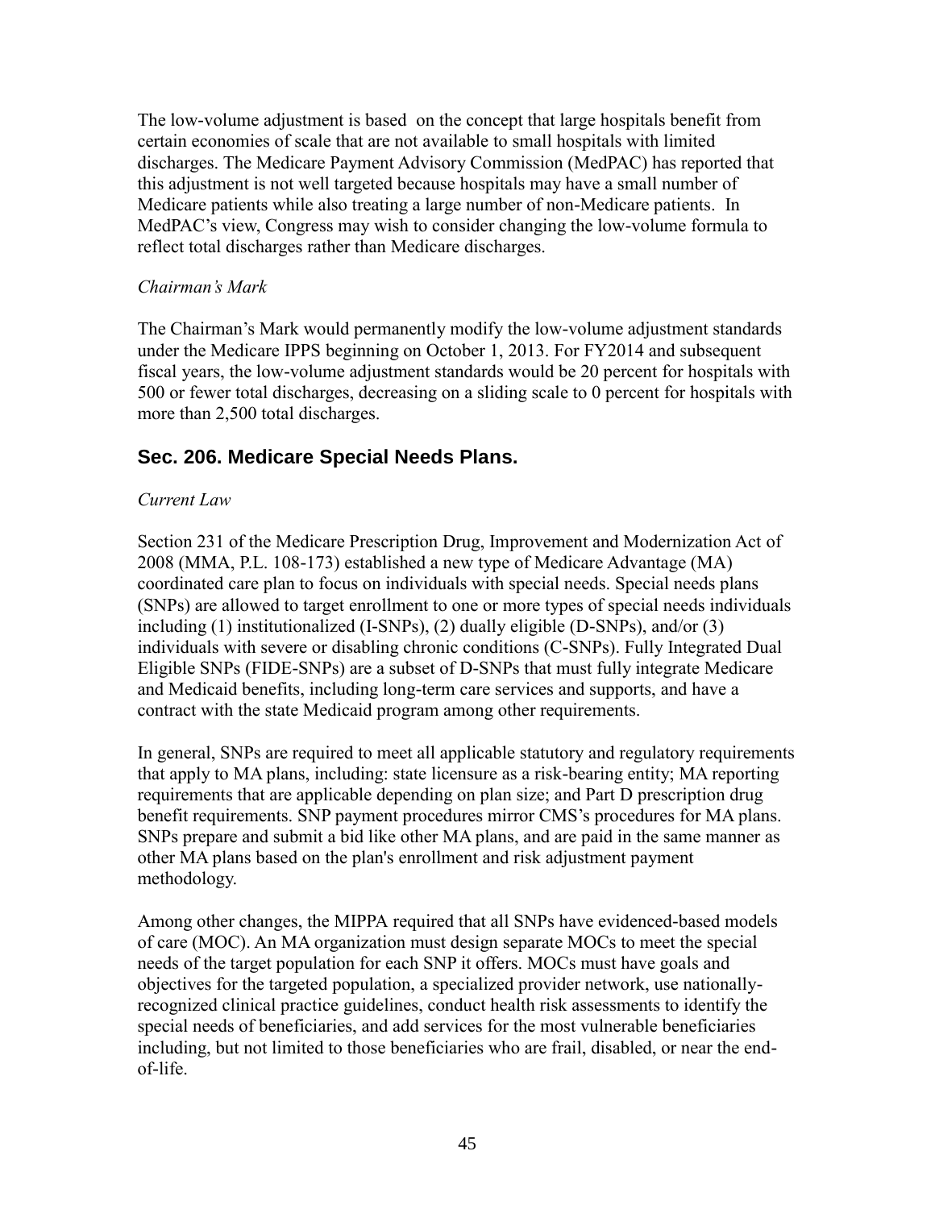The low-volume adjustment is based  on the concept that large hospitals benefit from certain economies of scale that are not available to small hospitals with limited discharges. The Medicare Payment Advisory Commission (MedPAC) has reported that this adjustment is not well targeted because hospitals may have a small number of Medicare patients while also treating a large number of non-Medicare patients.  In MedPAC's view, Congress may wish to consider changing the low-volume formula to reflect total discharges rather than Medicare discharges.

*Chairman's Mark*

The Chairman's Mark would permanently modify the low-volume adjustment standards under the Medicare IPPS beginning on October 1, 2013. For FY2014 and subsequent fiscal years, the low-volume adjustment standards would be 20 percent for hospitals with 500 or fewer total discharges, decreasing on a sliding scale to 0 percent for hospitals with more than 2,500 total discharges.

## Sec. 206. Medicare Special Needs Plans.

*Current Law*

Section 231 of the Medicare Prescription Drug, Improvement and Modernization Act of 2008 (MMA, P.L. 108-173) established a new type of Medicare Advantage (MA) coordinated care plan to focus on individuals with special needs. Special needs plans (SNPs) are allowed to target enrollment to one or more types of special needs individuals including (1) institutionalized (I-SNPs), (2) dually eligible (D-SNPs), and/or (3) individuals with severe or disabling chronic conditions (C-SNPs). Fully Integrated Dual Eligible SNPs (FIDE-SNPs) are a subset of D-SNPs that must fully integrate Medicare and Medicaid benefits, including long-term care services and supports, and have a contract with the state Medicaid program among other requirements.

In general, SNPs are required to meet all applicable statutory and regulatory requirements that apply to MA plans, including: state licensure as a risk-bearing entity; MA reporting requirements that are applicable depending on plan size; and Part D prescription drug benefit requirements. SNP payment procedures mirror CMS's procedures for MA plans. SNPs prepare and submit a bid like other MA plans, and are paid in the same manner as other MA plans based on the plan's enrollment and risk adjustment payment methodology.

Among other changes, the MIPPA required that all SNPs have evidenced-based models of care (MOC). An MA organization must design separate MOCs to meet the special needs of the target population for each SNP it offers. MOCs must have goals and objectives for the targeted population, a specialized provider network, use nationally-recognized clinical practice guidelines, conduct health risk assessments to identify the special needs of beneficiaries, and add services for the most vulnerable beneficiaries including, but not limited to those beneficiaries who are frail, disabled, or near the end-of-life.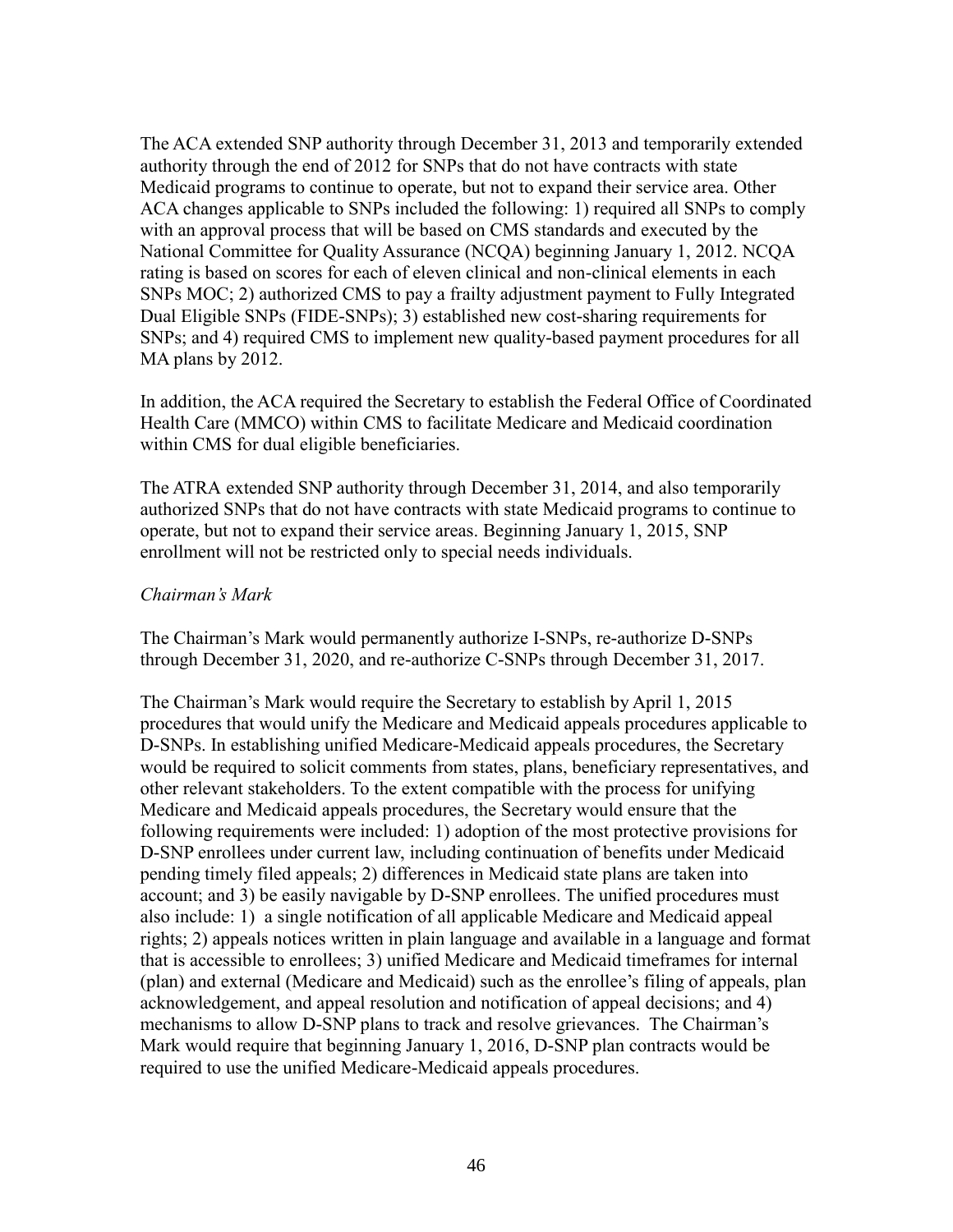The ACA extended SNP authority through December 31, 2013 and temporarily extended authority through the end of 2012 for SNPs that do not have contracts with state Medicaid programs to continue to operate, but not to expand their service area. Other ACA changes applicable to SNPs included the following: 1) required all SNPs to comply with an approval process that will be based on CMS standards and executed by the National Committee for Quality Assurance (NCQA) beginning January 1, 2012. NCQA rating is based on scores for each of eleven clinical and non-clinical elements in each SNPs MOC; 2) authorized CMS to pay a frailty adjustment payment to Fully Integrated Dual Eligible SNPs (FIDE-SNPs); 3) established new cost-sharing requirements for SNPs; and 4) required CMS to implement new quality-based payment procedures for all MA plans by 2012.

In addition, the ACA required the Secretary to establish the Federal Office of Coordinated Health Care (MMCO) within CMS to facilitate Medicare and Medicaid coordination within CMS for dual eligible beneficiaries.

The ATRA extended SNP authority through December 31, 2014, and also temporarily authorized SNPs that do not have contracts with state Medicaid programs to continue to operate, but not to expand their service areas. Beginning January 1, 2015, SNP enrollment will not be restricted only to special needs individuals.

*Chairman's Mark*

The Chairman's Mark would permanently authorize I-SNPs, re-authorize D-SNPs through December 31, 2020, and re-authorize C-SNPs through December 31, 2017.

The Chairman's Mark would require the Secretary to establish by April 1, 2015 procedures that would unify the Medicare and Medicaid appeals procedures applicable to D-SNPs. In establishing unified Medicare-Medicaid appeals procedures, the Secretary would be required to solicit comments from states, plans, beneficiary representatives, and other relevant stakeholders. To the extent compatible with the process for unifying Medicare and Medicaid appeals procedures, the Secretary would ensure that the following requirements were included: 1) adoption of the most protective provisions for D-SNP enrollees under current law, including continuation of benefits under Medicaid pending timely filed appeals; 2) differences in Medicaid state plans are taken into account; and 3) be easily navigable by D-SNP enrollees. The unified procedures must also include: 1) a single notification of all applicable Medicare and Medicaid appeal rights; 2) appeals notices written in plain language and available in a language and format that is accessible to enrollees; 3) unified Medicare and Medicaid timeframes for internal (plan) and external (Medicare and Medicaid) such as the enrollee's filing of appeals, plan acknowledgement, and appeal resolution and notification of appeal decisions; and 4) mechanisms to allow D-SNP plans to track and resolve grievances. The Chairman's Mark would require that beginning January 1, 2016, D-SNP plan contracts would be required to use the unified Medicare-Medicaid appeals procedures.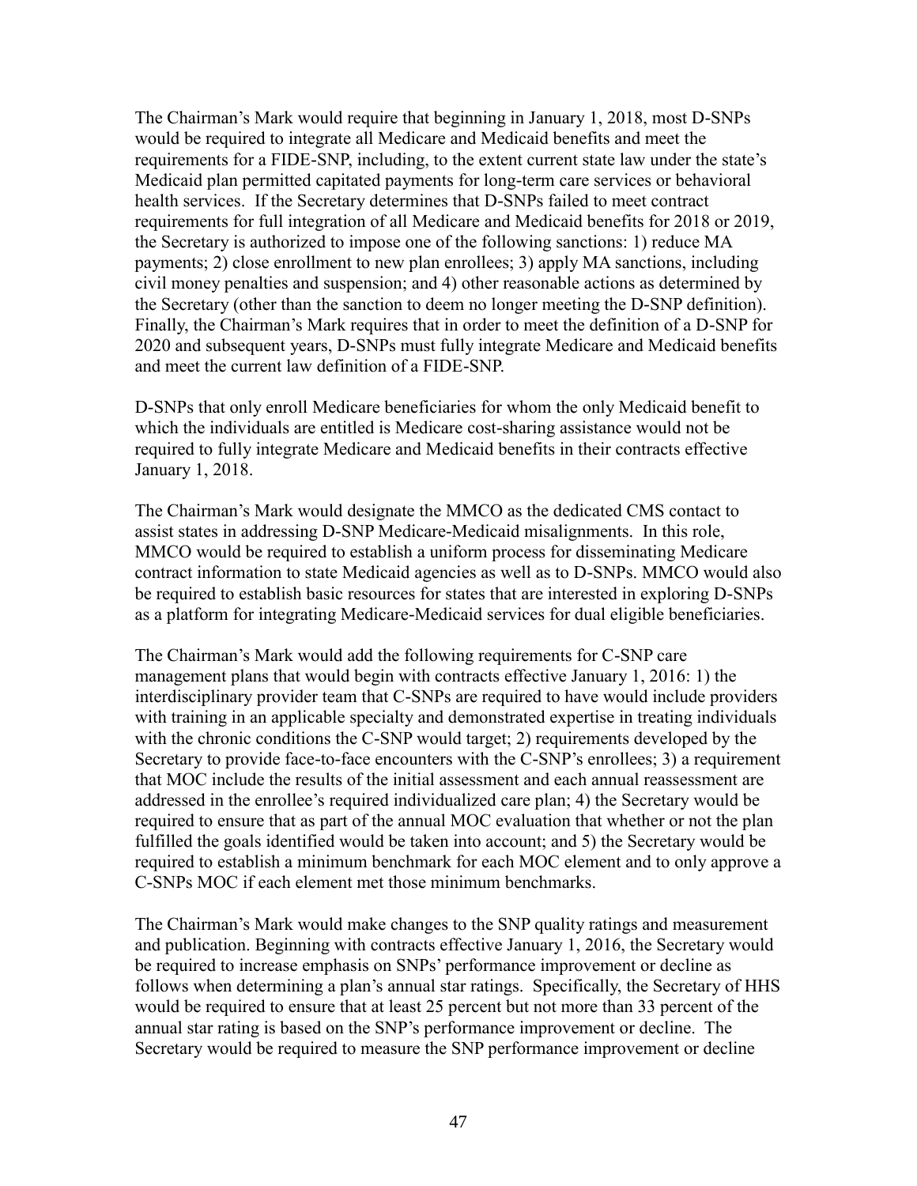The Chairman's Mark would require that beginning in January 1, 2018, most D-SNPs would be required to integrate all Medicare and Medicaid benefits and meet the requirements for a FIDE-SNP, including, to the extent current state law under the state's Medicaid plan permitted capitated payments for long-term care services or behavioral health services. If the Secretary determines that D-SNPs failed to meet contract requirements for full integration of all Medicare and Medicaid benefits for 2018 or 2019, the Secretary is authorized to impose one of the following sanctions: 1) reduce MA payments; 2) close enrollment to new plan enrollees; 3) apply MA sanctions, including civil money penalties and suspension; and 4) other reasonable actions as determined by the Secretary (other than the sanction to deem no longer meeting the D-SNP definition). Finally, the Chairman's Mark requires that in order to meet the definition of a D-SNP for 2020 and subsequent years, D-SNPs must fully integrate Medicare and Medicaid benefits and meet the current law definition of a FIDE-SNP.

D-SNPs that only enroll Medicare beneficiaries for whom the only Medicaid benefit to which the individuals are entitled is Medicare cost-sharing assistance would not be required to fully integrate Medicare and Medicaid benefits in their contracts effective January 1, 2018.

The Chairman's Mark would designate the MMCO as the dedicated CMS contact to assist states in addressing D-SNP Medicare-Medicaid misalignments. In this role, MMCO would be required to establish a uniform process for disseminating Medicare contract information to state Medicaid agencies as well as to D-SNPs. MMCO would also be required to establish basic resources for states that are interested in exploring D-SNPs as a platform for integrating Medicare-Medicaid services for dual eligible beneficiaries.

The Chairman's Mark would add the following requirements for C-SNP care management plans that would begin with contracts effective January 1, 2016: 1) the interdisciplinary provider team that C-SNPs are required to have would include providers with training in an applicable specialty and demonstrated expertise in treating individuals with the chronic conditions the C-SNP would target; 2) requirements developed by the Secretary to provide face-to-face encounters with the C-SNP's enrollees; 3) a requirement that MOC include the results of the initial assessment and each annual reassessment are addressed in the enrollee's required individualized care plan; 4) the Secretary would be required to ensure that as part of the annual MOC evaluation that whether or not the plan fulfilled the goals identified would be taken into account; and 5) the Secretary would be required to establish a minimum benchmark for each MOC element and to only approve a C-SNPs MOC if each element met those minimum benchmarks.

The Chairman's Mark would make changes to the SNP quality ratings and measurement and publication. Beginning with contracts effective January 1, 2016, the Secretary would be required to increase emphasis on SNPs' performance improvement or decline as follows when determining a plan's annual star ratings. Specifically, the Secretary of HHS would be required to ensure that at least 25 percent but not more than 33 percent of the annual star rating is based on the SNP's performance improvement or decline. The Secretary would be required to measure the SNP performance improvement or decline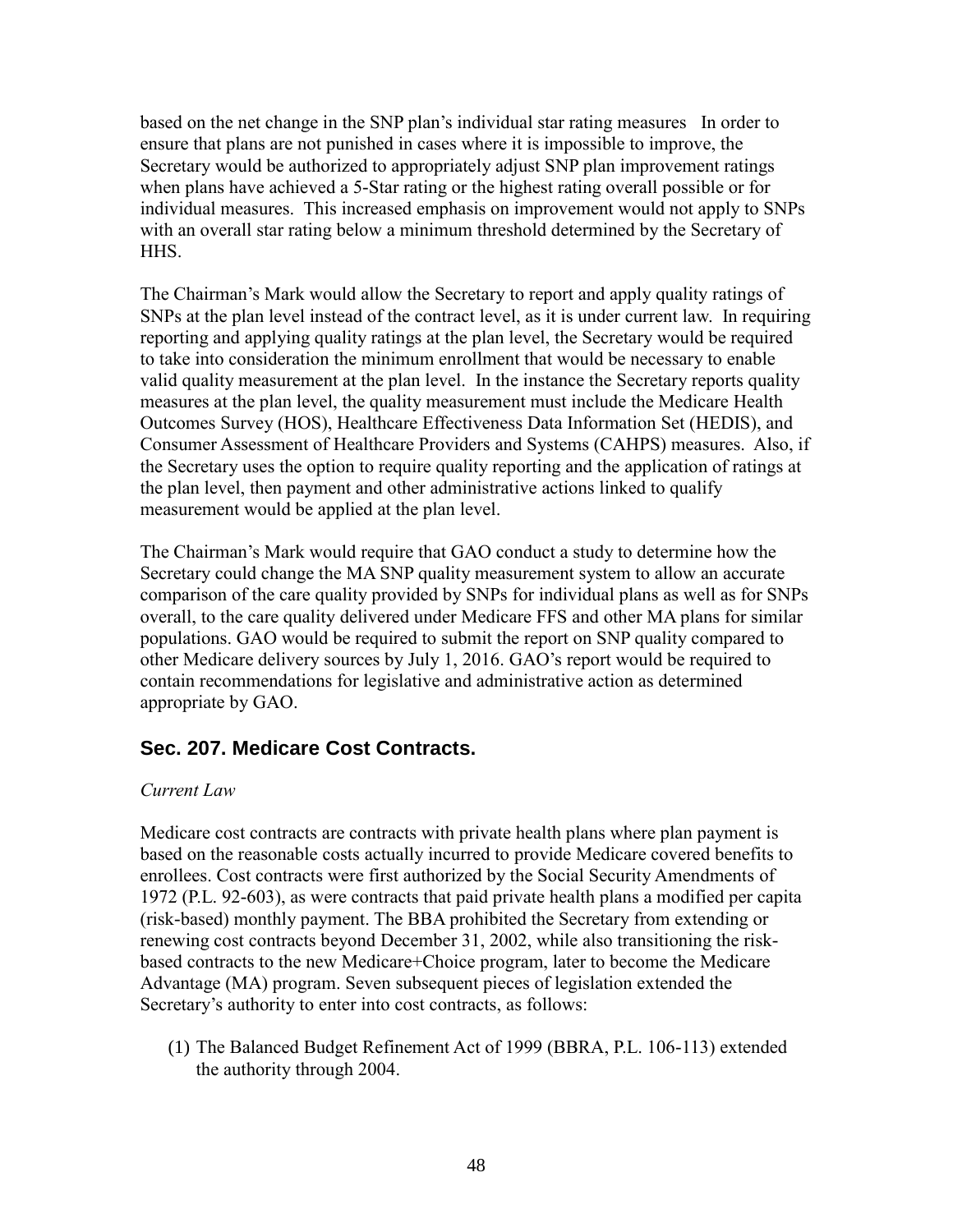based on the net change in the SNP plan's individual star rating measures In order to ensure that plans are not punished in cases where it is impossible to improve, the Secretary would be authorized to appropriately adjust SNP plan improvement ratings when plans have achieved a 5-Star rating or the highest rating overall possible or for individual measures. This increased emphasis on improvement would not apply to SNPs with an overall star rating below a minimum threshold determined by the Secretary of HHS.

The Chairman's Mark would allow the Secretary to report and apply quality ratings of SNPs at the plan level instead of the contract level, as it is under current law. In requiring reporting and applying quality ratings at the plan level, the Secretary would be required to take into consideration the minimum enrollment that would be necessary to enable valid quality measurement at the plan level. In the instance the Secretary reports quality measures at the plan level, the quality measurement must include the Medicare Health Outcomes Survey (HOS), Healthcare Effectiveness Data Information Set (HEDIS), and Consumer Assessment of Healthcare Providers and Systems (CAHPS) measures. Also, if the Secretary uses the option to require quality reporting and the application of ratings at the plan level, then payment and other administrative actions linked to qualify measurement would be applied at the plan level.

The Chairman's Mark would require that GAO conduct a study to determine how the Secretary could change the MA SNP quality measurement system to allow an accurate comparison of the care quality provided by SNPs for individual plans as well as for SNPs overall, to the care quality delivered under Medicare FFS and other MA plans for similar populations. GAO would be required to submit the report on SNP quality compared to other Medicare delivery sources by July 1, 2016. GAO's report would be required to contain recommendations for legislative and administrative action as determined appropriate by GAO.

## Sec. 207. Medicare Cost Contracts.

*Current Law*

Medicare cost contracts are contracts with private health plans where plan payment is based on the reasonable costs actually incurred to provide Medicare covered benefits to enrollees. Cost contracts were first authorized by the Social Security Amendments of 1972 (P.L. 92-603), as were contracts that paid private health plans a modified per capita (risk-based) monthly payment. The BBA prohibited the Secretary from extending or renewing cost contracts beyond December 31, 2002, while also transitioning the risk-based contracts to the new Medicare+Choice program, later to become the Medicare Advantage (MA) program. Seven subsequent pieces of legislation extended the Secretary's authority to enter into cost contracts, as follows:

(1) The Balanced Budget Refinement Act of 1999 (BBRA, P.L. 106-113) extended the authority through 2004.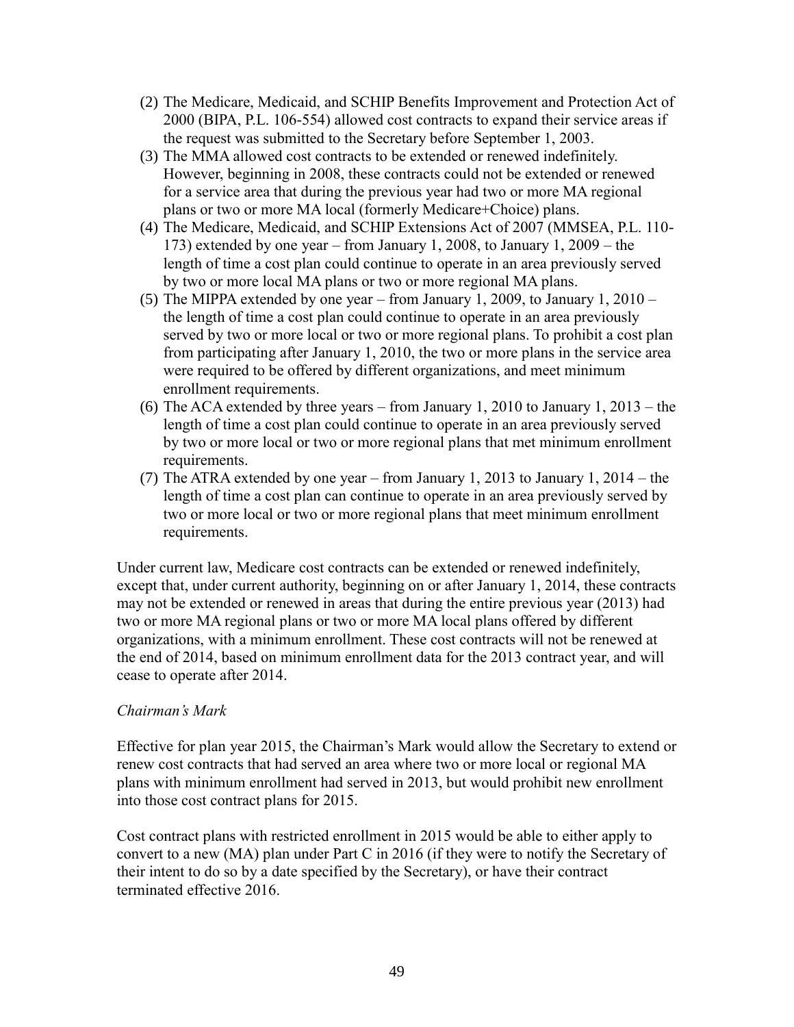(2) The Medicare, Medicaid, and SCHIP Benefits Improvement and Protection Act of 2000 (BIPA, P.L. 106-554) allowed cost contracts to expand their service areas if the request was submitted to the Secretary before September 1, 2003.

(3) The MMA allowed cost contracts to be extended or renewed indefinitely. However, beginning in 2008, these contracts could not be extended or renewed for a service area that during the previous year had two or more MA regional plans or two or more MA local (formerly Medicare+Choice) plans.

(4) The Medicare, Medicaid, and SCHIP Extensions Act of 2007 (MMSEA, P.L. 110-173) extended by one year – from January 1, 2008, to January 1, 2009 – the length of time a cost plan could continue to operate in an area previously served by two or more local MA plans or two or more regional MA plans.

(5) The MIPPA extended by one year – from January 1, 2009, to January 1, 2010 – the length of time a cost plan could continue to operate in an area previously served by two or more local or two or more regional plans. To prohibit a cost plan from participating after January 1, 2010, the two or more plans in the service area were required to be offered by different organizations, and meet minimum enrollment requirements.

(6) The ACA extended by three years – from January 1, 2010 to January 1, 2013 – the length of time a cost plan could continue to operate in an area previously served by two or more local or two or more regional plans that met minimum enrollment requirements.

(7) The ATRA extended by one year – from January 1, 2013 to January 1, 2014 – the length of time a cost plan can continue to operate in an area previously served by two or more local or two or more regional plans that meet minimum enrollment requirements.

Under current law, Medicare cost contracts can be extended or renewed indefinitely, except that, under current authority, beginning on or after January 1, 2014, these contracts may not be extended or renewed in areas that during the entire previous year (2013) had two or more MA regional plans or two or more MA local plans offered by different organizations, with a minimum enrollment. These cost contracts will not be renewed at the end of 2014, based on minimum enrollment data for the 2013 contract year, and will cease to operate after 2014.

*Chairman's Mark*

Effective for plan year 2015, the Chairman's Mark would allow the Secretary to extend or renew cost contracts that had served an area where two or more local or regional MA plans with minimum enrollment had served in 2013, but would prohibit new enrollment into those cost contract plans for 2015.

Cost contract plans with restricted enrollment in 2015 would be able to either apply to convert to a new (MA) plan under Part C in 2016 (if they were to notify the Secretary of their intent to do so by a date specified by the Secretary), or have their contract terminated effective 2016.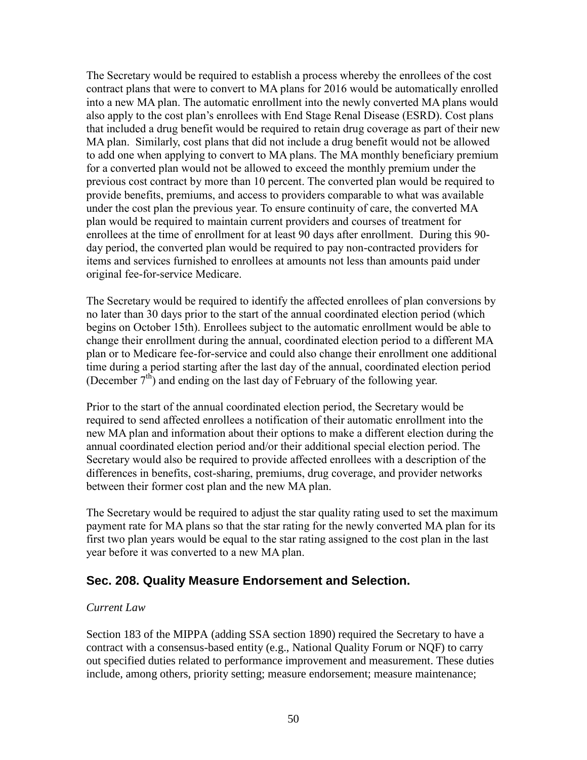The Secretary would be required to establish a process whereby the enrollees of the cost contract plans that were to convert to MA plans for 2016 would be automatically enrolled into a new MA plan. The automatic enrollment into the newly converted MA plans would also apply to the cost plan's enrollees with End Stage Renal Disease (ESRD). Cost plans that included a drug benefit would be required to retain drug coverage as part of their new MA plan. Similarly, cost plans that did not include a drug benefit would not be allowed to add one when applying to convert to MA plans. The MA monthly beneficiary premium for a converted plan would not be allowed to exceed the monthly premium under the previous cost contract by more than 10 percent. The converted plan would be required to provide benefits, premiums, and access to providers comparable to what was available under the cost plan the previous year. To ensure continuity of care, the converted MA plan would be required to maintain current providers and courses of treatment for enrollees at the time of enrollment for at least 90 days after enrollment. During this 90-day period, the converted plan would be required to pay non-contracted providers for items and services furnished to enrollees at amounts not less than amounts paid under original fee-for-service Medicare.

The Secretary would be required to identify the affected enrollees of plan conversions by no later than 30 days prior to the start of the annual coordinated election period (which begins on October 15th). Enrollees subject to the automatic enrollment would be able to change their enrollment during the annual, coordinated election period to a different MA plan or to Medicare fee-for-service and could also change their enrollment one additional time during a period starting after the last day of the annual, coordinated election period (December 7th) and ending on the last day of February of the following year.

Prior to the start of the annual coordinated election period, the Secretary would be required to send affected enrollees a notification of their automatic enrollment into the new MA plan and information about their options to make a different election during the annual coordinated election period and/or their additional special election period. The Secretary would also be required to provide affected enrollees with a description of the differences in benefits, cost-sharing, premiums, drug coverage, and provider networks between their former cost plan and the new MA plan.

The Secretary would be required to adjust the star quality rating used to set the maximum payment rate for MA plans so that the star rating for the newly converted MA plan for its first two plan years would be equal to the star rating assigned to the cost plan in the last year before it was converted to a new MA plan.

## Sec. 208. Quality Measure Endorsement and Selection.

*Current Law*

Section 183 of the MIPPA (adding SSA section 1890) required the Secretary to have a contract with a consensus-based entity (e.g., National Quality Forum or NQF) to carry out specified duties related to performance improvement and measurement. These duties include, among others, priority setting; measure endorsement; measure maintenance;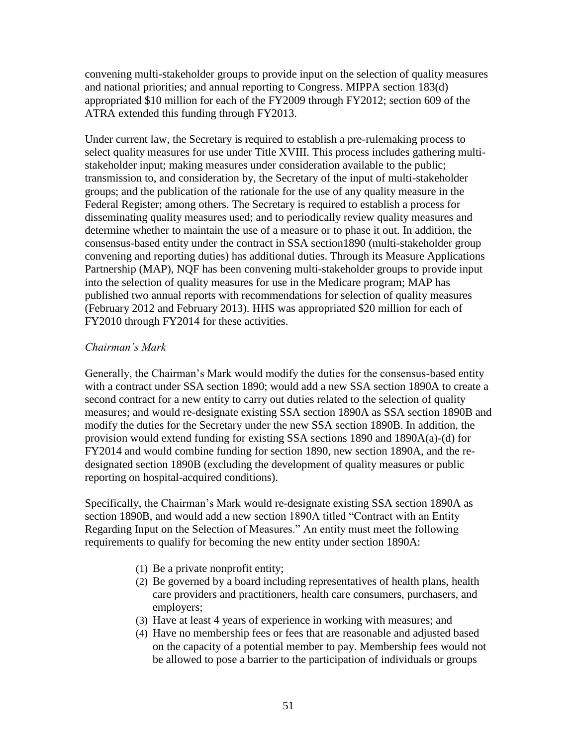convening multi-stakeholder groups to provide input on the selection of quality measures and national priorities; and annual reporting to Congress. MIPPA section 183(d) appropriated $10 million for each of the FY2009 through FY2012; section 609 of the ATRA extended this funding through FY2013.

Under current law, the Secretary is required to establish a pre-rulemaking process to select quality measures for use under Title XVIII. This process includes gathering multi-stakeholder input; making measures under consideration available to the public; transmission to, and consideration by, the Secretary of the input of multi-stakeholder groups; and the publication of the rationale for the use of any quality measure in the Federal Register; among others. The Secretary is required to establish a process for disseminating quality measures used; and to periodically review quality measures and determine whether to maintain the use of a measure or to phase it out. In addition, the consensus-based entity under the contract in SSA section1890 (multi-stakeholder group convening and reporting duties) has additional duties. Through its Measure Applications Partnership (MAP), NQF has been convening multi-stakeholder groups to provide input into the selection of quality measures for use in the Medicare program; MAP has published two annual reports with recommendations for selection of quality measures (February 2012 and February 2013). HHS was appropriated $20 million for each of FY2010 through FY2014 for these activities.

*Chairman's Mark*

Generally, the Chairman's Mark would modify the duties for the consensus-based entity with a contract under SSA section 1890; would add a new SSA section 1890A to create a second contract for a new entity to carry out duties related to the selection of quality measures; and would re-designate existing SSA section 1890A as SSA section 1890B and modify the duties for the Secretary under the new SSA section 1890B. In addition, the provision would extend funding for existing SSA sections 1890 and 1890A(a)-(d) for FY2014 and would combine funding for section 1890, new section 1890A, and the re-designated section 1890B (excluding the development of quality measures or public reporting on hospital-acquired conditions).

Specifically, the Chairman's Mark would re-designate existing SSA section 1890A as section 1890B, and would add a new section 1890A titled "Contract with an Entity Regarding Input on the Selection of Measures." An entity must meet the following requirements to qualify for becoming the new entity under section 1890A:

(1) Be a private nonprofit entity;
(2) Be governed by a board including representatives of health plans, health care providers and practitioners, health care consumers, purchasers, and employers;
(3) Have at least 4 years of experience in working with measures; and
(4) Have no membership fees or fees that are reasonable and adjusted based on the capacity of a potential member to pay. Membership fees would not be allowed to pose a barrier to the participation of individuals or groups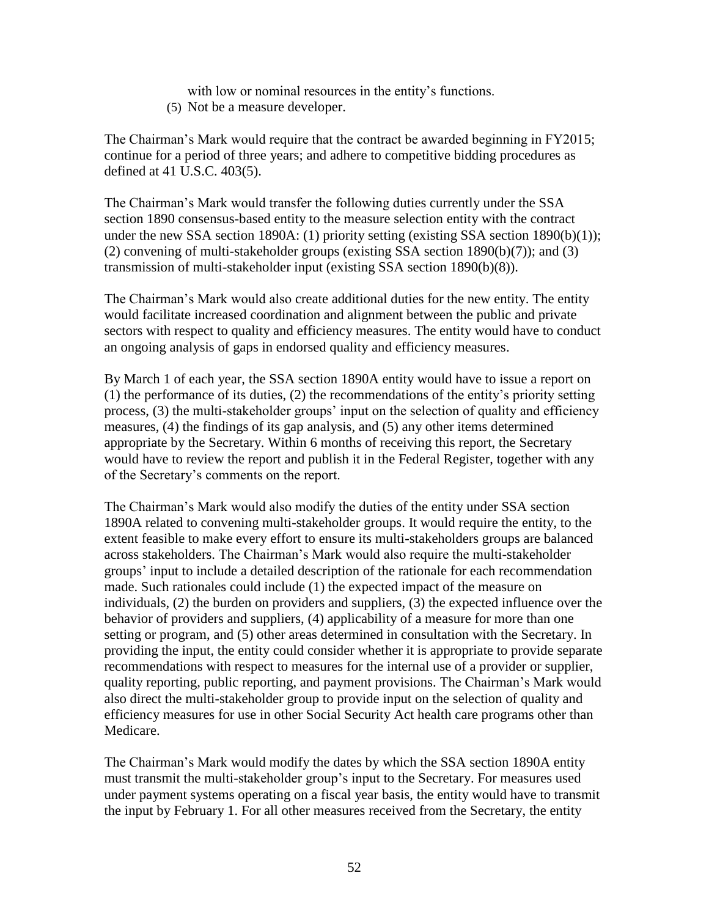with low or nominal resources in the entity's functions.

(5) Not be a measure developer.

The Chairman's Mark would require that the contract be awarded beginning in FY2015; continue for a period of three years; and adhere to competitive bidding procedures as defined at 41 U.S.C. 403(5).

The Chairman's Mark would transfer the following duties currently under the SSA section 1890 consensus-based entity to the measure selection entity with the contract under the new SSA section 1890A: (1) priority setting (existing SSA section 1890(b)(1)); (2) convening of multi-stakeholder groups (existing SSA section 1890(b)(7)); and (3) transmission of multi-stakeholder input (existing SSA section 1890(b)(8)).

The Chairman's Mark would also create additional duties for the new entity. The entity would facilitate increased coordination and alignment between the public and private sectors with respect to quality and efficiency measures. The entity would have to conduct an ongoing analysis of gaps in endorsed quality and efficiency measures.

By March 1 of each year, the SSA section 1890A entity would have to issue a report on (1) the performance of its duties, (2) the recommendations of the entity's priority setting process, (3) the multi-stakeholder groups' input on the selection of quality and efficiency measures, (4) the findings of its gap analysis, and (5) any other items determined appropriate by the Secretary. Within 6 months of receiving this report, the Secretary would have to review the report and publish it in the Federal Register, together with any of the Secretary's comments on the report.

The Chairman's Mark would also modify the duties of the entity under SSA section 1890A related to convening multi-stakeholder groups. It would require the entity, to the extent feasible to make every effort to ensure its multi-stakeholders groups are balanced across stakeholders. The Chairman's Mark would also require the multi-stakeholder groups' input to include a detailed description of the rationale for each recommendation made. Such rationales could include (1) the expected impact of the measure on individuals, (2) the burden on providers and suppliers, (3) the expected influence over the behavior of providers and suppliers, (4) applicability of a measure for more than one setting or program, and (5) other areas determined in consultation with the Secretary. In providing the input, the entity could consider whether it is appropriate to provide separate recommendations with respect to measures for the internal use of a provider or supplier, quality reporting, public reporting, and payment provisions. The Chairman's Mark would also direct the multi-stakeholder group to provide input on the selection of quality and efficiency measures for use in other Social Security Act health care programs other than Medicare.

The Chairman's Mark would modify the dates by which the SSA section 1890A entity must transmit the multi-stakeholder group's input to the Secretary. For measures used under payment systems operating on a fiscal year basis, the entity would have to transmit the input by February 1. For all other measures received from the Secretary, the entity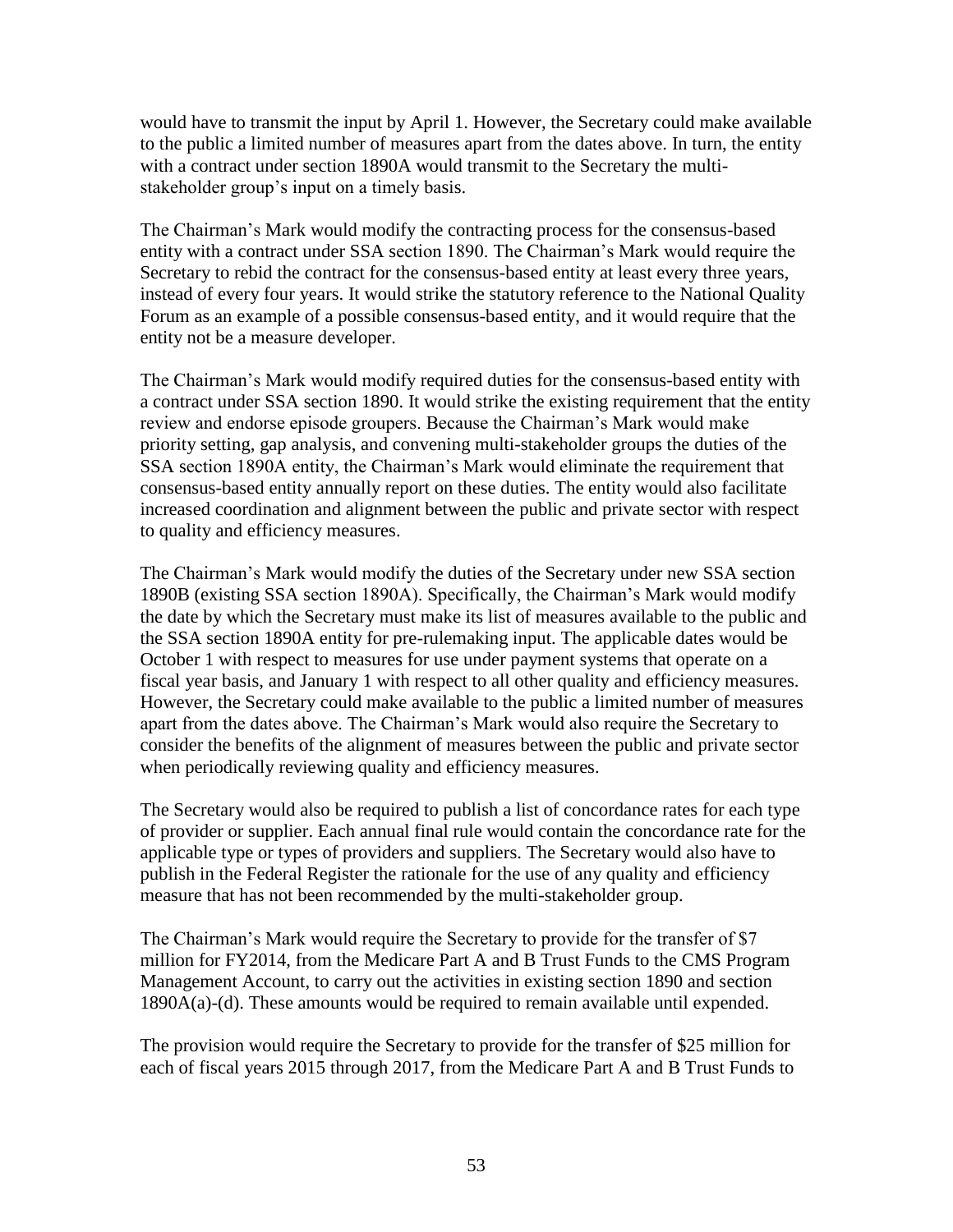would have to transmit the input by April 1. However, the Secretary could make available to the public a limited number of measures apart from the dates above. In turn, the entity with a contract under section 1890A would transmit to the Secretary the multi-stakeholder group's input on a timely basis.

The Chairman's Mark would modify the contracting process for the consensus-based entity with a contract under SSA section 1890. The Chairman's Mark would require the Secretary to rebid the contract for the consensus-based entity at least every three years, instead of every four years. It would strike the statutory reference to the National Quality Forum as an example of a possible consensus-based entity, and it would require that the entity not be a measure developer.

The Chairman's Mark would modify required duties for the consensus-based entity with a contract under SSA section 1890. It would strike the existing requirement that the entity review and endorse episode groupers. Because the Chairman's Mark would make priority setting, gap analysis, and convening multi-stakeholder groups the duties of the SSA section 1890A entity, the Chairman's Mark would eliminate the requirement that consensus-based entity annually report on these duties. The entity would also facilitate increased coordination and alignment between the public and private sector with respect to quality and efficiency measures.

The Chairman's Mark would modify the duties of the Secretary under new SSA section 1890B (existing SSA section 1890A). Specifically, the Chairman's Mark would modify the date by which the Secretary must make its list of measures available to the public and the SSA section 1890A entity for pre-rulemaking input. The applicable dates would be October 1 with respect to measures for use under payment systems that operate on a fiscal year basis, and January 1 with respect to all other quality and efficiency measures. However, the Secretary could make available to the public a limited number of measures apart from the dates above. The Chairman's Mark would also require the Secretary to consider the benefits of the alignment of measures between the public and private sector when periodically reviewing quality and efficiency measures.

The Secretary would also be required to publish a list of concordance rates for each type of provider or supplier. Each annual final rule would contain the concordance rate for the applicable type or types of providers and suppliers. The Secretary would also have to publish in the Federal Register the rationale for the use of any quality and efficiency measure that has not been recommended by the multi-stakeholder group.

The Chairman's Mark would require the Secretary to provide for the transfer of $7 million for FY2014, from the Medicare Part A and B Trust Funds to the CMS Program Management Account, to carry out the activities in existing section 1890 and section 1890A(a)-(d). These amounts would be required to remain available until expended.

The provision would require the Secretary to provide for the transfer of $25 million for each of fiscal years 2015 through 2017, from the Medicare Part A and B Trust Funds to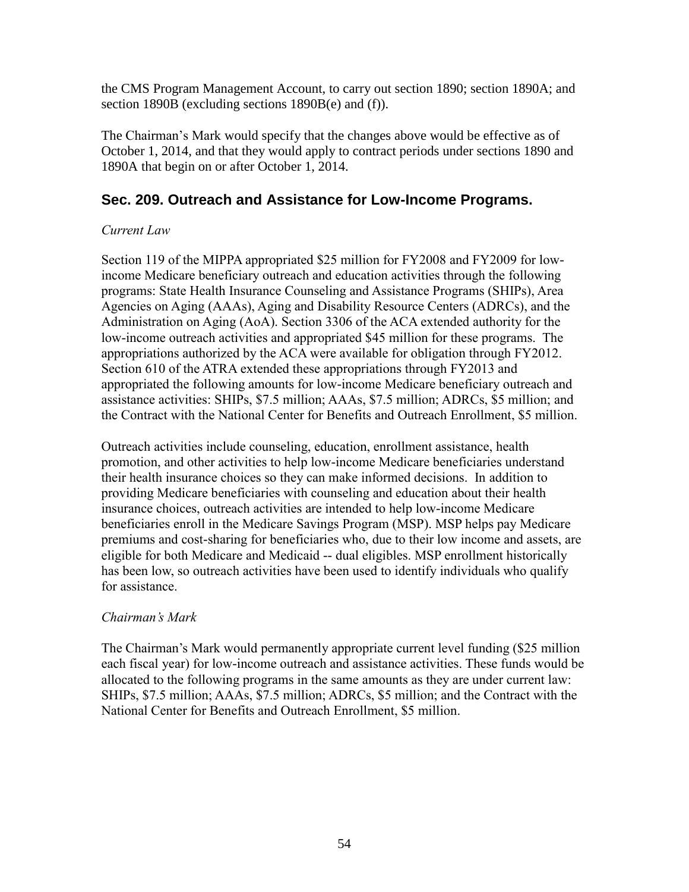the CMS Program Management Account, to carry out section 1890; section 1890A; and section 1890B (excluding sections 1890B(e) and (f)).

The Chairman's Mark would specify that the changes above would be effective as of October 1, 2014, and that they would apply to contract periods under sections 1890 and 1890A that begin on or after October 1, 2014.

## Sec. 209. Outreach and Assistance for Low-Income Programs.

*Current Law*

Section 119 of the MIPPA appropriated $25 million for FY2008 and FY2009 for low-income Medicare beneficiary outreach and education activities through the following programs: State Health Insurance Counseling and Assistance Programs (SHIPs), Area Agencies on Aging (AAAs), Aging and Disability Resource Centers (ADRCs), and the Administration on Aging (AoA). Section 3306 of the ACA extended authority for the low-income outreach activities and appropriated $45 million for these programs. The appropriations authorized by the ACA were available for obligation through FY2012. Section 610 of the ATRA extended these appropriations through FY2013 and appropriated the following amounts for low-income Medicare beneficiary outreach and assistance activities: SHIPs, $7.5 million; AAAs, $7.5 million; ADRCs, $5 million; and the Contract with the National Center for Benefits and Outreach Enrollment, $5 million.

Outreach activities include counseling, education, enrollment assistance, health promotion, and other activities to help low-income Medicare beneficiaries understand their health insurance choices so they can make informed decisions. In addition to providing Medicare beneficiaries with counseling and education about their health insurance choices, outreach activities are intended to help low-income Medicare beneficiaries enroll in the Medicare Savings Program (MSP). MSP helps pay Medicare premiums and cost-sharing for beneficiaries who, due to their low income and assets, are eligible for both Medicare and Medicaid -- dual eligibles. MSP enrollment historically has been low, so outreach activities have been used to identify individuals who qualify for assistance.

*Chairman's Mark*

The Chairman's Mark would permanently appropriate current level funding ($25 million each fiscal year) for low-income outreach and assistance activities. These funds would be allocated to the following programs in the same amounts as they are under current law: SHIPs, $7.5 million; AAAs, $7.5 million; ADRCs, $5 million; and the Contract with the National Center for Benefits and Outreach Enrollment, $5 million.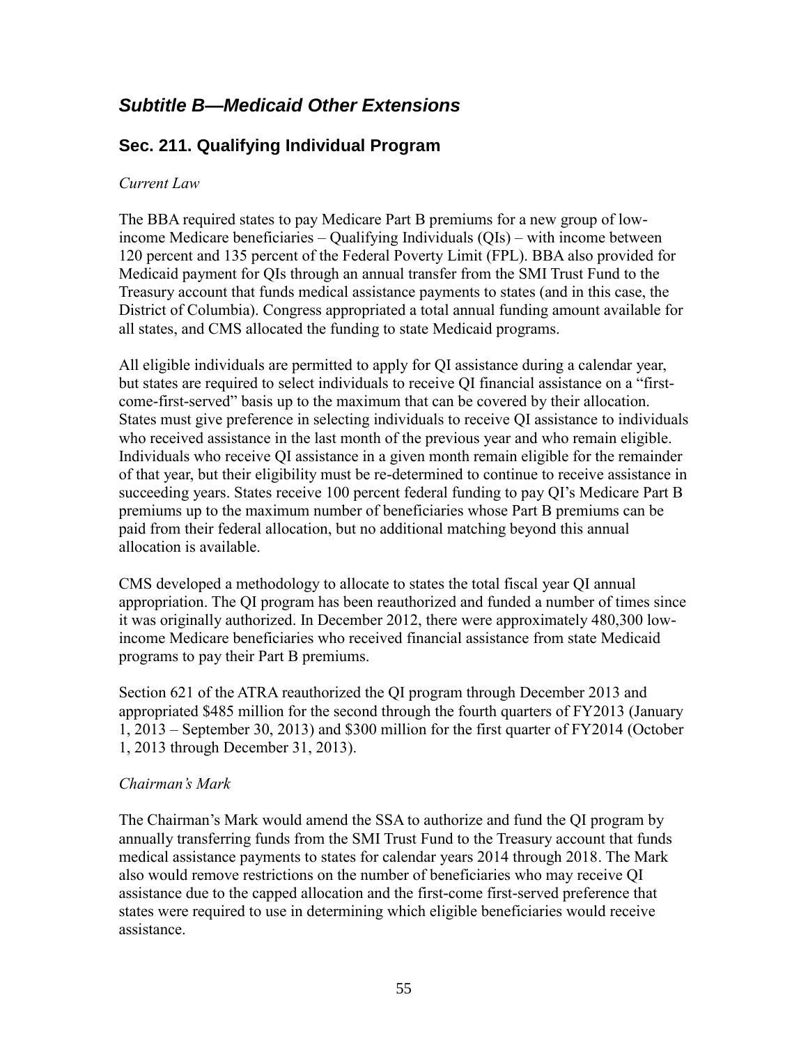## *Subtitle B—Medicaid Other Extensions*

### Sec. 211. Qualifying Individual Program

*Current Law*

The BBA required states to pay Medicare Part B premiums for a new group of low-income Medicare beneficiaries – Qualifying Individuals (QIs) – with income between 120 percent and 135 percent of the Federal Poverty Limit (FPL). BBA also provided for Medicaid payment for QIs through an annual transfer from the SMI Trust Fund to the Treasury account that funds medical assistance payments to states (and in this case, the District of Columbia). Congress appropriated a total annual funding amount available for all states, and CMS allocated the funding to state Medicaid programs.

All eligible individuals are permitted to apply for QI assistance during a calendar year, but states are required to select individuals to receive QI financial assistance on a "first-come-first-served" basis up to the maximum that can be covered by their allocation. States must give preference in selecting individuals to receive QI assistance to individuals who received assistance in the last month of the previous year and who remain eligible. Individuals who receive QI assistance in a given month remain eligible for the remainder of that year, but their eligibility must be re-determined to continue to receive assistance in succeeding years. States receive 100 percent federal funding to pay QI's Medicare Part B premiums up to the maximum number of beneficiaries whose Part B premiums can be paid from their federal allocation, but no additional matching beyond this annual allocation is available.

CMS developed a methodology to allocate to states the total fiscal year QI annual appropriation. The QI program has been reauthorized and funded a number of times since it was originally authorized. In December 2012, there were approximately 480,300 low-income Medicare beneficiaries who received financial assistance from state Medicaid programs to pay their Part B premiums.

Section 621 of the ATRA reauthorized the QI program through December 2013 and appropriated $485 million for the second through the fourth quarters of FY2013 (January 1, 2013 – September 30, 2013) and $300 million for the first quarter of FY2014 (October 1, 2013 through December 31, 2013).

*Chairman's Mark*

The Chairman's Mark would amend the SSA to authorize and fund the QI program by annually transferring funds from the SMI Trust Fund to the Treasury account that funds medical assistance payments to states for calendar years 2014 through 2018. The Mark also would remove restrictions on the number of beneficiaries who may receive QI assistance due to the capped allocation and the first-come first-served preference that states were required to use in determining which eligible beneficiaries would receive assistance.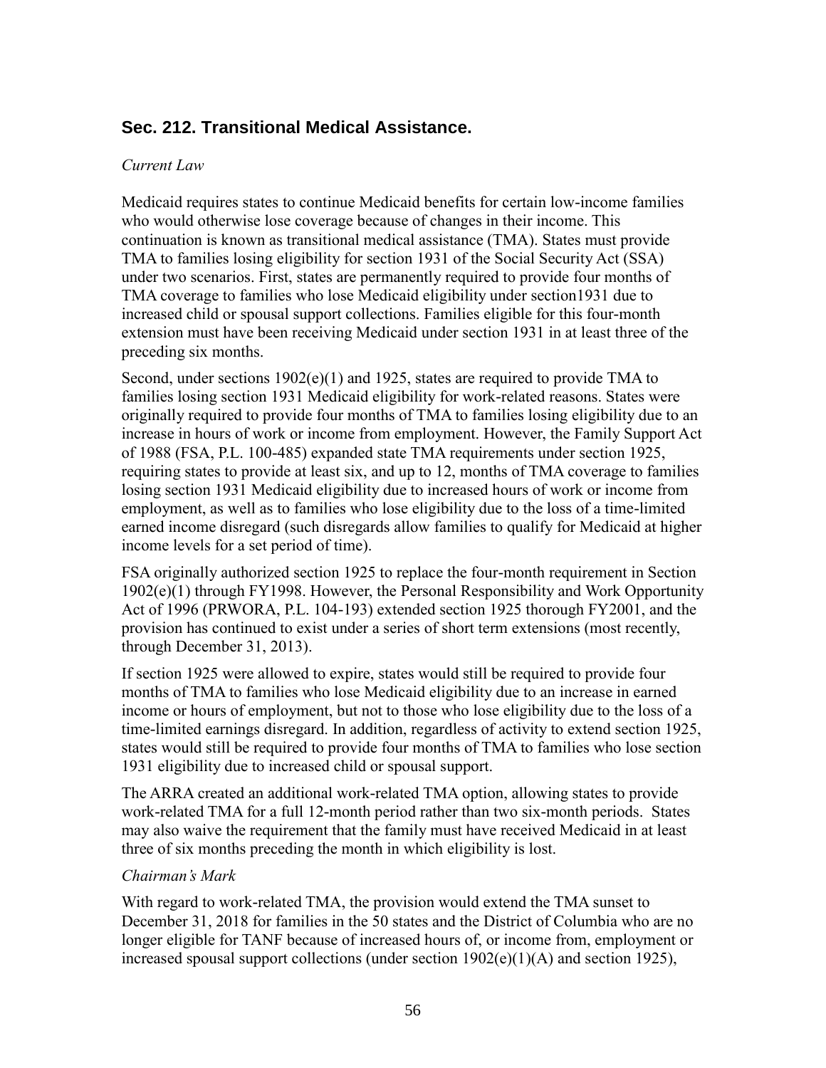## Sec. 212. Transitional Medical Assistance.

*Current Law*

Medicaid requires states to continue Medicaid benefits for certain low-income families who would otherwise lose coverage because of changes in their income. This continuation is known as transitional medical assistance (TMA). States must provide TMA to families losing eligibility for section 1931 of the Social Security Act (SSA) under two scenarios. First, states are permanently required to provide four months of TMA coverage to families who lose Medicaid eligibility under section1931 due to increased child or spousal support collections. Families eligible for this four-month extension must have been receiving Medicaid under section 1931 in at least three of the preceding six months.

Second, under sections 1902(e)(1) and 1925, states are required to provide TMA to families losing section 1931 Medicaid eligibility for work-related reasons. States were originally required to provide four months of TMA to families losing eligibility due to an increase in hours of work or income from employment. However, the Family Support Act of 1988 (FSA, P.L. 100-485) expanded state TMA requirements under section 1925, requiring states to provide at least six, and up to 12, months of TMA coverage to families losing section 1931 Medicaid eligibility due to increased hours of work or income from employment, as well as to families who lose eligibility due to the loss of a time-limited earned income disregard (such disregards allow families to qualify for Medicaid at higher income levels for a set period of time).

FSA originally authorized section 1925 to replace the four-month requirement in Section 1902(e)(1) through FY1998. However, the Personal Responsibility and Work Opportunity Act of 1996 (PRWORA, P.L. 104-193) extended section 1925 thorough FY2001, and the provision has continued to exist under a series of short term extensions (most recently, through December 31, 2013).

If section 1925 were allowed to expire, states would still be required to provide four months of TMA to families who lose Medicaid eligibility due to an increase in earned income or hours of employment, but not to those who lose eligibility due to the loss of a time-limited earnings disregard. In addition, regardless of activity to extend section 1925, states would still be required to provide four months of TMA to families who lose section 1931 eligibility due to increased child or spousal support.

The ARRA created an additional work-related TMA option, allowing states to provide work-related TMA for a full 12-month period rather than two six-month periods. States may also waive the requirement that the family must have received Medicaid in at least three of six months preceding the month in which eligibility is lost.

*Chairman's Mark*

With regard to work-related TMA, the provision would extend the TMA sunset to December 31, 2018 for families in the 50 states and the District of Columbia who are no longer eligible for TANF because of increased hours of, or income from, employment or increased spousal support collections (under section 1902(e)(1)(A) and section 1925),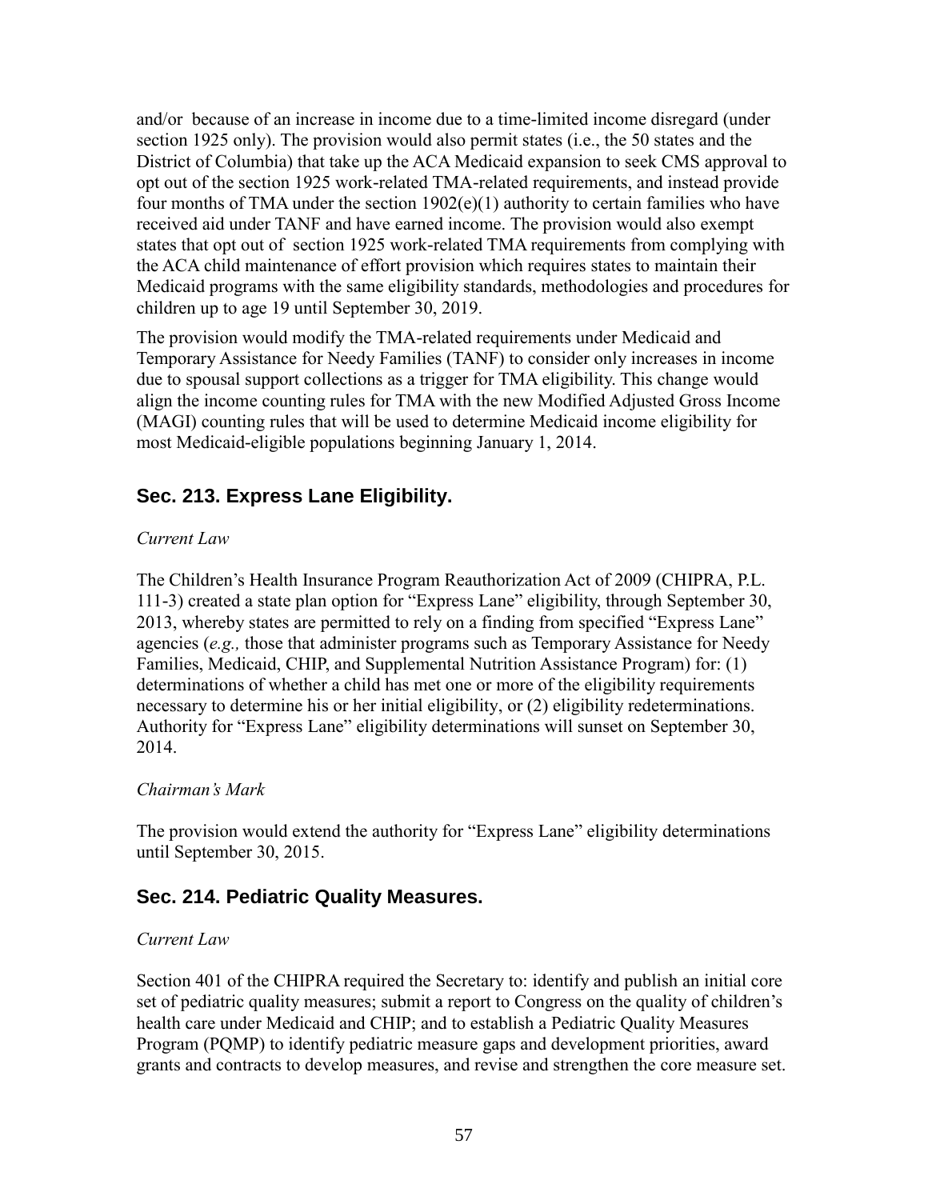and/or because of an increase in income due to a time-limited income disregard (under section 1925 only). The provision would also permit states (i.e., the 50 states and the District of Columbia) that take up the ACA Medicaid expansion to seek CMS approval to opt out of the section 1925 work-related TMA-related requirements, and instead provide four months of TMA under the section 1902(e)(1) authority to certain families who have received aid under TANF and have earned income. The provision would also exempt states that opt out of section 1925 work-related TMA requirements from complying with the ACA child maintenance of effort provision which requires states to maintain their Medicaid programs with the same eligibility standards, methodologies and procedures for children up to age 19 until September 30, 2019.

The provision would modify the TMA-related requirements under Medicaid and Temporary Assistance for Needy Families (TANF) to consider only increases in income due to spousal support collections as a trigger for TMA eligibility. This change would align the income counting rules for TMA with the new Modified Adjusted Gross Income (MAGI) counting rules that will be used to determine Medicaid income eligibility for most Medicaid-eligible populations beginning January 1, 2014.

## Sec. 213. Express Lane Eligibility.

*Current Law*

The Children's Health Insurance Program Reauthorization Act of 2009 (CHIPRA, P.L. 111-3) created a state plan option for "Express Lane" eligibility, through September 30, 2013, whereby states are permitted to rely on a finding from specified "Express Lane" agencies (*e.g.,* those that administer programs such as Temporary Assistance for Needy Families, Medicaid, CHIP, and Supplemental Nutrition Assistance Program) for: (1) determinations of whether a child has met one or more of the eligibility requirements necessary to determine his or her initial eligibility, or (2) eligibility redeterminations. Authority for "Express Lane" eligibility determinations will sunset on September 30, 2014.

*Chairman's Mark*

The provision would extend the authority for "Express Lane" eligibility determinations until September 30, 2015.

## Sec. 214. Pediatric Quality Measures.

*Current Law*

Section 401 of the CHIPRA required the Secretary to: identify and publish an initial core set of pediatric quality measures; submit a report to Congress on the quality of children's health care under Medicaid and CHIP; and to establish a Pediatric Quality Measures Program (PQMP) to identify pediatric measure gaps and development priorities, award grants and contracts to develop measures, and revise and strengthen the core measure set.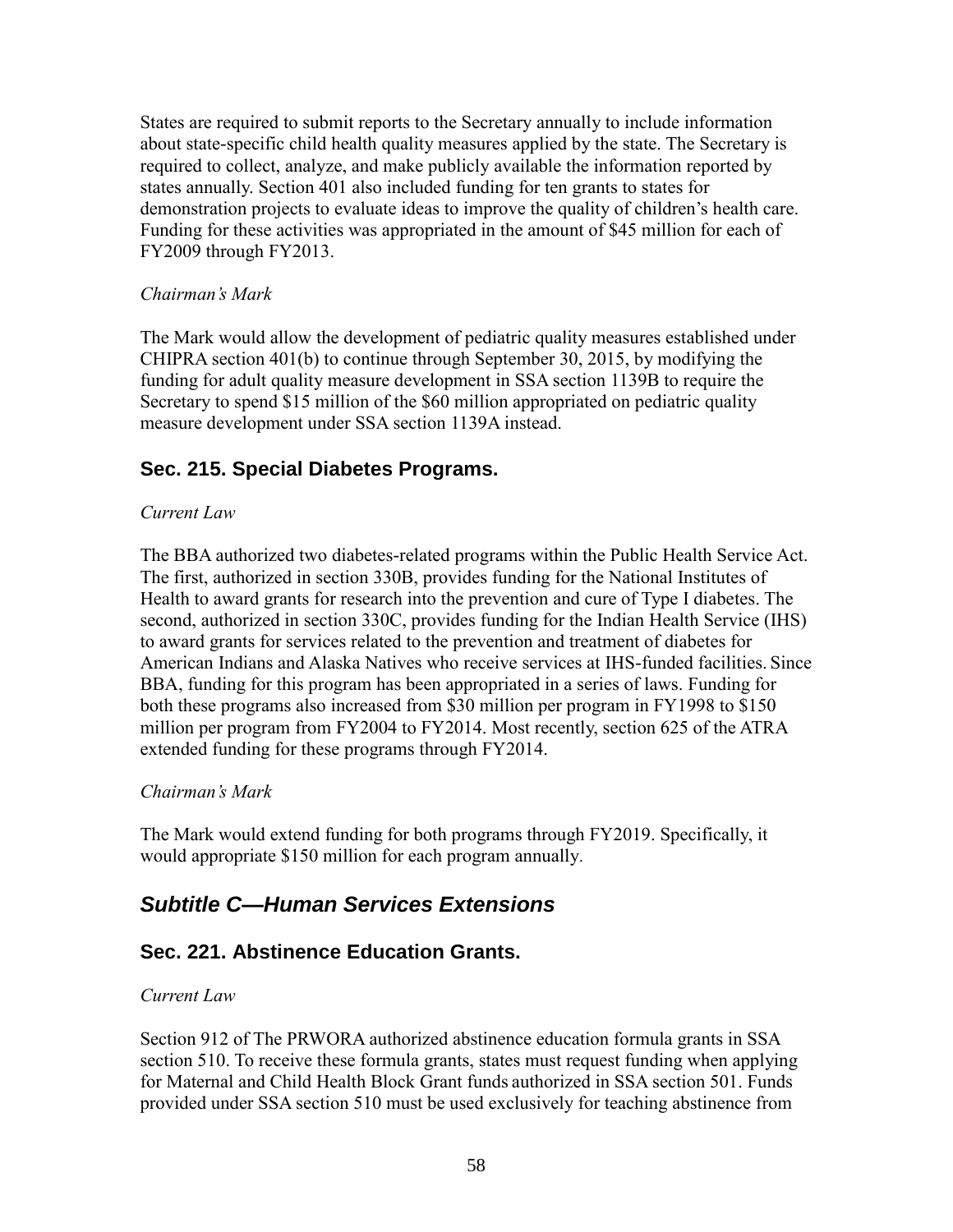States are required to submit reports to the Secretary annually to include information about state-specific child health quality measures applied by the state. The Secretary is required to collect, analyze, and make publicly available the information reported by states annually. Section 401 also included funding for ten grants to states for demonstration projects to evaluate ideas to improve the quality of children's health care. Funding for these activities was appropriated in the amount of $45 million for each of FY2009 through FY2013.

*Chairman's Mark*

The Mark would allow the development of pediatric quality measures established under CHIPRA section 401(b) to continue through September 30, 2015, by modifying the funding for adult quality measure development in SSA section 1139B to require the Secretary to spend $15 million of the $60 million appropriated on pediatric quality measure development under SSA section 1139A instead.

### Sec. 215. Special Diabetes Programs.

*Current Law*

The BBA authorized two diabetes-related programs within the Public Health Service Act. The first, authorized in section 330B, provides funding for the National Institutes of Health to award grants for research into the prevention and cure of Type I diabetes. The second, authorized in section 330C, provides funding for the Indian Health Service (IHS) to award grants for services related to the prevention and treatment of diabetes for American Indians and Alaska Natives who receive services at IHS-funded facilities. Since BBA, funding for this program has been appropriated in a series of laws. Funding for both these programs also increased from $30 million per program in FY1998 to $150 million per program from FY2004 to FY2014. Most recently, section 625 of the ATRA extended funding for these programs through FY2014.

*Chairman's Mark*

The Mark would extend funding for both programs through FY2019. Specifically, it would appropriate $150 million for each program annually.

## *Subtitle C—Human Services Extensions*

### Sec. 221. Abstinence Education Grants.

*Current Law*

Section 912 of The PRWORA authorized abstinence education formula grants in SSA section 510. To receive these formula grants, states must request funding when applying for Maternal and Child Health Block Grant funds authorized in SSA section 501. Funds provided under SSA section 510 must be used exclusively for teaching abstinence from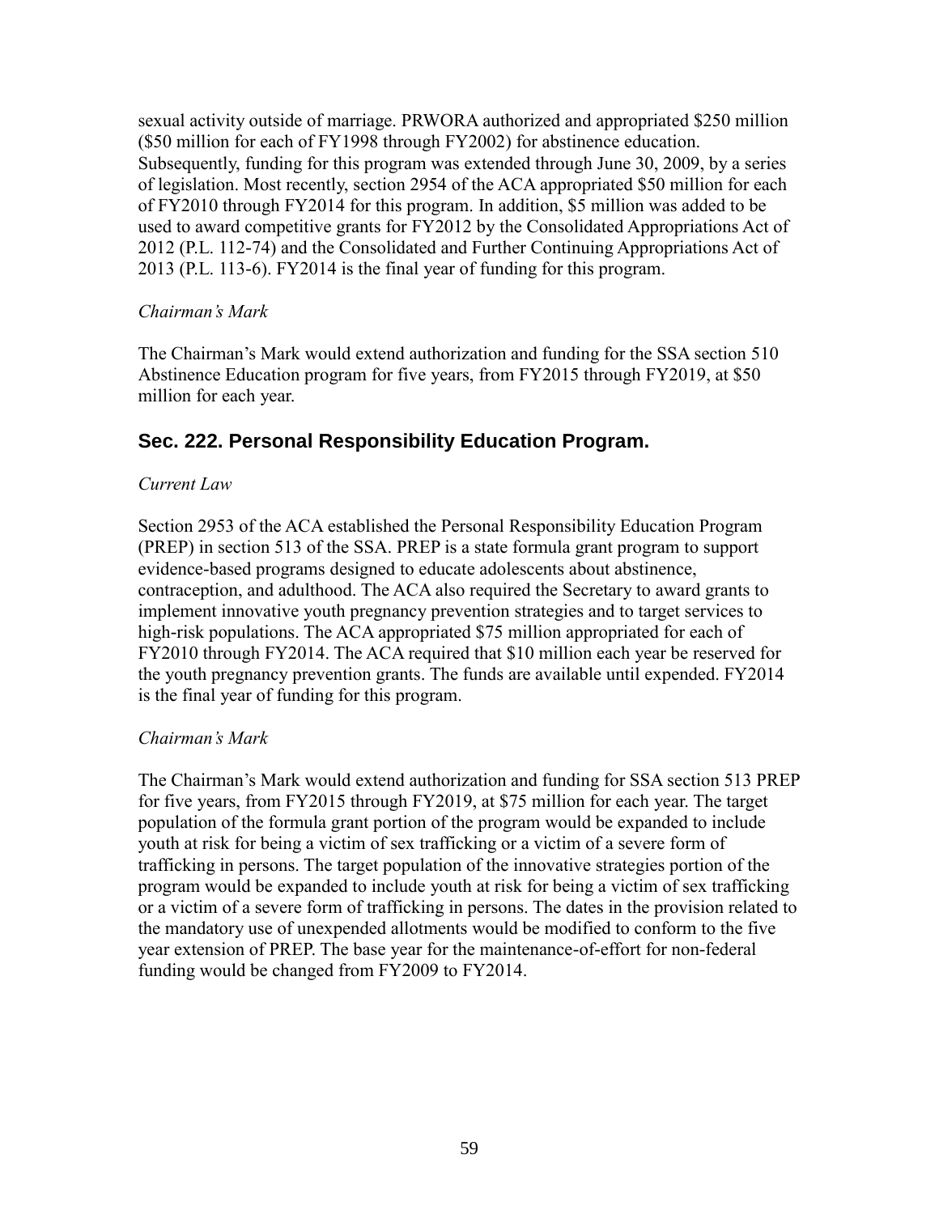sexual activity outside of marriage. PRWORA authorized and appropriated $250 million ($50 million for each of FY1998 through FY2002) for abstinence education. Subsequently, funding for this program was extended through June 30, 2009, by a series of legislation. Most recently, section 2954 of the ACA appropriated $50 million for each of FY2010 through FY2014 for this program. In addition, $5 million was added to be used to award competitive grants for FY2012 by the Consolidated Appropriations Act of 2012 (P.L. 112-74) and the Consolidated and Further Continuing Appropriations Act of 2013 (P.L. 113-6). FY2014 is the final year of funding for this program.

*Chairman's Mark*

The Chairman's Mark would extend authorization and funding for the SSA section 510 Abstinence Education program for five years, from FY2015 through FY2019, at $50 million for each year.

## Sec. 222. Personal Responsibility Education Program.

*Current Law*

Section 2953 of the ACA established the Personal Responsibility Education Program (PREP) in section 513 of the SSA. PREP is a state formula grant program to support evidence-based programs designed to educate adolescents about abstinence, contraception, and adulthood. The ACA also required the Secretary to award grants to implement innovative youth pregnancy prevention strategies and to target services to high-risk populations. The ACA appropriated $75 million appropriated for each of FY2010 through FY2014. The ACA required that $10 million each year be reserved for the youth pregnancy prevention grants. The funds are available until expended. FY2014 is the final year of funding for this program.

*Chairman's Mark*

The Chairman's Mark would extend authorization and funding for SSA section 513 PREP for five years, from FY2015 through FY2019, at $75 million for each year. The target population of the formula grant portion of the program would be expanded to include youth at risk for being a victim of sex trafficking or a victim of a severe form of trafficking in persons. The target population of the innovative strategies portion of the program would be expanded to include youth at risk for being a victim of sex trafficking or a victim of a severe form of trafficking in persons. The dates in the provision related to the mandatory use of unexpended allotments would be modified to conform to the five year extension of PREP. The base year for the maintenance-of-effort for non-federal funding would be changed from FY2009 to FY2014.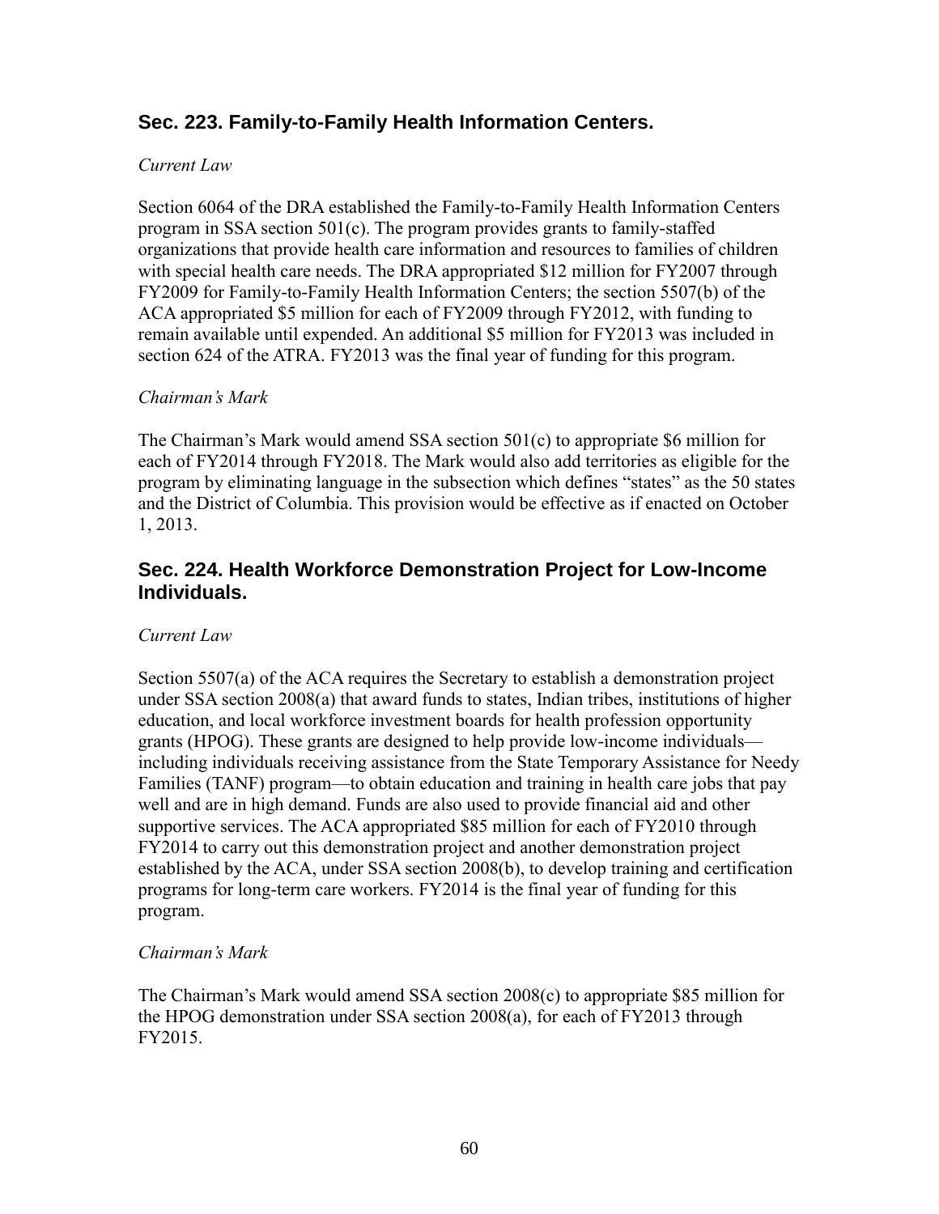## Sec. 223. Family-to-Family Health Information Centers.

*Current Law*

Section 6064 of the DRA established the Family-to-Family Health Information Centers program in SSA section 501(c). The program provides grants to family-staffed organizations that provide health care information and resources to families of children with special health care needs. The DRA appropriated $12 million for FY2007 through FY2009 for Family-to-Family Health Information Centers; the section 5507(b) of the ACA appropriated $5 million for each of FY2009 through FY2012, with funding to remain available until expended. An additional $5 million for FY2013 was included in section 624 of the ATRA. FY2013 was the final year of funding for this program.

*Chairman's Mark*

The Chairman's Mark would amend SSA section 501(c) to appropriate $6 million for each of FY2014 through FY2018. The Mark would also add territories as eligible for the program by eliminating language in the subsection which defines "states" as the 50 states and the District of Columbia. This provision would be effective as if enacted on October 1, 2013.

## Sec. 224. Health Workforce Demonstration Project for Low-Income Individuals.

*Current Law*

Section 5507(a) of the ACA requires the Secretary to establish a demonstration project under SSA section 2008(a) that award funds to states, Indian tribes, institutions of higher education, and local workforce investment boards for health profession opportunity grants (HPOG). These grants are designed to help provide low-income individuals—including individuals receiving assistance from the State Temporary Assistance for Needy Families (TANF) program—to obtain education and training in health care jobs that pay well and are in high demand. Funds are also used to provide financial aid and other supportive services. The ACA appropriated $85 million for each of FY2010 through FY2014 to carry out this demonstration project and another demonstration project established by the ACA, under SSA section 2008(b), to develop training and certification programs for long-term care workers. FY2014 is the final year of funding for this program.

*Chairman's Mark*

The Chairman's Mark would amend SSA section 2008(c) to appropriate $85 million for the HPOG demonstration under SSA section 2008(a), for each of FY2013 through FY2015.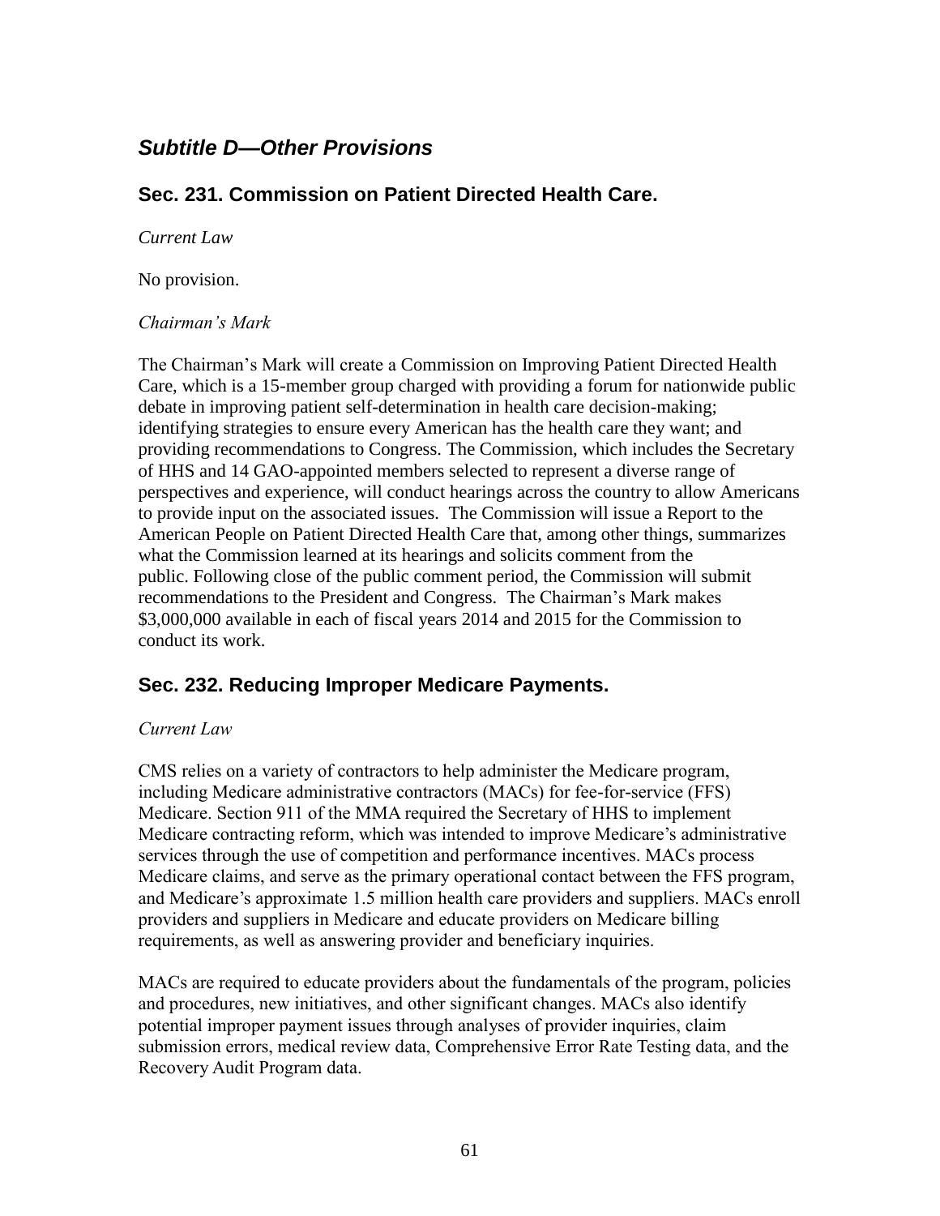## *Subtitle D—Other Provisions*

### Sec. 231. Commission on Patient Directed Health Care.

*Current Law*

No provision.

*Chairman's Mark*

The Chairman's Mark will create a Commission on Improving Patient Directed Health Care, which is a 15-member group charged with providing a forum for nationwide public debate in improving patient self-determination in health care decision-making; identifying strategies to ensure every American has the health care they want; and providing recommendations to Congress. The Commission, which includes the Secretary of HHS and 14 GAO-appointed members selected to represent a diverse range of perspectives and experience, will conduct hearings across the country to allow Americans to provide input on the associated issues. The Commission will issue a Report to the American People on Patient Directed Health Care that, among other things, summarizes what the Commission learned at its hearings and solicits comment from the public. Following close of the public comment period, the Commission will submit recommendations to the President and Congress. The Chairman's Mark makes $3,000,000 available in each of fiscal years 2014 and 2015 for the Commission to conduct its work.

### Sec. 232. Reducing Improper Medicare Payments.

*Current Law*

CMS relies on a variety of contractors to help administer the Medicare program, including Medicare administrative contractors (MACs) for fee-for-service (FFS) Medicare. Section 911 of the MMA required the Secretary of HHS to implement Medicare contracting reform, which was intended to improve Medicare's administrative services through the use of competition and performance incentives. MACs process Medicare claims, and serve as the primary operational contact between the FFS program, and Medicare's approximate 1.5 million health care providers and suppliers. MACs enroll providers and suppliers in Medicare and educate providers on Medicare billing requirements, as well as answering provider and beneficiary inquiries.

MACs are required to educate providers about the fundamentals of the program, policies and procedures, new initiatives, and other significant changes. MACs also identify potential improper payment issues through analyses of provider inquiries, claim submission errors, medical review data, Comprehensive Error Rate Testing data, and the Recovery Audit Program data.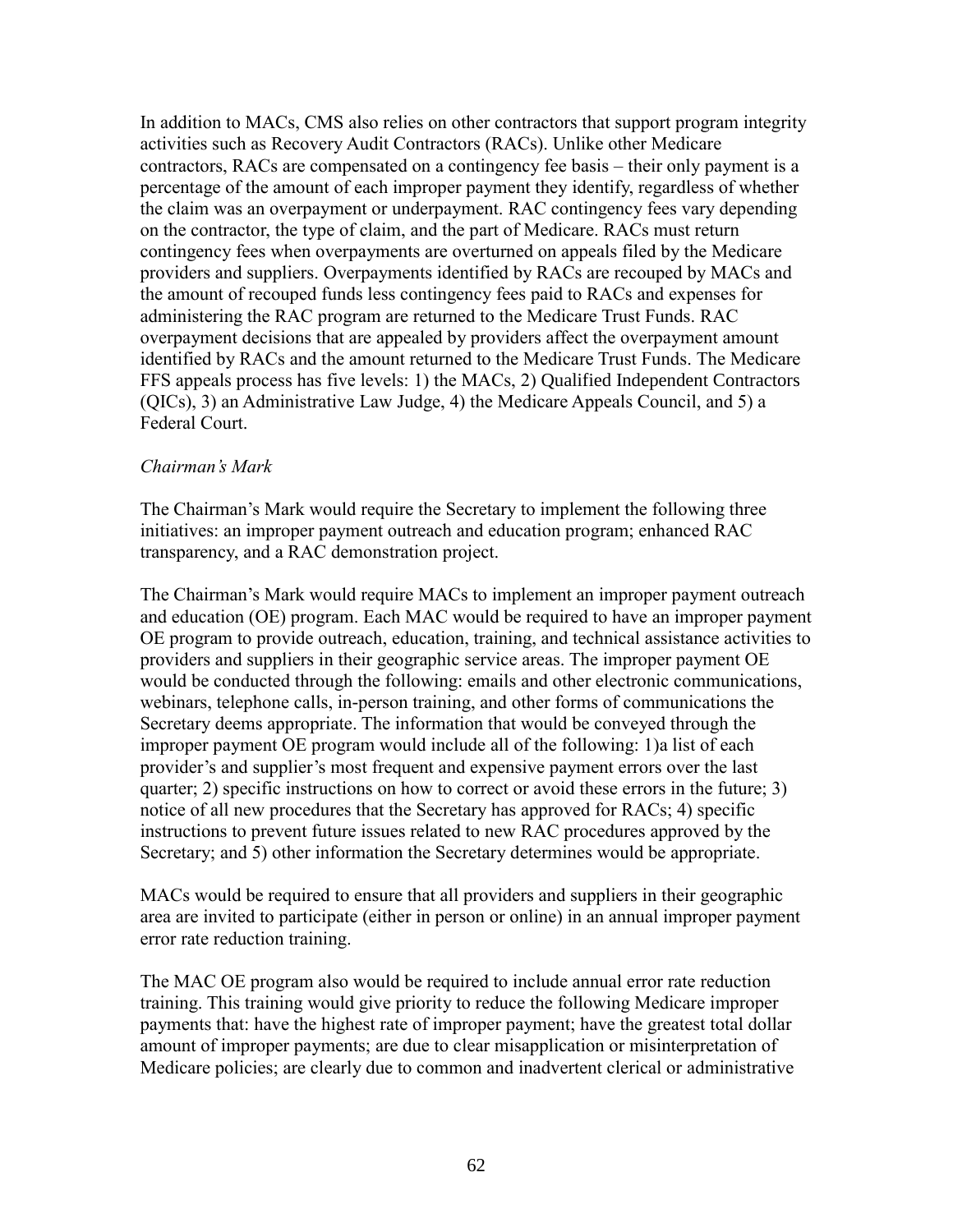In addition to MACs, CMS also relies on other contractors that support program integrity activities such as Recovery Audit Contractors (RACs). Unlike other Medicare contractors, RACs are compensated on a contingency fee basis – their only payment is a percentage of the amount of each improper payment they identify, regardless of whether the claim was an overpayment or underpayment. RAC contingency fees vary depending on the contractor, the type of claim, and the part of Medicare. RACs must return contingency fees when overpayments are overturned on appeals filed by the Medicare providers and suppliers. Overpayments identified by RACs are recouped by MACs and the amount of recouped funds less contingency fees paid to RACs and expenses for administering the RAC program are returned to the Medicare Trust Funds. RAC overpayment decisions that are appealed by providers affect the overpayment amount identified by RACs and the amount returned to the Medicare Trust Funds. The Medicare FFS appeals process has five levels: 1) the MACs, 2) Qualified Independent Contractors (QICs), 3) an Administrative Law Judge, 4) the Medicare Appeals Council, and 5) a Federal Court.

*Chairman's Mark*

The Chairman's Mark would require the Secretary to implement the following three initiatives: an improper payment outreach and education program; enhanced RAC transparency, and a RAC demonstration project.

The Chairman's Mark would require MACs to implement an improper payment outreach and education (OE) program. Each MAC would be required to have an improper payment OE program to provide outreach, education, training, and technical assistance activities to providers and suppliers in their geographic service areas. The improper payment OE would be conducted through the following: emails and other electronic communications, webinars, telephone calls, in-person training, and other forms of communications the Secretary deems appropriate. The information that would be conveyed through the improper payment OE program would include all of the following: 1)a list of each provider's and supplier's most frequent and expensive payment errors over the last quarter; 2) specific instructions on how to correct or avoid these errors in the future; 3) notice of all new procedures that the Secretary has approved for RACs; 4) specific instructions to prevent future issues related to new RAC procedures approved by the Secretary; and 5) other information the Secretary determines would be appropriate.

MACs would be required to ensure that all providers and suppliers in their geographic area are invited to participate (either in person or online) in an annual improper payment error rate reduction training.

The MAC OE program also would be required to include annual error rate reduction training. This training would give priority to reduce the following Medicare improper payments that: have the highest rate of improper payment; have the greatest total dollar amount of improper payments; are due to clear misapplication or misinterpretation of Medicare policies; are clearly due to common and inadvertent clerical or administrative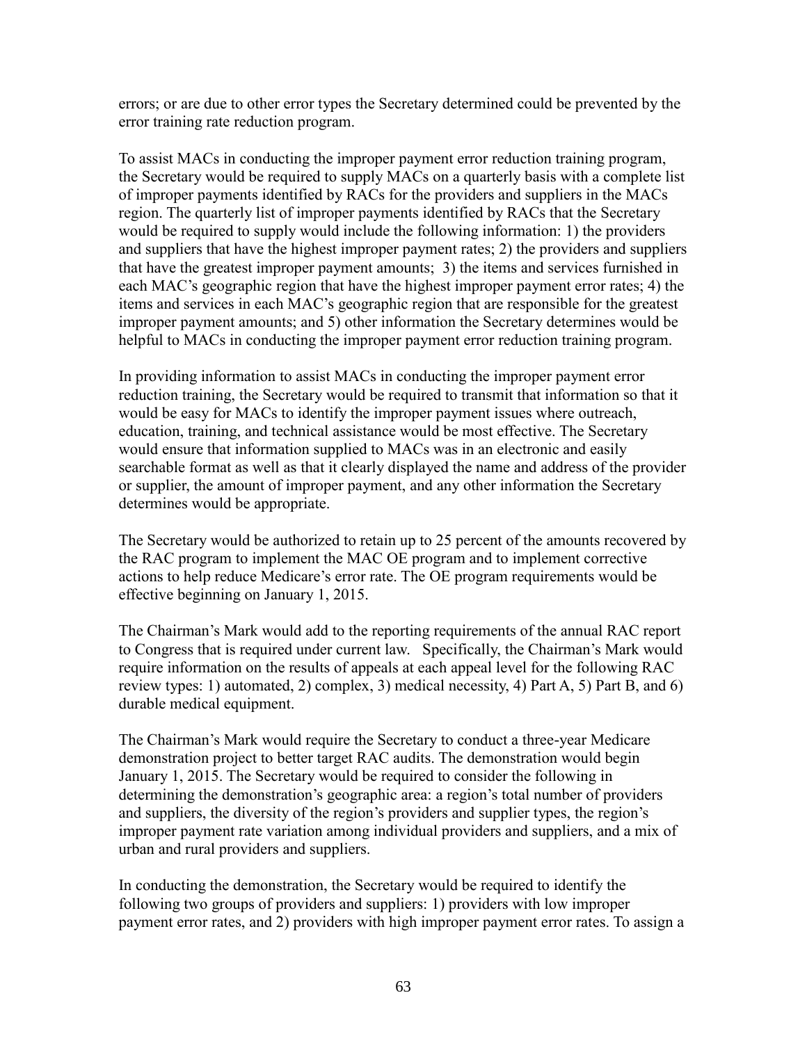errors; or are due to other error types the Secretary determined could be prevented by the error training rate reduction program.

To assist MACs in conducting the improper payment error reduction training program, the Secretary would be required to supply MACs on a quarterly basis with a complete list of improper payments identified by RACs for the providers and suppliers in the MACs region. The quarterly list of improper payments identified by RACs that the Secretary would be required to supply would include the following information: 1) the providers and suppliers that have the highest improper payment rates; 2) the providers and suppliers that have the greatest improper payment amounts; 3) the items and services furnished in each MAC's geographic region that have the highest improper payment error rates; 4) the items and services in each MAC's geographic region that are responsible for the greatest improper payment amounts; and 5) other information the Secretary determines would be helpful to MACs in conducting the improper payment error reduction training program.

In providing information to assist MACs in conducting the improper payment error reduction training, the Secretary would be required to transmit that information so that it would be easy for MACs to identify the improper payment issues where outreach, education, training, and technical assistance would be most effective. The Secretary would ensure that information supplied to MACs was in an electronic and easily searchable format as well as that it clearly displayed the name and address of the provider or supplier, the amount of improper payment, and any other information the Secretary determines would be appropriate.

The Secretary would be authorized to retain up to 25 percent of the amounts recovered by the RAC program to implement the MAC OE program and to implement corrective actions to help reduce Medicare's error rate. The OE program requirements would be effective beginning on January 1, 2015.

The Chairman's Mark would add to the reporting requirements of the annual RAC report to Congress that is required under current law. Specifically, the Chairman's Mark would require information on the results of appeals at each appeal level for the following RAC review types: 1) automated, 2) complex, 3) medical necessity, 4) Part A, 5) Part B, and 6) durable medical equipment.

The Chairman's Mark would require the Secretary to conduct a three-year Medicare demonstration project to better target RAC audits. The demonstration would begin January 1, 2015. The Secretary would be required to consider the following in determining the demonstration's geographic area: a region's total number of providers and suppliers, the diversity of the region's providers and supplier types, the region's improper payment rate variation among individual providers and suppliers, and a mix of urban and rural providers and suppliers.

In conducting the demonstration, the Secretary would be required to identify the following two groups of providers and suppliers: 1) providers with low improper payment error rates, and 2) providers with high improper payment error rates. To assign a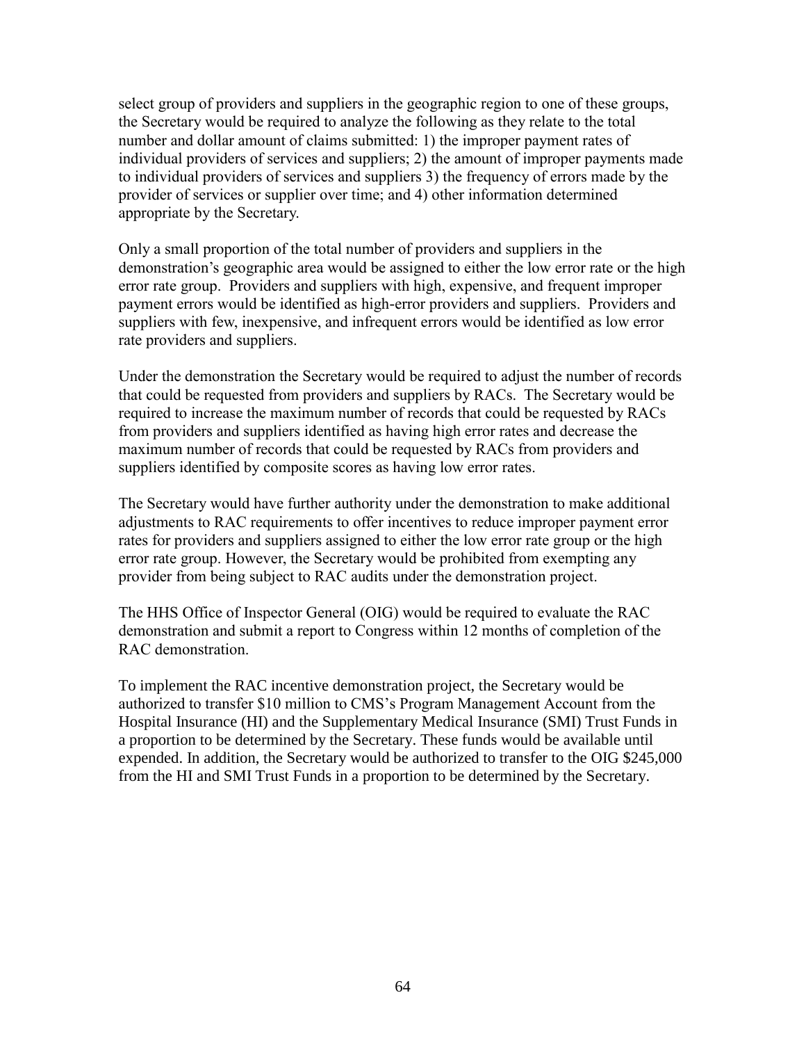select group of providers and suppliers in the geographic region to one of these groups, the Secretary would be required to analyze the following as they relate to the total number and dollar amount of claims submitted: 1) the improper payment rates of individual providers of services and suppliers; 2) the amount of improper payments made to individual providers of services and suppliers 3) the frequency of errors made by the provider of services or supplier over time; and 4) other information determined appropriate by the Secretary.

Only a small proportion of the total number of providers and suppliers in the demonstration's geographic area would be assigned to either the low error rate or the high error rate group. Providers and suppliers with high, expensive, and frequent improper payment errors would be identified as high-error providers and suppliers. Providers and suppliers with few, inexpensive, and infrequent errors would be identified as low error rate providers and suppliers.

Under the demonstration the Secretary would be required to adjust the number of records that could be requested from providers and suppliers by RACs. The Secretary would be required to increase the maximum number of records that could be requested by RACs from providers and suppliers identified as having high error rates and decrease the maximum number of records that could be requested by RACs from providers and suppliers identified by composite scores as having low error rates.

The Secretary would have further authority under the demonstration to make additional adjustments to RAC requirements to offer incentives to reduce improper payment error rates for providers and suppliers assigned to either the low error rate group or the high error rate group. However, the Secretary would be prohibited from exempting any provider from being subject to RAC audits under the demonstration project.

The HHS Office of Inspector General (OIG) would be required to evaluate the RAC demonstration and submit a report to Congress within 12 months of completion of the RAC demonstration.

To implement the RAC incentive demonstration project, the Secretary would be authorized to transfer $10 million to CMS's Program Management Account from the Hospital Insurance (HI) and the Supplementary Medical Insurance (SMI) Trust Funds in a proportion to be determined by the Secretary. These funds would be available until expended. In addition, the Secretary would be authorized to transfer to the OIG $245,000 from the HI and SMI Trust Funds in a proportion to be determined by the Secretary.